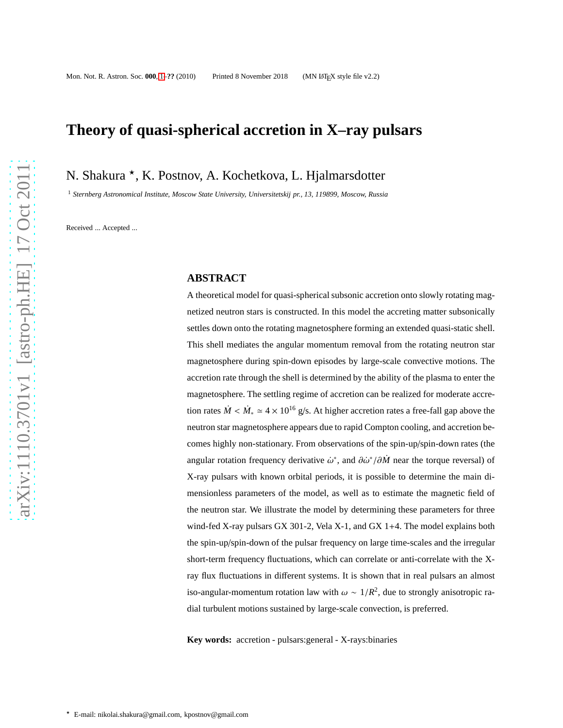# Theory of quasi-spherical accretion in X–ray pulsars

N. Shakura ⋆, K. Postnov, A. Kochetkova, L. Hjalmarsdotter

[1] *Sternberg Astronomical Institute, Moscow State University, Universitetskij pr., 13, 119899, Moscow, Russia*

Received ... Accepted ...

## ABSTRACT

A theoretical model for quasi-spherical subsonic accretion onto slowly rotating magnetized neutron stars is constructed. In this model the accreting matter subsonically settles down onto the rotating magnetosphere forming an extended quasi-static shell. This shell mediates the angular momentum removal from the rotating neutron star magnetosphere during spin-down episodes by large-scale convective motions. The accretion rate through the shell is determined by the ability of the plasma to enter the magnetosphere. The settling regime of accretion can be realized for moderate accretion rates $\dot{M} < \dot{M}_* \simeq 4 \times 10^{16}$ g/s. At higher accretion rates a free-fall gap above the neutron star magnetosphere appears due to rapid Compton cooling, and accretion becomes highly non-stationary. From observations of the spin-up/spin-down rates (the angular rotation frequency derivative $\dot{\omega}^*$, and $\partial\dot{\omega}^*/\partial\dot{M}$ near the torque reversal) of X-ray pulsars with known orbital periods, it is possible to determine the main dimensionless parameters of the model, as well as to estimate the magnetic field of the neutron star. We illustrate the model by determining these parameters for three wind-fed X-ray pulsars GX 301-2, Vela X-1, and GX 1+4. The model explains both the spin-up/spin-down of the pulsar frequency on large time-scales and the irregular short-term frequency fluctuations, which can correlate or anti-correlate with the X-ray flux fluctuations in different systems. It is shown that in real pulsars an almost iso-angular-momentum rotation law with $\omega \sim 1/R^2$, due to strongly anisotropic radial turbulent motions sustained by large-scale convection, is preferred.

**Key words:** accretion - pulsars:general - X-rays:binaries

⋆ E-mail: nikolai.shakura@gmail.com, kpostnov@gmail.com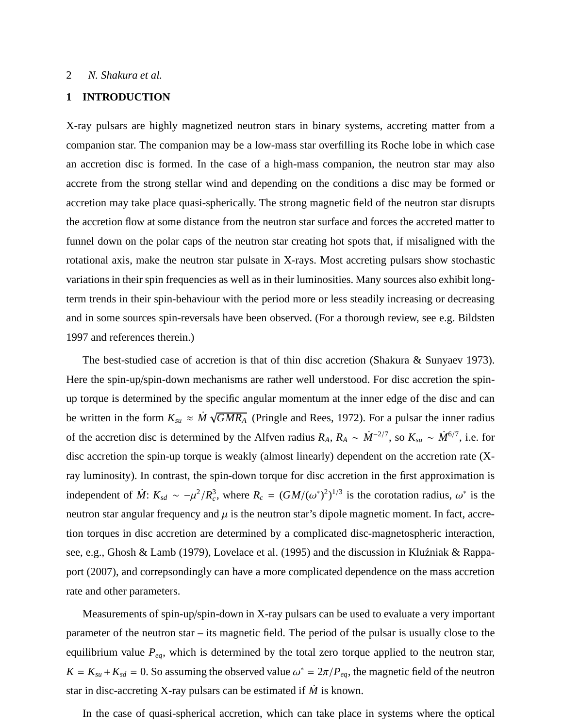## 1 INTRODUCTION

X-ray pulsars are highly magnetized neutron stars in binary systems, accreting matter from a companion star. The companion may be a low-mass star overfilling its Roche lobe in which case an accretion disc is formed. In the case of a high-mass companion, the neutron star may also accrete from the strong stellar wind and depending on the conditions a disc may be formed or accretion may take place quasi-spherically. The strong magnetic field of the neutron star disrupts the accretion flow at some distance from the neutron star surface and forces the accreted matter to funnel down on the polar caps of the neutron star creating hot spots that, if misaligned with the rotational axis, make the neutron star pulsate in X-rays. Most accreting pulsars show stochastic variations in their spin frequencies as well as in their luminosities. Many sources also exhibit long-term trends in their spin-behaviour with the period more or less steadily increasing or decreasing and in some sources spin-reversals have been observed. (For a thorough review, see e.g. Bildsten 1997 and references therein.)

The best-studied case of accretion is that of thin disc accretion (Shakura & Sunyaev 1973). Here the spin-up/spin-down mechanisms are rather well understood. For disc accretion the spin-up torque is determined by the specific angular momentum at the inner edge of the disc and can be written in the form $K_{su} \approx \dot{M}\sqrt{GMR_A}$ (Pringle and Rees, 1972). For a pulsar the inner radius of the accretion disc is determined by the Alfven radius $R_A$, $R_A \sim \dot{M}^{-2/7}$, so $K_{su} \sim \dot{M}^{6/7}$, i.e. for disc accretion the spin-up torque is weakly (almost linearly) dependent on the accretion rate (X-ray luminosity). In contrast, the spin-down torque for disc accretion in the first approximation is independent of $\dot{M}$: $K_{sd} \sim -\mu^2/R_c^3$, where $R_c = (GM/(\omega^*)^2)^{1/3}$ is the corotation radius, $\omega^*$ is the neutron star angular frequency and $\mu$ is the neutron star's dipole magnetic moment. In fact, accretion torques in disc accretion are determined by a complicated disc-magnetospheric interaction, see, e.g., Ghosh & Lamb (1979), Lovelace et al. (1995) and the discussion in Kluźniak & Rappaport (2007), and correpsondingly can have a more complicated dependence on the mass accretion rate and other parameters.

Measurements of spin-up/spin-down in X-ray pulsars can be used to evaluate a very important parameter of the neutron star – its magnetic field. The period of the pulsar is usually close to the equilibrium value $P_{eq}$, which is determined by the total zero torque applied to the neutron star, $K = K_{su} + K_{sd} = 0$. So assuming the observed value $\omega^* = 2\pi/P_{eq}$, the magnetic field of the neutron star in disc-accreting X-ray pulsars can be estimated if $\dot{M}$ is known.

In the case of quasi-spherical accretion, which can take place in systems where the optical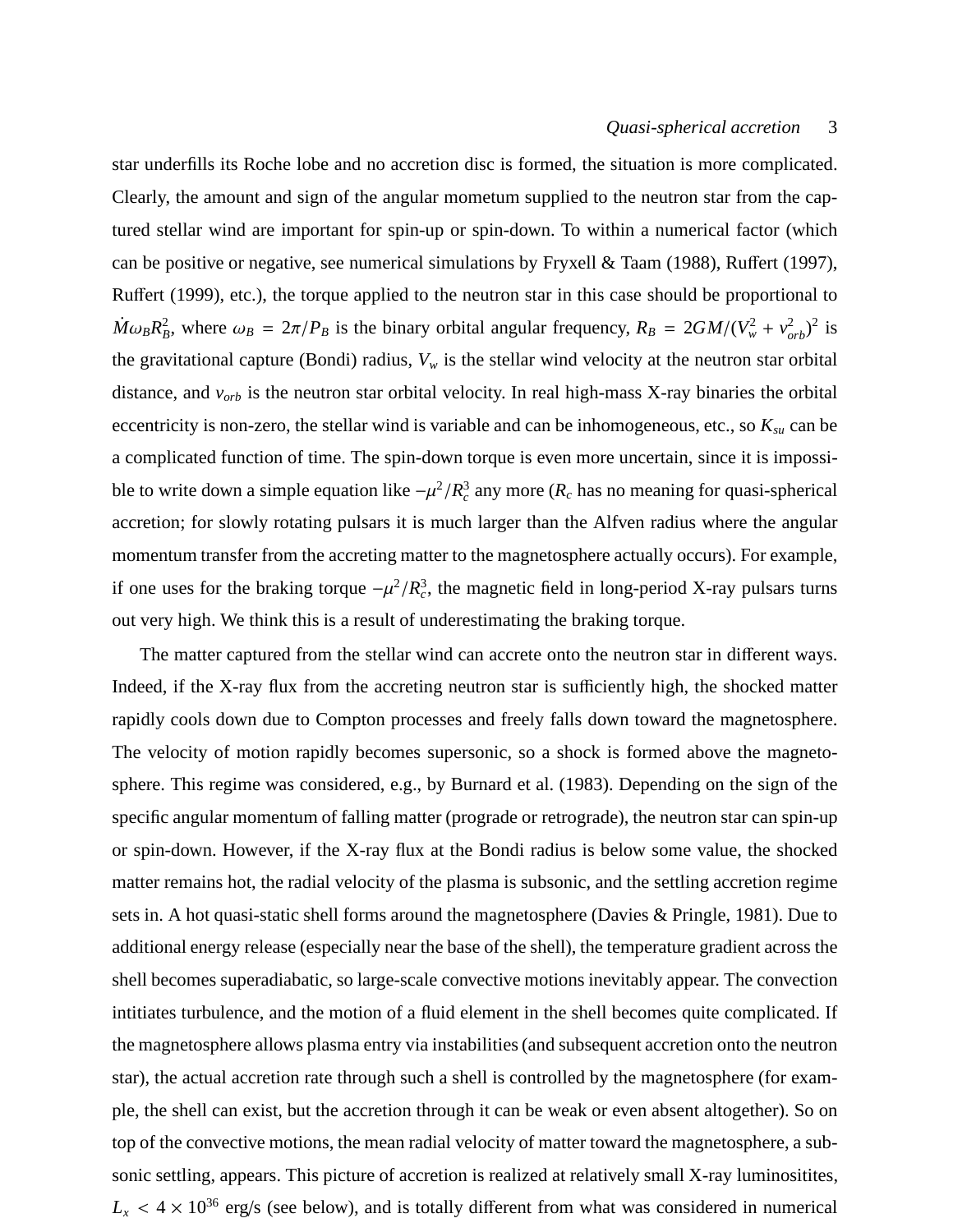star underfills its Roche lobe and no accretion disc is formed, the situation is more complicated. Clearly, the amount and sign of the angular mometum supplied to the neutron star from the captured stellar wind are important for spin-up or spin-down. To within a numerical factor (which can be positive or negative, see numerical simulations by Fryxell & Taam (1988), Ruffert (1997), Ruffert (1999), etc.), the torque applied to the neutron star in this case should be proportional to $\dot{M}\omega_B R_B^2$, where $\omega_B = 2\pi/P_B$ is the binary orbital angular frequency, $R_B = 2GM/(V_w^2 + v_{orb}^2)^2$ is the gravitational capture (Bondi) radius, $V_w$ is the stellar wind velocity at the neutron star orbital distance, and $v_{orb}$ is the neutron star orbital velocity. In real high-mass X-ray binaries the orbital eccentricity is non-zero, the stellar wind is variable and can be inhomogeneous, etc., so $K_{su}$ can be a complicated function of time. The spin-down torque is even more uncertain, since it is impossible to write down a simple equation like $-\mu^2/R_c^3$ any more ($R_c$ has no meaning for quasi-spherical accretion; for slowly rotating pulsars it is much larger than the Alfven radius where the angular momentum transfer from the accreting matter to the magnetosphere actually occurs). For example, if one uses for the braking torque $-\mu^2/R_c^3$, the magnetic field in long-period X-ray pulsars turns out very high. We think this is a result of underestimating the braking torque.

The matter captured from the stellar wind can accrete onto the neutron star in different ways. Indeed, if the X-ray flux from the accreting neutron star is sufficiently high, the shocked matter rapidly cools down due to Compton processes and freely falls down toward the magnetosphere. The velocity of motion rapidly becomes supersonic, so a shock is formed above the magnetosphere. This regime was considered, e.g., by Burnard et al. (1983). Depending on the sign of the specific angular momentum of falling matter (prograde or retrograde), the neutron star can spin-up or spin-down. However, if the X-ray flux at the Bondi radius is below some value, the shocked matter remains hot, the radial velocity of the plasma is subsonic, and the settling accretion regime sets in. A hot quasi-static shell forms around the magnetosphere (Davies & Pringle, 1981). Due to additional energy release (especially near the base of the shell), the temperature gradient across the shell becomes superadiabatic, so large-scale convective motions inevitably appear. The convection intitiates turbulence, and the motion of a fluid element in the shell becomes quite complicated. If the magnetosphere allows plasma entry via instabilities (and subsequent accretion onto the neutron star), the actual accretion rate through such a shell is controlled by the magnetosphere (for example, the shell can exist, but the accretion through it can be weak or even absent altogether). So on top of the convective motions, the mean radial velocity of matter toward the magnetosphere, a subsonic settling, appears. This picture of accretion is realized at relatively small X-ray luminositites, $L_x < 4 \times 10^{36}$ erg/s (see below), and is totally different from what was considered in numerical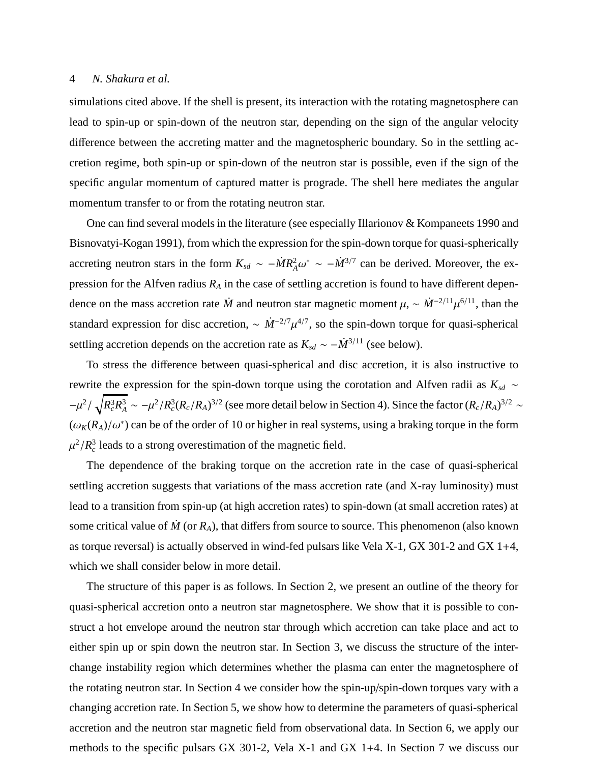simulations cited above. If the shell is present, its interaction with the rotating magnetosphere can lead to spin-up or spin-down of the neutron star, depending on the sign of the angular velocity difference between the accreting matter and the magnetospheric boundary. So in the settling accretion regime, both spin-up or spin-down of the neutron star is possible, even if the sign of the specific angular momentum of captured matter is prograde. The shell here mediates the angular momentum transfer to or from the rotating neutron star.

One can find several models in the literature (see especially Illarionov & Kompaneets 1990 and Bisnovatyi-Kogan 1991), from which the expression for the spin-down torque for quasi-spherically accreting neutron stars in the form $K_{sd} \sim -\dot{M}R_A^2\omega^* \sim -\dot{M}^{3/7}$ can be derived. Moreover, the expression for the Alfven radius $R_A$ in the case of settling accretion is found to have different dependence on the mass accretion rate $\dot{M}$ and neutron star magnetic moment $\mu$, $\sim \dot{M}^{-2/11}\mu^{6/11}$, than the standard expression for disc accretion, $\sim \dot{M}^{-2/7}\mu^{4/7}$, so the spin-down torque for quasi-spherical settling accretion depends on the accretion rate as $K_{sd} \sim -\dot{M}^{3/11}$ (see below).

To stress the difference between quasi-spherical and disc accretion, it is also instructive to rewrite the expression for the spin-down torque using the corotation and Alfven radii as $K_{sd} \sim -\mu^2/\sqrt{R_c^3 R_A^3} \sim -\mu^2/R_c^3(R_c/R_A)^{3/2}$ (see more detail below in Section 4). Since the factor $(R_c/R_A)^{3/2} \sim (\omega_K(R_A)/\omega^*)$ can be of the order of 10 or higher in real systems, using a braking torque in the form $\mu^2/R_c^3$ leads to a strong overestimation of the magnetic field.

The dependence of the braking torque on the accretion rate in the case of quasi-spherical settling accretion suggests that variations of the mass accretion rate (and X-ray luminosity) must lead to a transition from spin-up (at high accretion rates) to spin-down (at small accretion rates) at some critical value of $\dot{M}$ (or $R_A$), that differs from source to source. This phenomenon (also known as torque reversal) is actually observed in wind-fed pulsars like Vela X-1, GX 301-2 and GX 1+4, which we shall consider below in more detail.

The structure of this paper is as follows. In Section 2, we present an outline of the theory for quasi-spherical accretion onto a neutron star magnetosphere. We show that it is possible to construct a hot envelope around the neutron star through which accretion can take place and act to either spin up or spin down the neutron star. In Section 3, we discuss the structure of the interchange instability region which determines whether the plasma can enter the magnetosphere of the rotating neutron star. In Section 4 we consider how the spin-up/spin-down torques vary with a changing accretion rate. In Section 5, we show how to determine the parameters of quasi-spherical accretion and the neutron star magnetic field from observational data. In Section 6, we apply our methods to the specific pulsars GX 301-2, Vela X-1 and GX 1+4. In Section 7 we discuss our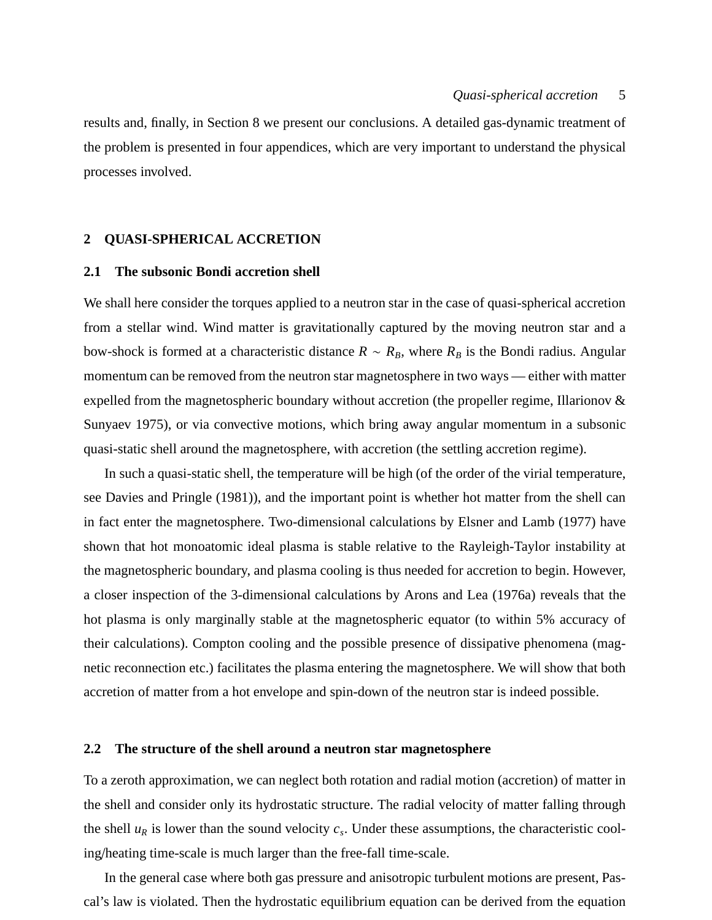results and, finally, in Section 8 we present our conclusions. A detailed gas-dynamic treatment of the problem is presented in four appendices, which are very important to understand the physical processes involved.

## 2 QUASI-SPHERICAL ACCRETION

### 2.1 The subsonic Bondi accretion shell

We shall here consider the torques applied to a neutron star in the case of quasi-spherical accretion from a stellar wind. Wind matter is gravitationally captured by the moving neutron star and a bow-shock is formed at a characteristic distance $R \sim R_B$, where $R_B$ is the Bondi radius. Angular momentum can be removed from the neutron star magnetosphere in two ways — either with matter expelled from the magnetospheric boundary without accretion (the propeller regime, Illarionov & Sunyaev 1975), or via convective motions, which bring away angular momentum in a subsonic quasi-static shell around the magnetosphere, with accretion (the settling accretion regime).

In such a quasi-static shell, the temperature will be high (of the order of the virial temperature, see Davies and Pringle (1981)), and the important point is whether hot matter from the shell can in fact enter the magnetosphere. Two-dimensional calculations by Elsner and Lamb (1977) have shown that hot monoatomic ideal plasma is stable relative to the Rayleigh-Taylor instability at the magnetospheric boundary, and plasma cooling is thus needed for accretion to begin. However, a closer inspection of the 3-dimensional calculations by Arons and Lea (1976a) reveals that the hot plasma is only marginally stable at the magnetospheric equator (to within 5% accuracy of their calculations). Compton cooling and the possible presence of dissipative phenomena (magnetic reconnection etc.) facilitates the plasma entering the magnetosphere. We will show that both accretion of matter from a hot envelope and spin-down of the neutron star is indeed possible.

### 2.2 The structure of the shell around a neutron star magnetosphere

To a zeroth approximation, we can neglect both rotation and radial motion (accretion) of matter in the shell and consider only its hydrostatic structure. The radial velocity of matter falling through the shell $u_R$ is lower than the sound velocity $c_s$. Under these assumptions, the characteristic cooling/heating time-scale is much larger than the free-fall time-scale.

In the general case where both gas pressure and anisotropic turbulent motions are present, Pascal's law is violated. Then the hydrostatic equilibrium equation can be derived from the equation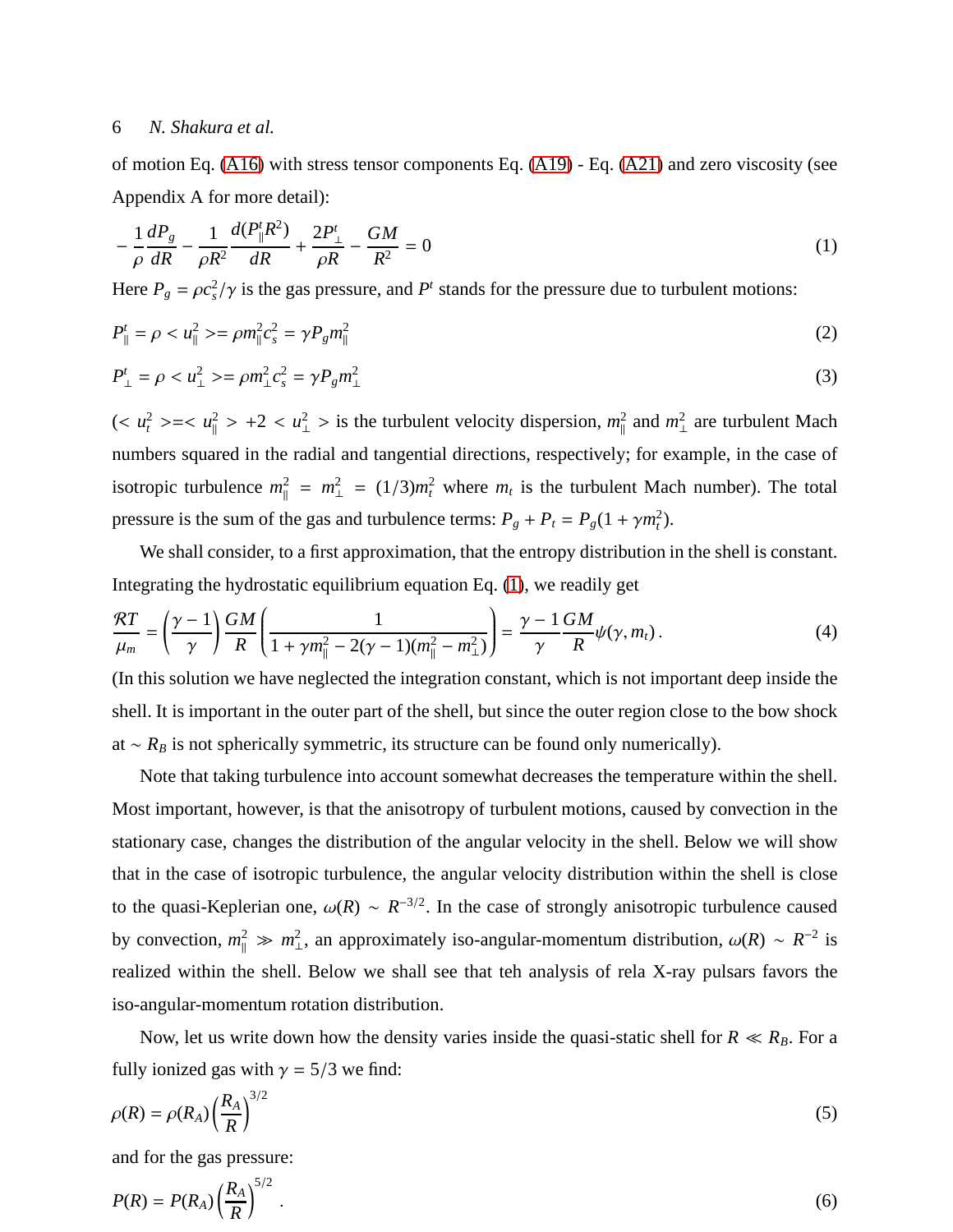of motion Eq. (A16) with stress tensor components Eq. (A19) - Eq. (A21) and zero viscosity (see Appendix A for more detail):

$$
-\frac{1}{\rho}\frac{dP_g}{dR} - \frac{1}{\rho R^2}\frac{d(P_{\parallel}^t R^2)}{dR} + \frac{2P_{\perp}^t}{\rho R} - \frac{GM}{R^2} = 0 \tag{1}
$$

Here $P_g = \rho c_s^2/\gamma$ is the gas pressure, and $P^t$ stands for the pressure due to turbulent motions:

$$
P_{\parallel}^t = \rho < u_{\parallel}^2 >= \rho m_{\parallel}^2 c_s^2 = \gamma P_g m_{\parallel}^2 \tag{2}
$$

$$
P_{\perp}^t = \rho < u_{\perp}^2 >= \rho m_{\perp}^2 c_s^2 = \gamma P_g m_{\perp}^2 \tag{3}
$$

($< u_t^2 >=< u_{\parallel}^2 > +2 < u_{\perp}^2 >$ is the turbulent velocity dispersion, $m_{\parallel}^2$ and $m_{\perp}^2$ are turbulent Mach numbers squared in the radial and tangential directions, respectively; for example, in the case of isotropic turbulence $m_{\parallel}^2 = m_{\perp}^2 = (1/3)m_t^2$ where $m_t$ is the turbulent Mach number). The total pressure is the sum of the gas and turbulence terms: $P_g + P_t = P_g(1 + \gamma m_t^2)$.

We shall consider, to a first approximation, that the entropy distribution in the shell is constant. Integrating the hydrostatic equilibrium equation Eq. (1), we readily get

$$
\frac{\mathcal{R}T}{\mu_m} = \left(\frac{\gamma-1}{\gamma}\right)\frac{GM}{R}\left(\frac{1}{1+\gamma m_{\parallel}^2 - 2(\gamma-1)(m_{\parallel}^2 - m_{\perp}^2)}\right) = \frac{\gamma-1}{\gamma}\frac{GM}{R}\psi(\gamma, m_t)\,. \tag{4}
$$

(In this solution we have neglected the integration constant, which is not important deep inside the shell. It is important in the outer part of the shell, but since the outer region close to the bow shock at $\sim R_B$ is not spherically symmetric, its structure can be found only numerically).

Note that taking turbulence into account somewhat decreases the temperature within the shell. Most important, however, is that the anisotropy of turbulent motions, caused by convection in the stationary case, changes the distribution of the angular velocity in the shell. Below we will show that in the case of isotropic turbulence, the angular velocity distribution within the shell is close to the quasi-Keplerian one, $\omega(R) \sim R^{-3/2}$. In the case of strongly anisotropic turbulence caused by convection, $m_{\parallel}^2 \gg m_{\perp}^2$, an approximately iso-angular-momentum distribution, $\omega(R) \sim R^{-2}$ is realized within the shell. Below we shall see that teh analysis of rela X-ray pulsars favors the iso-angular-momentum rotation distribution.

Now, let us write down how the density varies inside the quasi-static shell for $R \ll R_B$. For a fully ionized gas with $\gamma = 5/3$ we find:

$$
\rho(R) = \rho(R_A)\left(\frac{R_A}{R}\right)^{3/2} \tag{5}
$$

and for the gas pressure:

$$
P(R) = P(R_A)\left(\frac{R_A}{R}\right)^{5/2}. \tag{6}
$$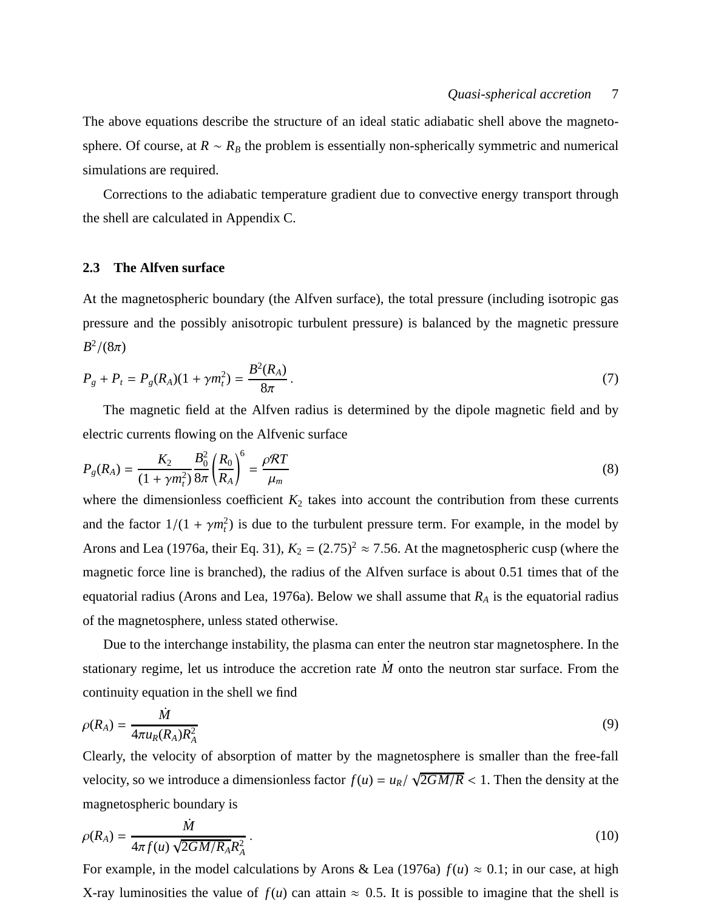The above equations describe the structure of an ideal static adiabatic shell above the magnetosphere. Of course, at $R \sim R_B$ the problem is essentially non-spherically symmetric and numerical simulations are required.

Corrections to the adiabatic temperature gradient due to convective energy transport through the shell are calculated in Appendix C.

### 2.3 The Alfven surface

At the magnetospheric boundary (the Alfven surface), the total pressure (including isotropic gas pressure and the possibly anisotropic turbulent pressure) is balanced by the magnetic pressure $B^2/(8\pi)$

$$P_g + P_t = P_g(R_A)(1 + \gamma m_t^2) = \frac{B^2(R_A)}{8\pi}\,. \tag{7}$$

The magnetic field at the Alfven radius is determined by the dipole magnetic field and by electric currents flowing on the Alfvenic surface

$$P_g(R_A) = \frac{K_2}{(1+\gamma m_t^2)}\frac{B_0^2}{8\pi}\left(\frac{R_0}{R_A}\right)^6 = \frac{\rho \mathcal{R} T}{\mu_m} \tag{8}$$

where the dimensionless coefficient $K_2$ takes into account the contribution from these currents and the factor $1/(1+\gamma m_t^2)$ is due to the turbulent pressure term. For example, in the model by Arons and Lea (1976a, their Eq. 31), $K_2 = (2.75)^2 \approx 7.56$. At the magnetospheric cusp (where the magnetic force line is branched), the radius of the Alfven surface is about 0.51 times that of the equatorial radius (Arons and Lea, 1976a). Below we shall assume that $R_A$ is the equatorial radius of the magnetosphere, unless stated otherwise.

Due to the interchange instability, the plasma can enter the neutron star magnetosphere. In the stationary regime, let us introduce the accretion rate $\dot{M}$ onto the neutron star surface. From the continuity equation in the shell we find

$$\rho(R_A) = \frac{\dot{M}}{4\pi u_R(R_A) R_A^2} \tag{9}$$

Clearly, the velocity of absorption of matter by the magnetosphere is smaller than the free-fall velocity, so we introduce a dimensionless factor $f(u) = u_R/\sqrt{2GM/R} < 1$. Then the density at the magnetospheric boundary is

$$\rho(R_A) = \frac{\dot{M}}{4\pi f(u)\sqrt{2GM/R_A}R_A^2}\,. \tag{10}$$

For example, in the model calculations by Arons & Lea (1976a) $f(u) \approx 0.1$; in our case, at high X-ray luminosities the value of $f(u)$ can attain $\approx 0.5$. It is possible to imagine that the shell is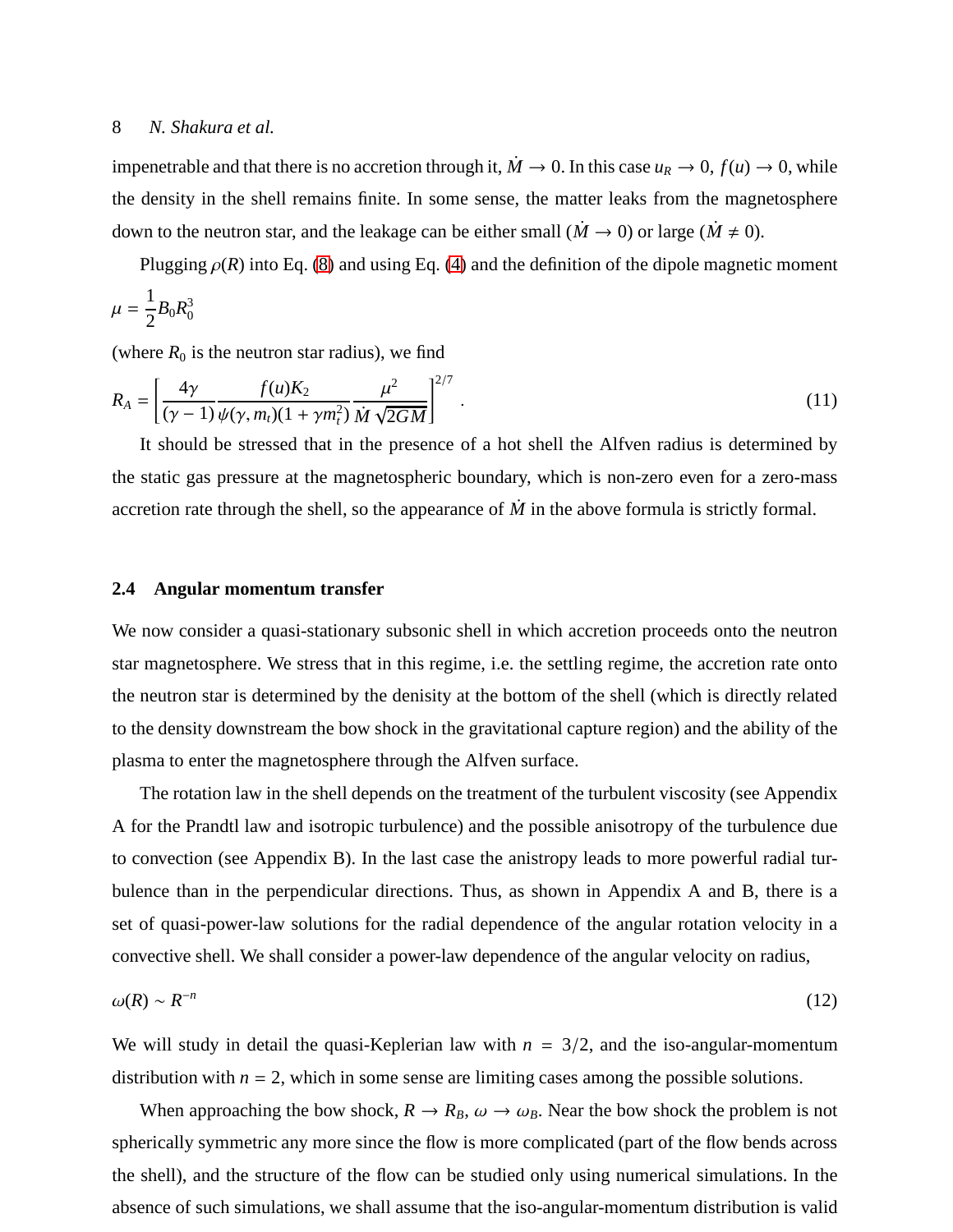impenetrable and that there is no accretion through it, $\dot{M} \to 0$. In this case $u_R \to 0$, $f(u) \to 0$, while the density in the shell remains finite. In some sense, the matter leaks from the magnetosphere down to the neutron star, and the leakage can be either small ($\dot{M} \to 0$) or large ($\dot{M} \neq 0$).

Plugging $\rho(R)$ into Eq. (8) and using Eq. (4) and the definition of the dipole magnetic moment

$$\mu = \frac{1}{2} B_0 R_0^3$$

(where $R_0$ is the neutron star radius), we find

$$R_A = \left[ \frac{4\gamma}{(\gamma - 1)} \frac{f(u) K_2}{\psi(\gamma, m_t)(1 + \gamma m_t^2)} \frac{\mu^2}{\dot{M}\sqrt{2GM}} \right]^{2/7} . \tag{11}$$

It should be stressed that in the presence of a hot shell the Alfven radius is determined by the static gas pressure at the magnetospheric boundary, which is non-zero even for a zero-mass accretion rate through the shell, so the appearance of $\dot{M}$ in the above formula is strictly formal.

### 2.4 Angular momentum transfer

We now consider a quasi-stationary subsonic shell in which accretion proceeds onto the neutron star magnetosphere. We stress that in this regime, i.e. the settling regime, the accretion rate onto the neutron star is determined by the denisity at the bottom of the shell (which is directly related to the density downstream the bow shock in the gravitational capture region) and the ability of the plasma to enter the magnetosphere through the Alfven surface.

The rotation law in the shell depends on the treatment of the turbulent viscosity (see Appendix A for the Prandtl law and isotropic turbulence) and the possible anisotropy of the turbulence due to convection (see Appendix B). In the last case the anistropy leads to more powerful radial turbulence than in the perpendicular directions. Thus, as shown in Appendix A and B, there is a set of quasi-power-law solutions for the radial dependence of the angular rotation velocity in a convective shell. We shall consider a power-law dependence of the angular velocity on radius,

$$\omega(R) \sim R^{-n} \tag{12}$$

We will study in detail the quasi-Keplerian law with $n = 3/2$, and the iso-angular-momentum distribution with $n = 2$, which in some sense are limiting cases among the possible solutions.

When approaching the bow shock, $R \to R_B$, $\omega \to \omega_B$. Near the bow shock the problem is not spherically symmetric any more since the flow is more complicated (part of the flow bends across the shell), and the structure of the flow can be studied only using numerical simulations. In the absence of such simulations, we shall assume that the iso-angular-momentum distribution is valid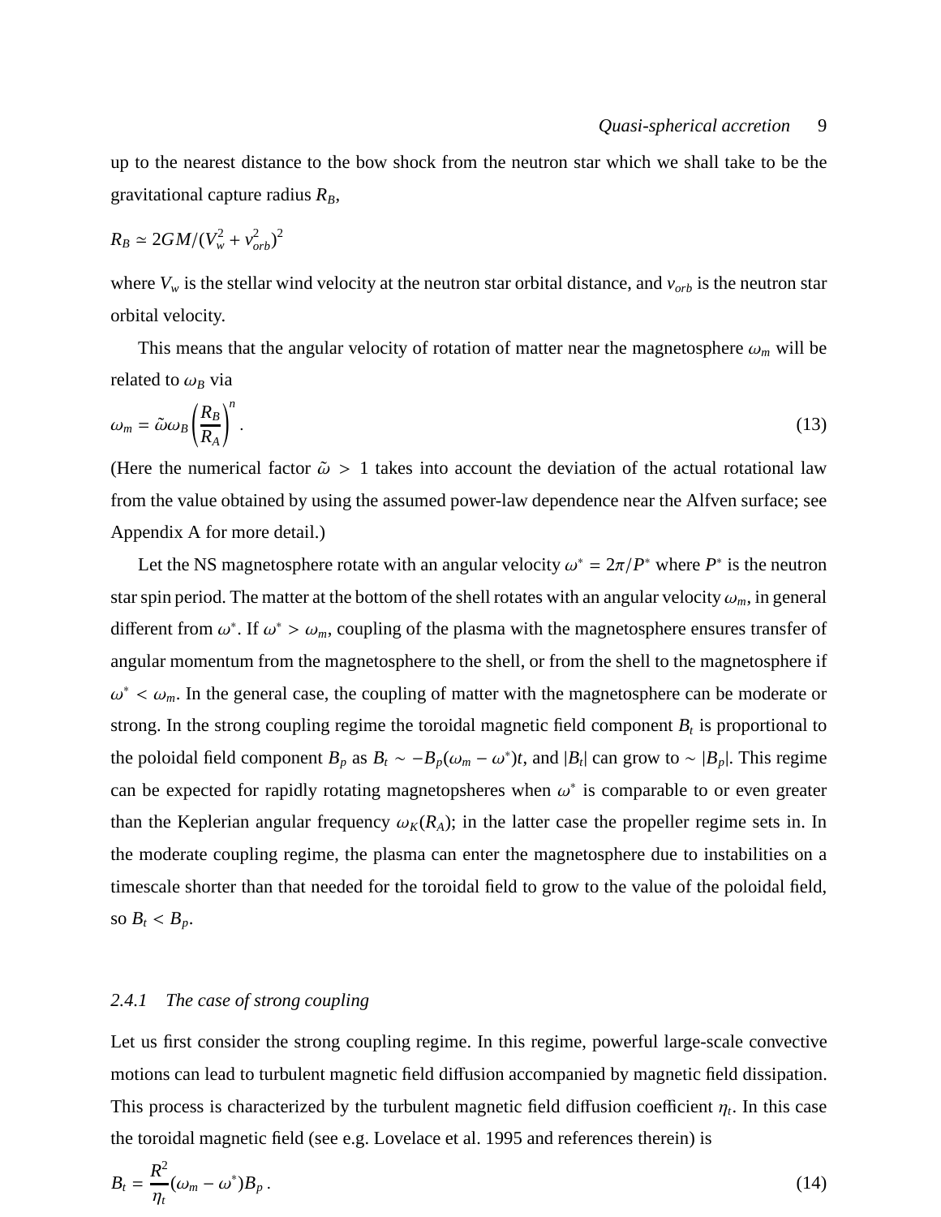up to the nearest distance to the bow shock from the neutron star which we shall take to be the gravitational capture radius $R_B$,

$$R_B \simeq 2GM/(V_w^2 + v_{orb}^2)^2$$

where $V_w$ is the stellar wind velocity at the neutron star orbital distance, and $v_{orb}$ is the neutron star orbital velocity.

This means that the angular velocity of rotation of matter near the magnetosphere $\omega_m$ will be related to $\omega_B$ via

$$\omega_m = \tilde{\omega}\omega_B \left(\frac{R_B}{R_A}\right)^n . \tag{13}$$

(Here the numerical factor $\tilde{\omega} > 1$ takes into account the deviation of the actual rotational law from the value obtained by using the assumed power-law dependence near the Alfven surface; see Appendix A for more detail.)

Let the NS magnetosphere rotate with an angular velocity $\omega^* = 2\pi/P^*$ where $P^*$ is the neutron star spin period. The matter at the bottom of the shell rotates with an angular velocity $\omega_m$, in general different from $\omega^*$. If $\omega^* > \omega_m$, coupling of the plasma with the magnetosphere ensures transfer of angular momentum from the magnetosphere to the shell, or from the shell to the magnetosphere if $\omega^* < \omega_m$. In the general case, the coupling of matter with the magnetosphere can be moderate or strong. In the strong coupling regime the toroidal magnetic field component $B_t$ is proportional to the poloidal field component $B_p$ as $B_t \sim -B_p(\omega_m - \omega^*)t$, and $|B_t|$ can grow to $\sim |B_p|$. This regime can be expected for rapidly rotating magnetopsheres when $\omega^*$ is comparable to or even greater than the Keplerian angular frequency $\omega_K(R_A)$; in the latter case the propeller regime sets in. In the moderate coupling regime, the plasma can enter the magnetosphere due to instabilities on a timescale shorter than that needed for the toroidal field to grow to the value of the poloidal field, so $B_t < B_p$.

### 2.4.1 The case of strong coupling

Let us first consider the strong coupling regime. In this regime, powerful large-scale convective motions can lead to turbulent magnetic field diffusion accompanied by magnetic field dissipation. This process is characterized by the turbulent magnetic field diffusion coefficient $\eta_t$. In this case the toroidal magnetic field (see e.g. Lovelace et al. 1995 and references therein) is

$$B_t = \frac{R^2}{\eta_t}(\omega_m - \omega^*)B_p . \tag{14}$$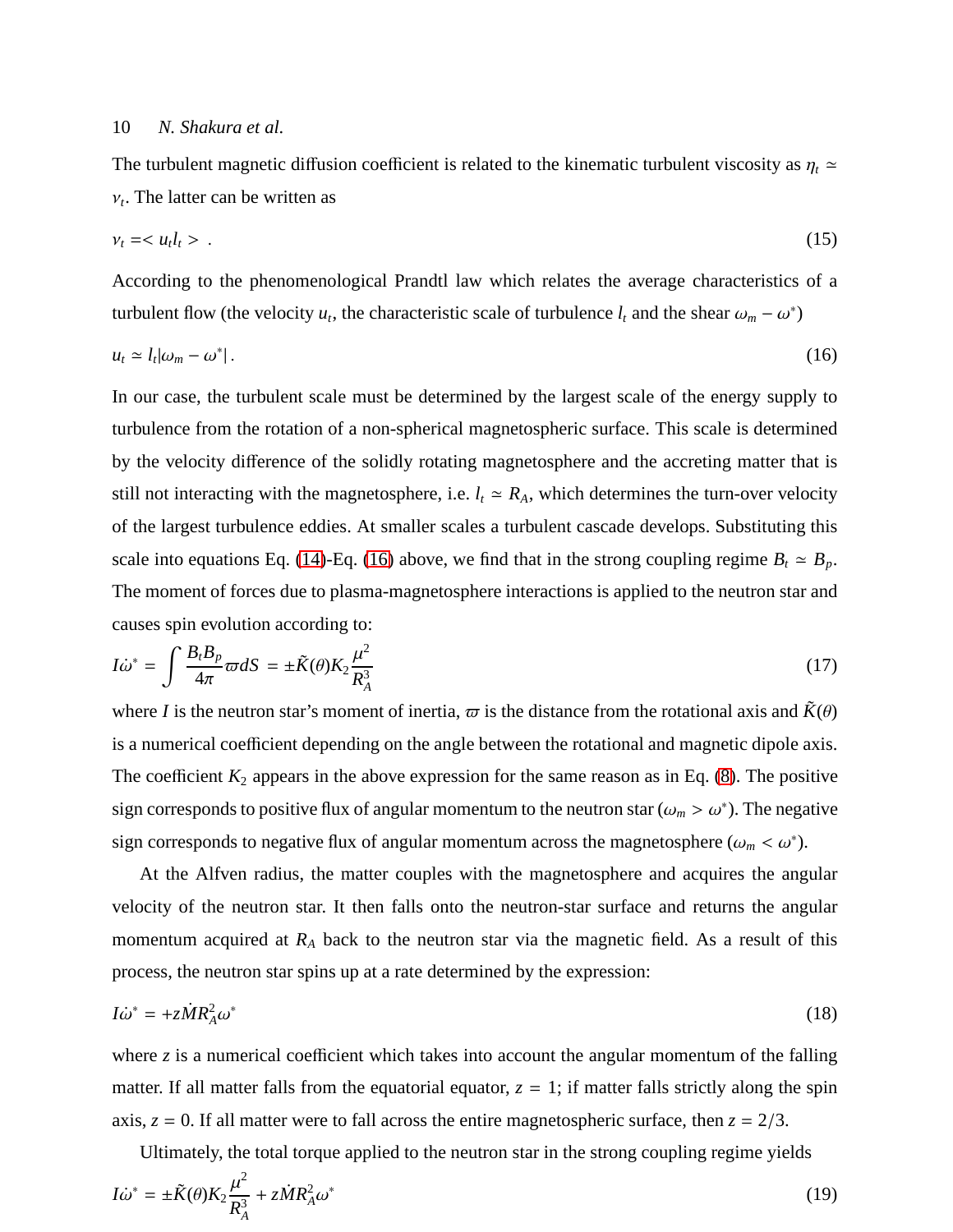The turbulent magnetic diffusion coefficient is related to the kinematic turbulent viscosity as $\eta_t \simeq \nu_t$. The latter can be written as

$$\nu_t = < u_t l_t > \ . \tag{15}$$

According to the phenomenological Prandtl law which relates the average characteristics of a turbulent flow (the velocity $u_t$, the characteristic scale of turbulence $l_t$ and the shear $\omega_m - \omega^*$)

$$u_t \simeq l_t |\omega_m - \omega^*| \, . \tag{16}$$

In our case, the turbulent scale must be determined by the largest scale of the energy supply to turbulence from the rotation of a non-spherical magnetospheric surface. This scale is determined by the velocity difference of the solidly rotating magnetosphere and the accreting matter that is still not interacting with the magnetosphere, i.e. $l_t \simeq R_A$, which determines the turn-over velocity of the largest turbulence eddies. At smaller scales a turbulent cascade develops. Substituting this scale into equations Eq. (14)-Eq. (16) above, we find that in the strong coupling regime $B_t \simeq B_p$. The moment of forces due to plasma-magnetosphere interactions is applied to the neutron star and causes spin evolution according to:

$$I\dot{\omega}^* = \int \frac{B_t B_p}{4\pi} \varpi dS = \pm \tilde{K}(\theta) K_2 \frac{\mu^2}{R_A^3} \tag{17}$$

where $I$ is the neutron star's moment of inertia, $\varpi$ is the distance from the rotational axis and $\tilde{K}(\theta)$ is a numerical coefficient depending on the angle between the rotational and magnetic dipole axis. The coefficient $K_2$ appears in the above expression for the same reason as in Eq. (8). The positive sign corresponds to positive flux of angular momentum to the neutron star ($\omega_m > \omega^*$). The negative sign corresponds to negative flux of angular momentum across the magnetosphere ($\omega_m < \omega^*$).

At the Alfven radius, the matter couples with the magnetosphere and acquires the angular velocity of the neutron star. It then falls onto the neutron-star surface and returns the angular momentum acquired at $R_A$ back to the neutron star via the magnetic field. As a result of this process, the neutron star spins up at a rate determined by the expression:

$$I\dot{\omega}^* = +z\dot{M}R_A^2\omega^* \tag{18}$$

where $z$ is a numerical coefficient which takes into account the angular momentum of the falling matter. If all matter falls from the equatorial equator, $z = 1$; if matter falls strictly along the spin axis, $z = 0$. If all matter were to fall across the entire magnetospheric surface, then $z = 2/3$.

Ultimately, the total torque applied to the neutron star in the strong coupling regime yields

$$I\dot{\omega}^* = \pm \tilde{K}(\theta) K_2 \frac{\mu^2}{R_A^3} + z\dot{M}R_A^2\omega^* \tag{19}$$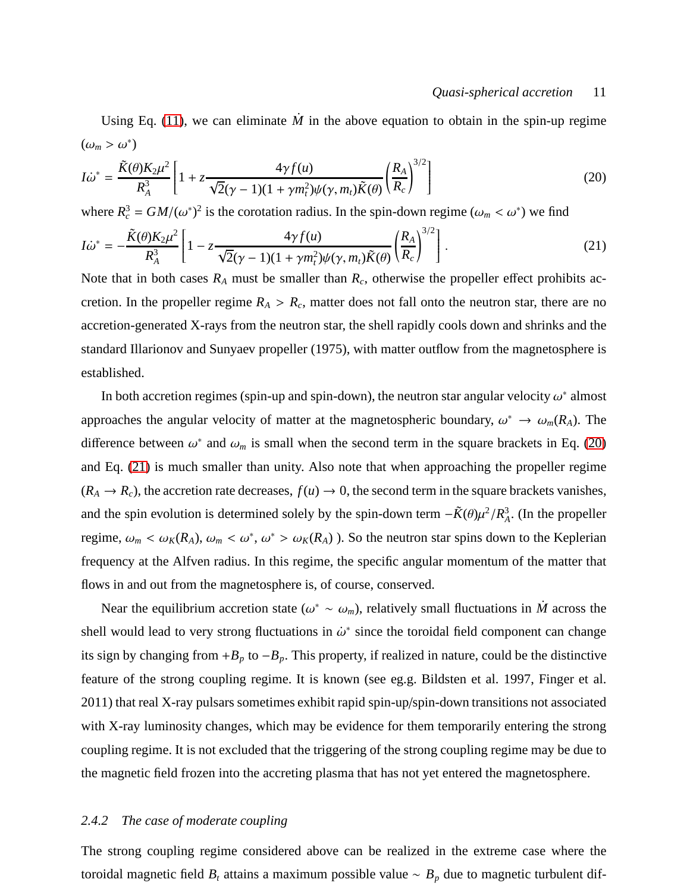Using Eq. (11), we can eliminate $\dot{M}$ in the above equation to obtain in the spin-up regime ($\omega_m > \omega^*$)

$$I\dot{\omega}^* = \frac{\tilde{K}(\theta)K_2\mu^2}{R_A^3}\left[1 + z\frac{4\gamma f(u)}{\sqrt{2}(\gamma-1)(1+\gamma m_t^2)\psi(\gamma, m_t)\tilde{K}(\theta)}\left(\frac{R_A}{R_c}\right)^{3/2}\right] \tag{20}$$

where $R_c^3 = GM/(\omega^*)^2$ is the corotation radius. In the spin-down regime ($\omega_m < \omega^*$) we find

$$I\dot{\omega}^* = -\frac{\tilde{K}(\theta)K_2\mu^2}{R_A^3}\left[1 - z\frac{4\gamma f(u)}{\sqrt{2}(\gamma-1)(1+\gamma m_t^2)\psi(\gamma, m_t)\tilde{K}(\theta)}\left(\frac{R_A}{R_c}\right)^{3/2}\right]. \tag{21}$$

Note that in both cases $R_A$ must be smaller than $R_c$, otherwise the propeller effect prohibits accretion. In the propeller regime $R_A > R_c$, matter does not fall onto the neutron star, there are no accretion-generated X-rays from the neutron star, the shell rapidly cools down and shrinks and the standard Illarionov and Sunyaev propeller (1975), with matter outflow from the magnetosphere is established.

In both accretion regimes (spin-up and spin-down), the neutron star angular velocity $\omega^*$ almost approaches the angular velocity of matter at the magnetospheric boundary, $\omega^* \to \omega_m(R_A)$. The difference between $\omega^*$ and $\omega_m$ is small when the second term in the square brackets in Eq. (20) and Eq. (21) is much smaller than unity. Also note that when approaching the propeller regime ($R_A \to R_c$), the accretion rate decreases, $f(u) \to 0$, the second term in the square brackets vanishes, and the spin evolution is determined solely by the spin-down term $-\tilde{K}(\theta)\mu^2/R_A^3$. (In the propeller regime, $\omega_m < \omega_K(R_A)$, $\omega_m < \omega^*$, $\omega^* > \omega_K(R_A)$ ). So the neutron star spins down to the Keplerian frequency at the Alfven radius. In this regime, the specific angular momentum of the matter that flows in and out from the magnetosphere is, of course, conserved.

Near the equilibrium accretion state ($\omega^* \sim \omega_m$), relatively small fluctuations in $\dot{M}$ across the shell would lead to very strong fluctuations in $\dot{\omega}^*$ since the toroidal field component can change its sign by changing from $+B_p$ to $-B_p$. This property, if realized in nature, could be the distinctive feature of the strong coupling regime. It is known (see eg.g. Bildsten et al. 1997, Finger et al. 2011) that real X-ray pulsars sometimes exhibit rapid spin-up/spin-down transitions not associated with X-ray luminosity changes, which may be evidence for them temporarily entering the strong coupling regime. It is not excluded that the triggering of the strong coupling regime may be due to the magnetic field frozen into the accreting plasma that has not yet entered the magnetosphere.

#### *2.4.2 The case of moderate coupling*

The strong coupling regime considered above can be realized in the extreme case where the toroidal magnetic field $B_t$ attains a maximum possible value $\sim B_p$ due to magnetic turbulent dif-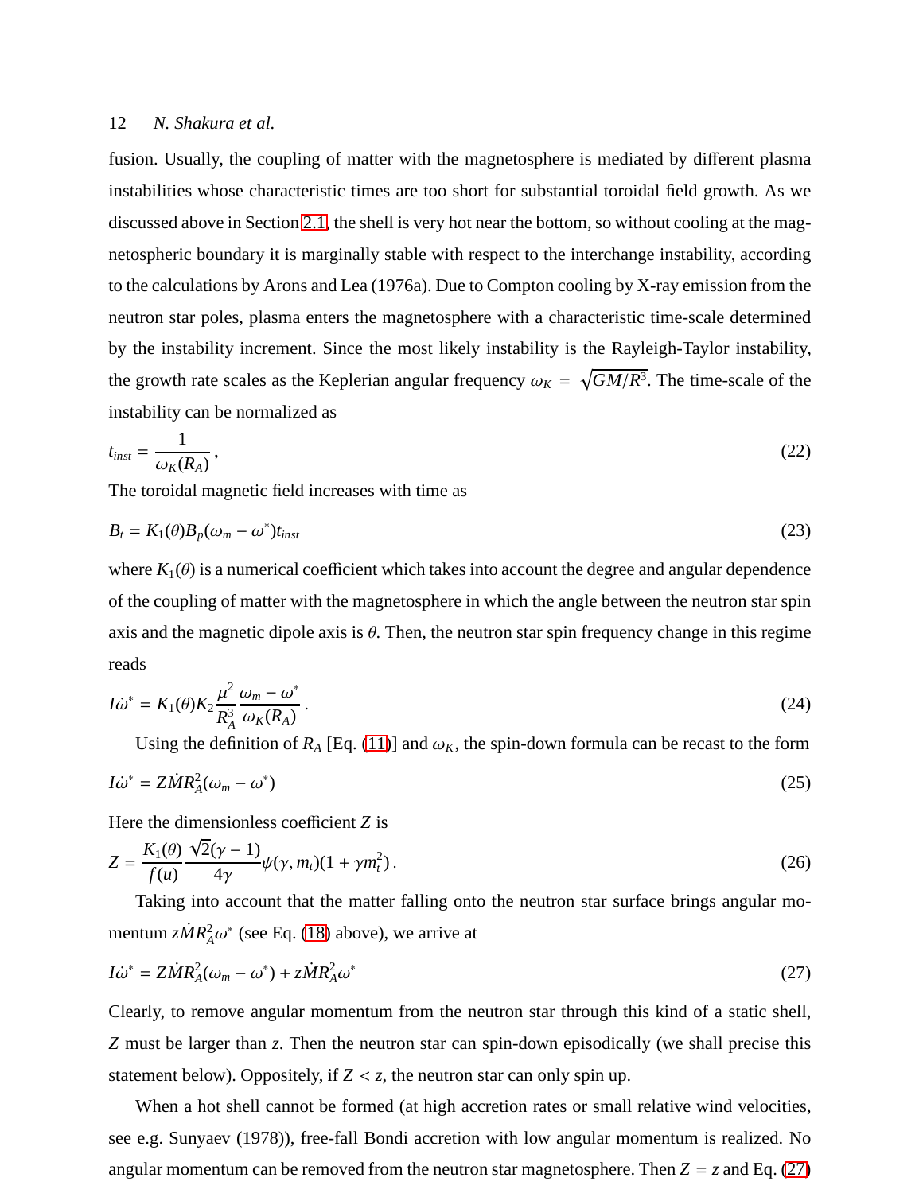fusion. Usually, the coupling of matter with the magnetosphere is mediated by different plasma instabilities whose characteristic times are too short for substantial toroidal field growth. As we discussed above in Section 2.1, the shell is very hot near the bottom, so without cooling at the magnetospheric boundary it is marginally stable with respect to the interchange instability, according to the calculations by Arons and Lea (1976a). Due to Compton cooling by X-ray emission from the neutron star poles, plasma enters the magnetosphere with a characteristic time-scale determined by the instability increment. Since the most likely instability is the Rayleigh-Taylor instability, the growth rate scales as the Keplerian angular frequency $\omega_K = \sqrt{GM/R^3}$. The time-scale of the instability can be normalized as

$$t_{inst} = \frac{1}{\omega_K(R_A)}\,, \tag{22}$$

The toroidal magnetic field increases with time as

$$B_t = K_1(\theta) B_p (\omega_m - \omega^*) t_{inst} \tag{23}$$

where $K_1(\theta)$ is a numerical coefficient which takes into account the degree and angular dependence of the coupling of matter with the magnetosphere in which the angle between the neutron star spin axis and the magnetic dipole axis is $\theta$. Then, the neutron star spin frequency change in this regime reads

$$I\dot{\omega}^* = K_1(\theta) K_2 \frac{\mu^2}{R_A^3} \frac{\omega_m - \omega^*}{\omega_K(R_A)}\,. \tag{24}$$

Using the definition of $R_A$ [Eq. (11)] and $\omega_K$, the spin-down formula can be recast to the form

$$I\dot{\omega}^* = Z\dot{M}R_A^2(\omega_m - \omega^*) \tag{25}$$

Here the dimensionless coefficient $Z$ is

$$Z = \frac{K_1(\theta)}{f(u)} \frac{\sqrt{2}(\gamma - 1)}{4\gamma} \psi(\gamma, m_t)(1 + \gamma m_t^2)\,. \tag{26}$$

Taking into account that the matter falling onto the neutron star surface brings angular momentum $z\dot{M}R_A^2\omega^*$ (see Eq. (18) above), we arrive at

$$I\dot{\omega}^* = Z\dot{M}R_A^2(\omega_m - \omega^*) + z\dot{M}R_A^2\omega^* \tag{27}$$

Clearly, to remove angular momentum from the neutron star through this kind of a static shell, $Z$ must be larger than $z$. Then the neutron star can spin-down episodically (we shall precise this statement below). Oppositely, if $Z < z$, the neutron star can only spin up.

When a hot shell cannot be formed (at high accretion rates or small relative wind velocities, see e.g. Sunyaev (1978)), free-fall Bondi accretion with low angular momentum is realized. No angular momentum can be removed from the neutron star magnetosphere. Then $Z = z$ and Eq. (27)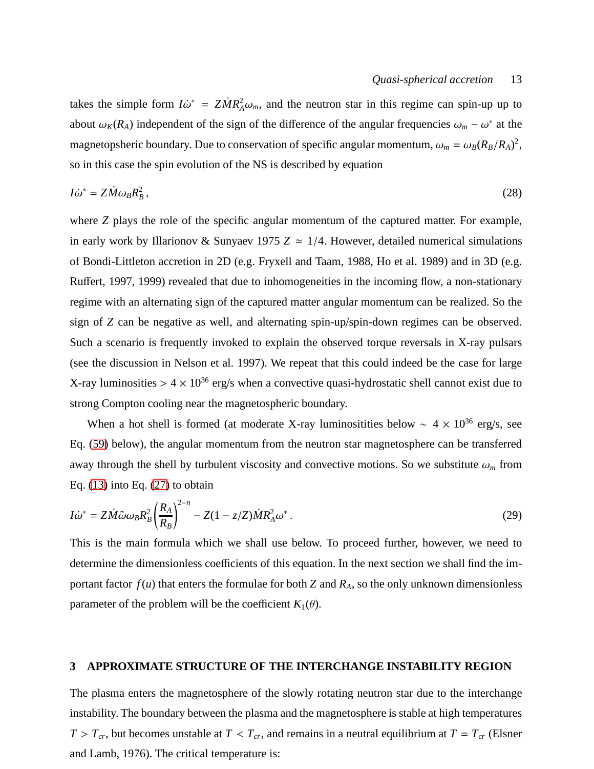takes the simple form $I\dot{\omega}^* = Z\dot{M}R_A^2\omega_m$, and the neutron star in this regime can spin-up up to about $\omega_K(R_A)$ independent of the sign of the difference of the angular frequencies $\omega_m - \omega^*$ at the magnetopsheric boundary. Due to conservation of specific angular momentum, $\omega_m = \omega_B(R_B/R_A)^2$, so in this case the spin evolution of the NS is described by equation

$$I\dot{\omega}^* = Z\dot{M}\omega_B R_B^2\,, \tag{28}$$

where $Z$ plays the role of the specific angular momentum of the captured matter. For example, in early work by Illarionov & Sunyaev 1975 $Z \simeq 1/4$. However, detailed numerical simulations of Bondi-Littleton accretion in 2D (e.g. Fryxell and Taam, 1988, Ho et al. 1989) and in 3D (e.g. Ruffert, 1997, 1999) revealed that due to inhomogeneities in the incoming flow, a non-stationary regime with an alternating sign of the captured matter angular momentum can be realized. So the sign of $Z$ can be negative as well, and alternating spin-up/spin-down regimes can be observed. Such a scenario is frequently invoked to explain the observed torque reversals in X-ray pulsars (see the discussion in Nelson et al. 1997). We repeat that this could indeed be the case for large X-ray luminosities $> 4\times10^{36}$ erg/s when a convective quasi-hydrostatic shell cannot exist due to strong Compton cooling near the magnetospheric boundary.

When a hot shell is formed (at moderate X-ray luminositities below $\sim\ 4\times10^{36}$ erg/s, see Eq. (59) below), the angular momentum from the neutron star magnetosphere can be transferred away through the shell by turbulent viscosity and convective motions. So we substitute $\omega_m$ from Eq. (13) into Eq. (27) to obtain

$$I\dot{\omega}^* = Z\dot{M}\tilde{\omega}\omega_B R_B^2\left(\frac{R_A}{R_B}\right)^{2-n} - Z(1-z/Z)\dot{M}R_A^2\omega^*\,. \tag{29}$$

This is the main formula which we shall use below. To proceed further, however, we need to determine the dimensionless coefficients of this equation. In the next section we shall find the important factor $f(u)$ that enters the formulae for both $Z$ and $R_A$, so the only unknown dimensionless parameter of the problem will be the coefficient $K_1(\theta)$.

## 3 APPROXIMATE STRUCTURE OF THE INTERCHANGE INSTABILITY REGION

The plasma enters the magnetosphere of the slowly rotating neutron star due to the interchange instability. The boundary between the plasma and the magnetosphere is stable at high temperatures $T > T_{cr}$, but becomes unstable at $T < T_{cr}$, and remains in a neutral equilibrium at $T = T_{cr}$ (Elsner and Lamb, 1976). The critical temperature is: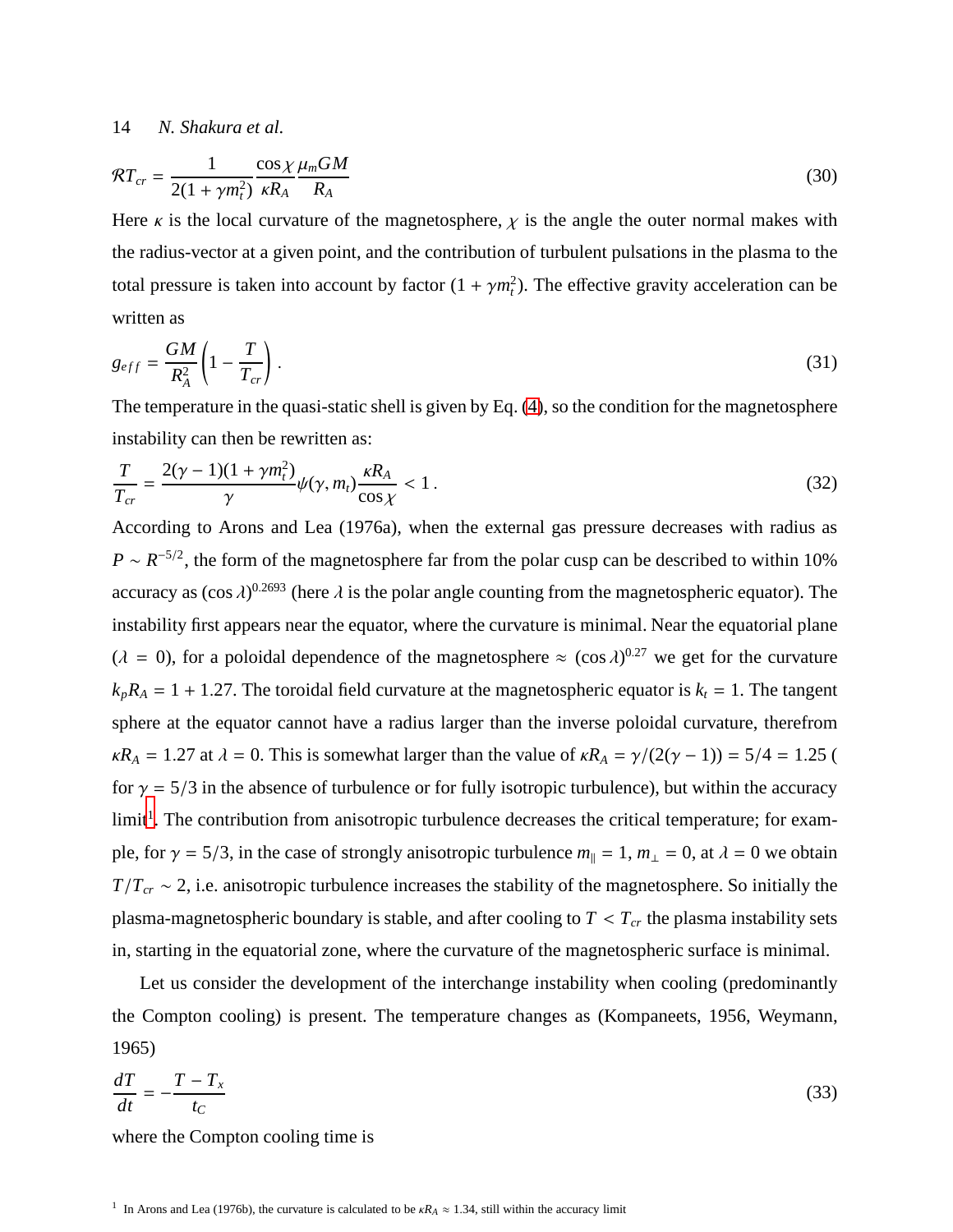$$\mathcal{R}T_{cr} = \frac{1}{2(1+\gamma m_t^2)} \frac{\cos\chi}{\kappa R_A} \frac{\mu_m GM}{R_A} \tag{30}$$

Here $\kappa$ is the local curvature of the magnetosphere, $\chi$ is the angle the outer normal makes with the radius-vector at a given point, and the contribution of turbulent pulsations in the plasma to the total pressure is taken into account by factor $(1+\gamma m_t^2)$. The effective gravity acceleration can be written as

$$g_{eff} = \frac{GM}{R_A^2}\left(1 - \frac{T}{T_{cr}}\right). \tag{31}$$

The temperature in the quasi-static shell is given by Eq. (4), so the condition for the magnetosphere instability can then be rewritten as:

$$\frac{T}{T_{cr}} = \frac{2(\gamma-1)(1+\gamma m_t^2)}{\gamma}\psi(\gamma, m_t)\frac{\kappa R_A}{\cos\chi} < 1\,. \tag{32}$$

According to Arons and Lea (1976a), when the external gas pressure decreases with radius as $P \sim R^{-5/2}$, the form of the magnetosphere far from the polar cusp can be described to within 10% accuracy as $(\cos\lambda)^{0.2693}$ (here $\lambda$ is the polar angle counting from the magnetospheric equator). The instability first appears near the equator, where the curvature is minimal. Near the equatorial plane ($\lambda = 0$), for a poloidal dependence of the magnetosphere $\approx (\cos\lambda)^{0.27}$ we get for the curvature $k_p R_A = 1 + 1.27$. The toroidal field curvature at the magnetospheric equator is $k_t = 1$. The tangent sphere at the equator cannot have a radius larger than the inverse poloidal curvature, therefrom $\kappa R_A = 1.27$ at $\lambda = 0$. This is somewhat larger than the value of $\kappa R_A = \gamma/(2(\gamma-1)) = 5/4 = 1.25$ ( for $\gamma = 5/3$ in the absence of turbulence or for fully isotropic turbulence), but within the accuracy limit[1]. The contribution from anisotropic turbulence decreases the critical temperature; for example, for $\gamma = 5/3$, in the case of strongly anisotropic turbulence $m_\parallel = 1$, $m_\perp = 0$, at $\lambda = 0$ we obtain $T/T_{cr} \sim 2$, i.e. anisotropic turbulence increases the stability of the magnetosphere. So initially the plasma-magnetospheric boundary is stable, and after cooling to $T < T_{cr}$ the plasma instability sets in, starting in the equatorial zone, where the curvature of the magnetospheric surface is minimal.

Let us consider the development of the interchange instability when cooling (predominantly the Compton cooling) is present. The temperature changes as (Kompaneets, 1956, Weymann, 1965)

$$\frac{dT}{dt} = -\frac{T - T_x}{t_C} \tag{33}$$

where the Compton cooling time is

[1] In Arons and Lea (1976b), the curvature is calculated to be $\kappa R_A \approx 1.34$, still within the accuracy limit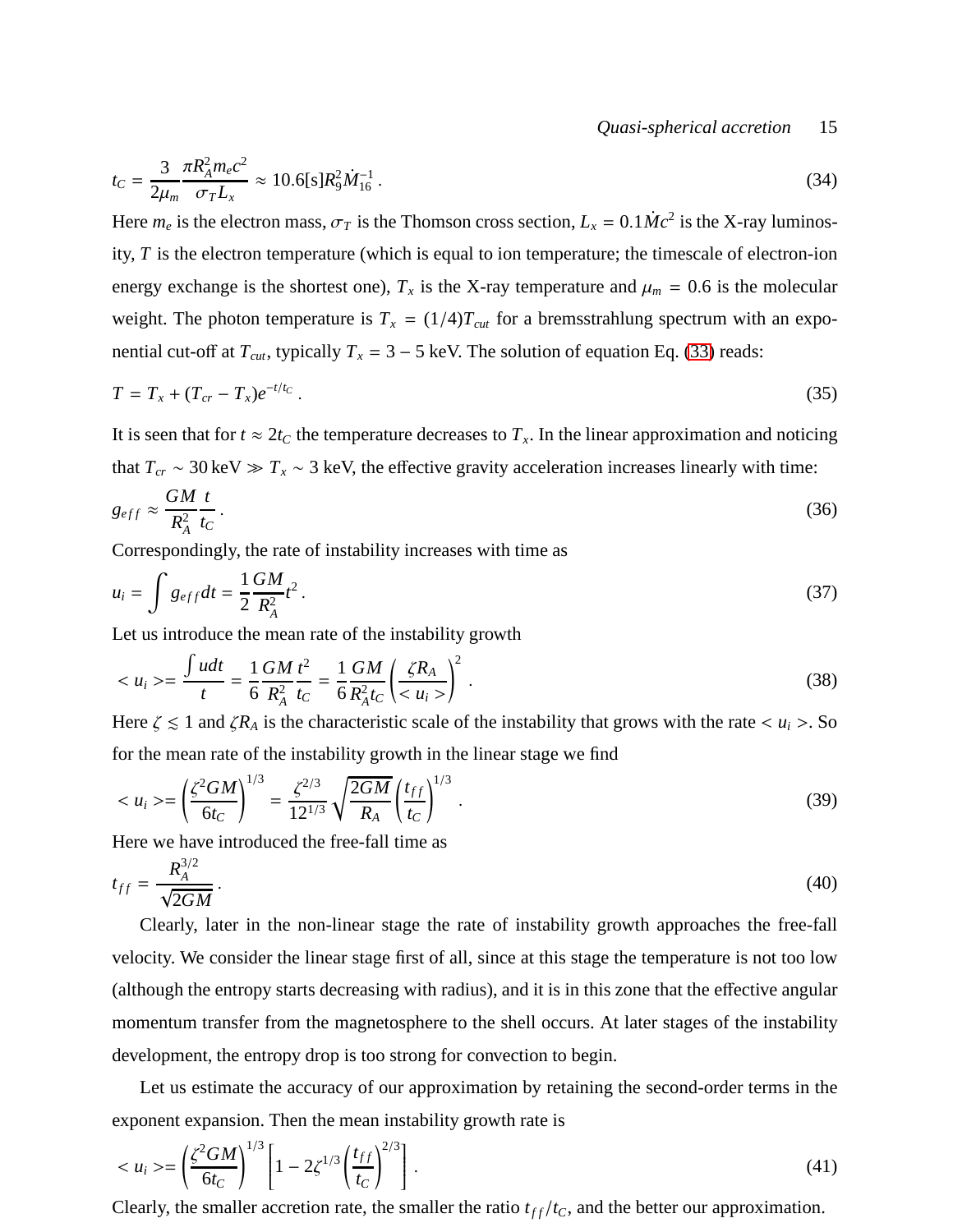$$t_C = \frac{3}{2\mu_m}\frac{\pi R_A^2 m_e c^2}{\sigma_T L_x} \approx 10.6[\mathrm{s}] R_9^2 \dot{M}_{16}^{-1} . \tag{34}$$

Here $m_e$ is the electron mass, $\sigma_T$ is the Thomson cross section, $L_x = 0.1\dot{M}c^2$ is the X-ray luminosity, $T$ is the electron temperature (which is equal to ion temperature; the timescale of electron-ion energy exchange is the shortest one), $T_x$ is the X-ray temperature and $\mu_m = 0.6$ is the molecular weight. The photon temperature is $T_x = (1/4)T_{cut}$ for a bremsstrahlung spectrum with an exponential cut-off at $T_{cut}$, typically $T_x = 3-5$ keV. The solution of equation Eq. (33) reads:

$$T = T_x + (T_{cr} - T_x)e^{-t/t_C} . \tag{35}$$

It is seen that for $t \approx 2t_C$ the temperature decreases to $T_x$. In the linear approximation and noticing that $T_{cr} \sim 30\,\mathrm{keV} \gg T_x \sim 3$ keV, the effective gravity acceleration increases linearly with time:

$$g_{eff} \approx \frac{GM}{R_A^2}\frac{t}{t_C} . \tag{36}$$

Correspondingly, the rate of instability increases with time as

$$u_i = \int g_{eff} dt = \frac{1}{2}\frac{GM}{R_A^2}t^2 . \tag{37}$$

Let us introduce the mean rate of the instability growth

$$< u_i >= \frac{\int u dt}{t} = \frac{1}{6}\frac{GM}{R_A^2}\frac{t^2}{t_C} = \frac{1}{6}\frac{GM}{R_A^2 t_C}\left(\frac{\zeta R_A}{< u_i >}\right)^2 . \tag{38}$$

Here $\zeta \lesssim 1$ and $\zeta R_A$ is the characteristic scale of the instability that grows with the rate $< u_i >$. So for the mean rate of the instability growth in the linear stage we find

$$< u_i >= \left(\frac{\zeta^2 GM}{6 t_C}\right)^{1/3} = \frac{\zeta^{2/3}}{12^{1/3}}\sqrt{\frac{2GM}{R_A}}\left(\frac{t_{ff}}{t_C}\right)^{1/3} . \tag{39}$$

Here we have introduced the free-fall time as

$$t_{ff} = \frac{R_A^{3/2}}{\sqrt{2GM}} . \tag{40}$$

Clearly, later in the non-linear stage the rate of instability growth approaches the free-fall velocity. We consider the linear stage first of all, since at this stage the temperature is not too low (although the entropy starts decreasing with radius), and it is in this zone that the effective angular momentum transfer from the magnetosphere to the shell occurs. At later stages of the instability development, the entropy drop is too strong for convection to begin.

Let us estimate the accuracy of our approximation by retaining the second-order terms in the exponent expansion. Then the mean instability growth rate is

$$< u_i >= \left(\frac{\zeta^2 GM}{6 t_C}\right)^{1/3}\left[1 - 2\zeta^{1/3}\left(\frac{t_{ff}}{t_C}\right)^{2/3}\right] . \tag{41}$$

Clearly, the smaller accretion rate, the smaller the ratio $t_{ff}/t_C$, and the better our approximation.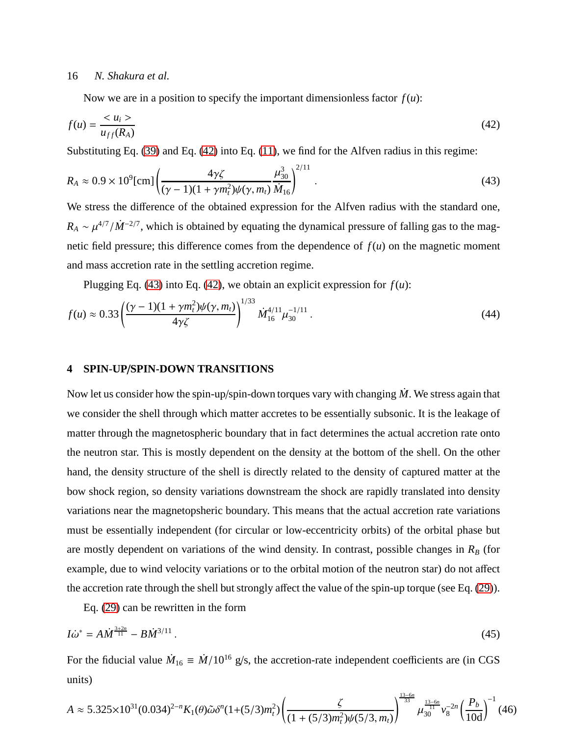Now we are in a position to specify the important dimensionless factor $f(u)$:

$$f(u) = \frac{< u_i >}{u_{ff}(R_A)} \tag{42}$$

Substituting Eq. (39) and Eq. (42) into Eq. (11), we find for the Alfven radius in this regime:

$$R_A \approx 0.9 \times 10^9 [\mathrm{cm}] \left( \frac{4\gamma\zeta}{(\gamma - 1)(1 + \gamma m_t^2)\psi(\gamma, m_t)} \frac{\mu_{30}^3}{\dot{M}_{16}} \right)^{2/11} . \tag{43}$$

We stress the difference of the obtained expression for the Alfven radius with the standard one, $R_A \sim \mu^{4/7}/\dot{M}^{-2/7}$, which is obtained by equating the dynamical pressure of falling gas to the magnetic field pressure; this difference comes from the dependence of $f(u)$ on the magnetic moment and mass accretion rate in the settling accretion regime.

Plugging Eq. (43) into Eq. (42), we obtain an explicit expression for $f(u)$:

$$f(u) \approx 0.33 \left( \frac{(\gamma - 1)(1 + \gamma m_t^2)\psi(\gamma, m_t)}{4\gamma\zeta} \right)^{1/33} \dot{M}_{16}^{4/11} \mu_{30}^{-1/11} . \tag{44}$$

## 4 SPIN-UP/SPIN-DOWN TRANSITIONS

Now let us consider how the spin-up/spin-down torques vary with changing $\dot{M}$. We stress again that we consider the shell through which matter accretes to be essentially subsonic. It is the leakage of matter through the magnetospheric boundary that in fact determines the actual accretion rate onto the neutron star. This is mostly dependent on the density at the bottom of the shell. On the other hand, the density structure of the shell is directly related to the density of captured matter at the bow shock region, so density variations downstream the shock are rapidly translated into density variations near the magnetopsheric boundary. This means that the actual accretion rate variations must be essentially independent (for circular or low-eccentricity orbits) of the orbital phase but are mostly dependent on variations of the wind density. In contrast, possible changes in $R_B$ (for example, due to wind velocity variations or to the orbital motion of the neutron star) do not affect the accretion rate through the shell but strongly affect the value of the spin-up torque (see Eq. (29)).

Eq. (29) can be rewritten in the form

$$I\dot{\omega}^* = A\dot{M}^{\frac{3+2n}{11}} - B\dot{M}^{3/11} . \tag{45}$$

For the fiducial value $\dot{M}_{16} \equiv \dot{M}/10^{16}$ g/s, the accretion-rate independent coefficients are (in CGS units)

$$A \approx 5.325{\times}10^{31}(0.034)^{2-n} K_1(\theta)\tilde{\omega}\delta^n (1{+}(5/3)m_t^2) \left( \frac{\zeta}{(1 + (5/3)m_t^2)\psi(5/3, m_t)} \right)^{\frac{13-6n}{33}} \mu_{30}^{\frac{13-6n}{11}} v_8^{-2n} \left( \frac{P_b}{10\mathrm{d}} \right)^{-1} \tag{46}$$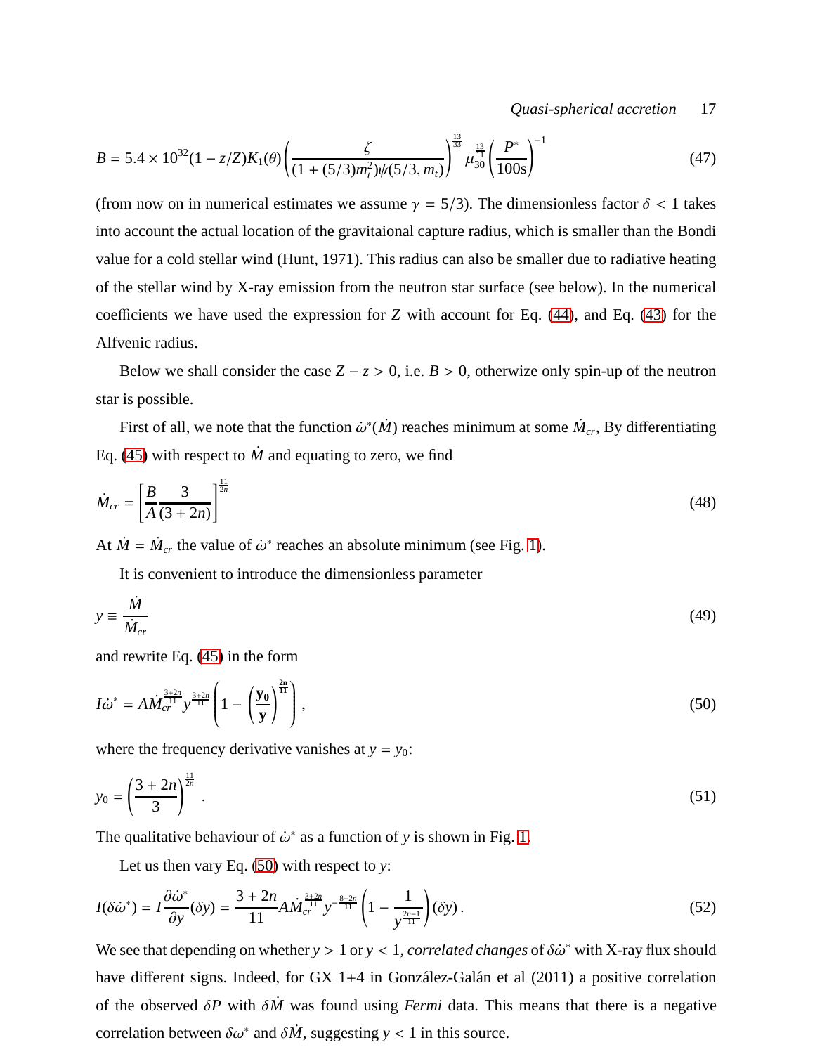$$B = 5.4 \times 10^{32}(1 - z/Z)K_1(\theta)\left(\frac{\zeta}{(1 + (5/3)m_t^2)\psi(5/3, m_t)}\right)^{\frac{13}{33}} \mu_{30}^{\frac{13}{11}} \left(\frac{P^*}{100\mathrm{s}}\right)^{-1} \tag{47}$$

(from now on in numerical estimates we assume $\gamma = 5/3$). The dimensionless factor $\delta < 1$ takes into account the actual location of the gravitaional capture radius, which is smaller than the Bondi value for a cold stellar wind (Hunt, 1971). This radius can also be smaller due to radiative heating of the stellar wind by X-ray emission from the neutron star surface (see below). In the numerical coefficients we have used the expression for $Z$ with account for Eq. (44), and Eq. (43) for the Alfvenic radius.

Below we shall consider the case $Z - z > 0$, i.e. $B > 0$, otherwize only spin-up of the neutron star is possible.

First of all, we note that the function $\dot{\omega}^*(\dot{M})$ reaches minimum at some $\dot{M}_{cr}$, By differentiating Eq. (45) with respect to $\dot{M}$ and equating to zero, we find

$$\dot{M}_{cr} = \left[\frac{B}{A}\frac{3}{(3 + 2n)}\right]^{\frac{11}{2n}} \tag{48}$$

At $\dot{M} = \dot{M}_{cr}$ the value of $\dot{\omega}^*$ reaches an absolute minimum (see Fig. 1).

It is convenient to introduce the dimensionless parameter

$$y \equiv \frac{\dot{M}}{\dot{M}_{cr}} \tag{49}$$

and rewrite Eq. (45) in the form

$$I\dot{\omega}^* = A\dot{M}_{cr}^{\frac{3+2n}{11}} y^{\frac{3+2n}{11}} \left(1 - \left(\frac{\mathbf{y_0}}{\mathbf{y}}\right)^{\frac{\mathbf{2n}}{\mathbf{11}}}\right), \tag{50}$$

where the frequency derivative vanishes at $y = y_0$:

$$y_0 = \left(\frac{3 + 2n}{3}\right)^{\frac{11}{2n}}. \tag{51}$$

The qualitative behaviour of $\dot{\omega}^*$ as a function of $y$ is shown in Fig. 1.

Let us then vary Eq. (50) with respect to $y$:

$$I(\delta\dot{\omega}^*) = I\frac{\partial\dot{\omega}^*}{\partial y}(\delta y) = \frac{3 + 2n}{11} A\dot{M}_{cr}^{\frac{3+2n}{11}} y^{-\frac{8-2n}{11}} \left(1 - \frac{1}{y^{\frac{2n-1}{11}}}\right)(\delta y). \tag{52}$$

We see that depending on whether $y > 1$ or $y < 1$, *correlated changes* of $\delta\dot{\omega}^*$ with X-ray flux should have different signs. Indeed, for GX 1+4 in González-Galán et al (2011) a positive correlation of the observed $\delta P$ with $\delta\dot{M}$ was found using *Fermi* data. This means that there is a negative correlation between $\delta\omega^*$ and $\delta\dot{M}$, suggesting $y < 1$ in this source.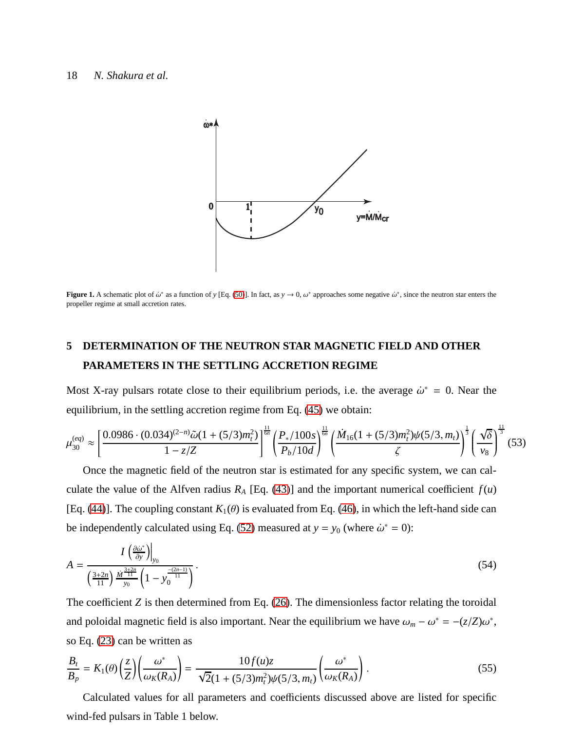**Figure 1.** A schematic plot of $\dot{\omega}^*$ as a function of $y$ [Eq. (50)]. In fact, as $y \to 0$, $\omega^*$ approaches some negative $\dot{\omega}^*$, since the neutron star enters the propeller regime at small accretion rates.

## 5 DETERMINATION OF THE NEUTRON STAR MAGNETIC FIELD AND OTHER PARAMETERS IN THE SETTLING ACCRETION REGIME

Most X-ray pulsars rotate close to their equilibrium periods, i.e. the average $\dot{\omega}^* = 0$. Near the equilibrium, in the settling accretion regime from Eq. (45) we obtain:

$$\mu_{30}^{(eq)} \approx \left[\frac{0.0986 \cdot (0.034)^{(2-n)}\tilde{\omega}(1+(5/3)m_t^2)}{1-z/Z}\right]^{\frac{11}{6n}} \left(\frac{P_*/100s}{P_b/10d}\right)^{\frac{11}{6n}} \left(\frac{\dot{M}_{16}(1+(5/3)m_t^2)\psi(5/3,m_t)}{\zeta}\right)^{\frac{1}{3}} \left(\frac{\sqrt{\delta}}{v_8}\right)^{\frac{11}{3}} \quad (53)$$

Once the magnetic field of the neutron star is estimated for any specific system, we can calculate the value of the Alfven radius $R_A$ [Eq. (43)] and the important numerical coefficient $f(u)$ [Eq. (44)]. The coupling constant $K_1(\theta)$ is evaluated from Eq. (46), in which the left-hand side can be independently calculated using Eq. (52) measured at $y = y_0$ (where $\dot{\omega}^* = 0$):

$$A = \frac{I\left(\frac{\partial \dot{\omega}^*}{\partial y}\right)\Big|_{y_0}}{\left(\frac{3+2n}{11}\right)\frac{\dot{M}^{\frac{3+2n}{11}}}{y_0}\left(1 - y_0^{\frac{-(2n-1)}{11}}\right)}. \quad (54)$$

The coefficient $Z$ is then determined from Eq. (26). The dimensionless factor relating the toroidal and poloidal magnetic field is also important. Near the equilibrium we have $\omega_m - \omega^* = -(z/Z)\omega^*$, so Eq. (23) can be written as

$$\frac{B_t}{B_p} = K_1(\theta)\left(\frac{z}{Z}\right)\left(\frac{\omega^*}{\omega_K(R_A)}\right) = \frac{10 f(u) z}{\sqrt{2}(1+(5/3)m_t^2)\psi(5/3,m_t)}\left(\frac{\omega^*}{\omega_K(R_A)}\right). \quad (55)$$

Calculated values for all parameters and coefficients discussed above are listed for specific wind-fed pulsars in Table 1 below.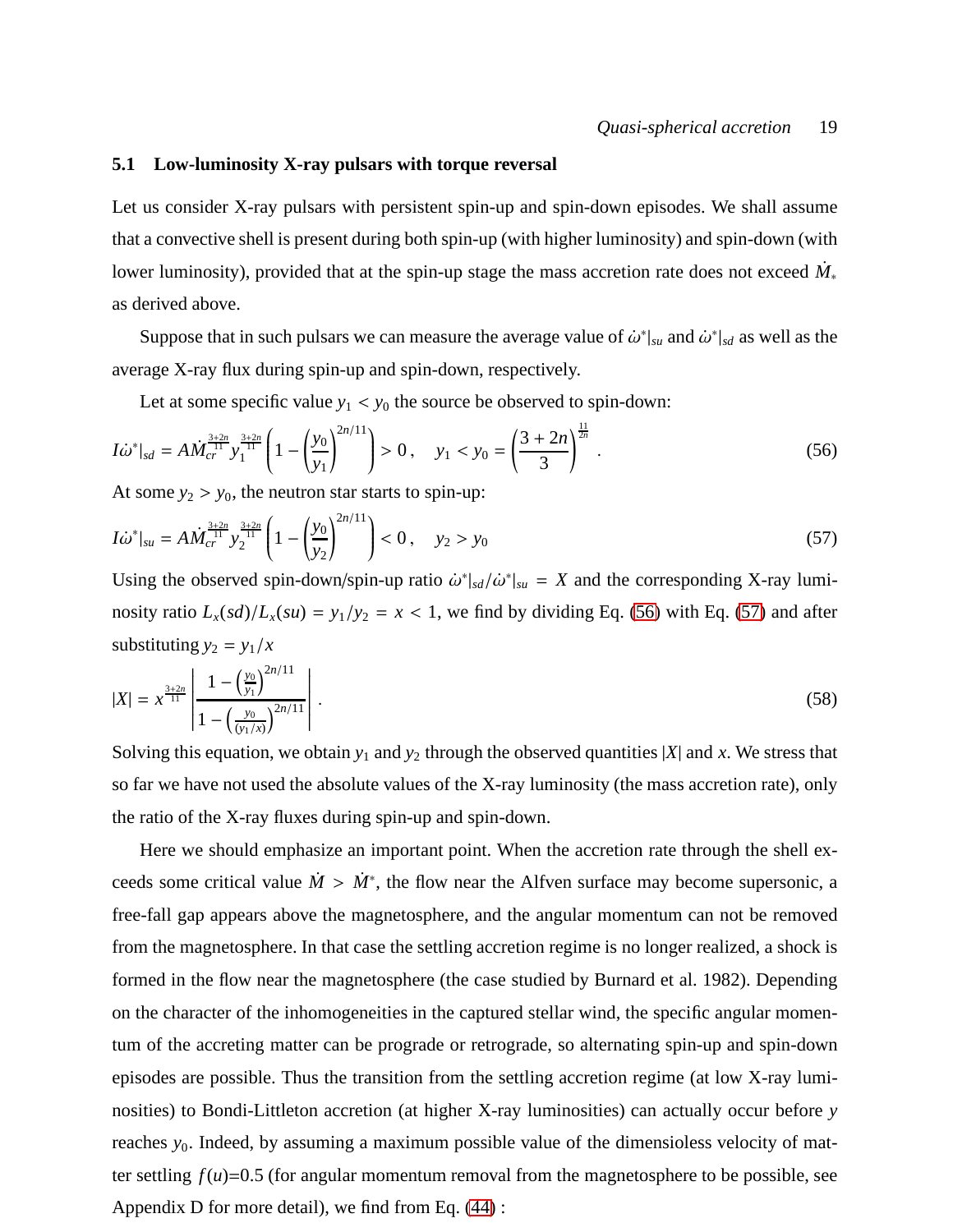### 5.1 Low-luminosity X-ray pulsars with torque reversal

Let us consider X-ray pulsars with persistent spin-up and spin-down episodes. We shall assume that a convective shell is present during both spin-up (with higher luminosity) and spin-down (with lower luminosity), provided that at the spin-up stage the mass accretion rate does not exceed $\dot{M}_*$ as derived above.

Suppose that in such pulsars we can measure the average value of $\dot{\omega}^*|_{su}$ and $\dot{\omega}^*|_{sd}$ as well as the average X-ray flux during spin-up and spin-down, respectively.

Let at some specific value $y_1 < y_0$ the source be observed to spin-down:

$$I\dot{\omega}^*|_{sd} = A\dot{M}_{cr}^{\frac{3+2n}{11}} y_1^{\frac{3+2n}{11}} \left(1 - \left(\frac{y_0}{y_1}\right)^{2n/11}\right) > 0\,, \quad y_1 < y_0 = \left(\frac{3+2n}{3}\right)^{\frac{11}{2n}}\,. \tag{56}$$

At some $y_2 > y_0$, the neutron star starts to spin-up:

$$I\dot{\omega}^*|_{su} = A\dot{M}_{cr}^{\frac{3+2n}{11}} y_2^{\frac{3+2n}{11}} \left(1 - \left(\frac{y_0}{y_2}\right)^{2n/11}\right) < 0\,, \quad y_2 > y_0 \tag{57}$$

Using the observed spin-down/spin-up ratio $\dot{\omega}^*|_{sd}/\dot{\omega}^*|_{su} = X$ and the corresponding X-ray luminosity ratio $L_x(sd)/L_x(su) = y_1/y_2 = x < 1$, we find by dividing Eq. (56) with Eq. (57) and after substituting $y_2 = y_1/x$

$$|X| = x^{\frac{3+2n}{11}} \left| \frac{1 - \left(\frac{y_0}{y_1}\right)^{2n/11}}{1 - \left(\frac{y_0}{(y_1/x)}\right)^{2n/11}} \right|\,. \tag{58}$$

Solving this equation, we obtain $y_1$ and $y_2$ through the observed quantities $|X|$ and $x$. We stress that so far we have not used the absolute values of the X-ray luminosity (the mass accretion rate), only the ratio of the X-ray fluxes during spin-up and spin-down.

Here we should emphasize an important point. When the accretion rate through the shell exceeds some critical value $\dot{M} > \dot{M}^*$, the flow near the Alfven surface may become supersonic, a free-fall gap appears above the magnetosphere, and the angular momentum can not be removed from the magnetosphere. In that case the settling accretion regime is no longer realized, a shock is formed in the flow near the magnetosphere (the case studied by Burnard et al. 1982). Depending on the character of the inhomogeneities in the captured stellar wind, the specific angular momentum of the accreting matter can be prograde or retrograde, so alternating spin-up and spin-down episodes are possible. Thus the transition from the settling accretion regime (at low X-ray luminosities) to Bondi-Littleton accretion (at higher X-ray luminosities) can actually occur before $y$ reaches $y_0$. Indeed, by assuming a maximum possible value of the dimensioless velocity of matter settling $f(u)$=0.5 (for angular momentum removal from the magnetosphere to be possible, see Appendix D for more detail), we find from Eq. (44) :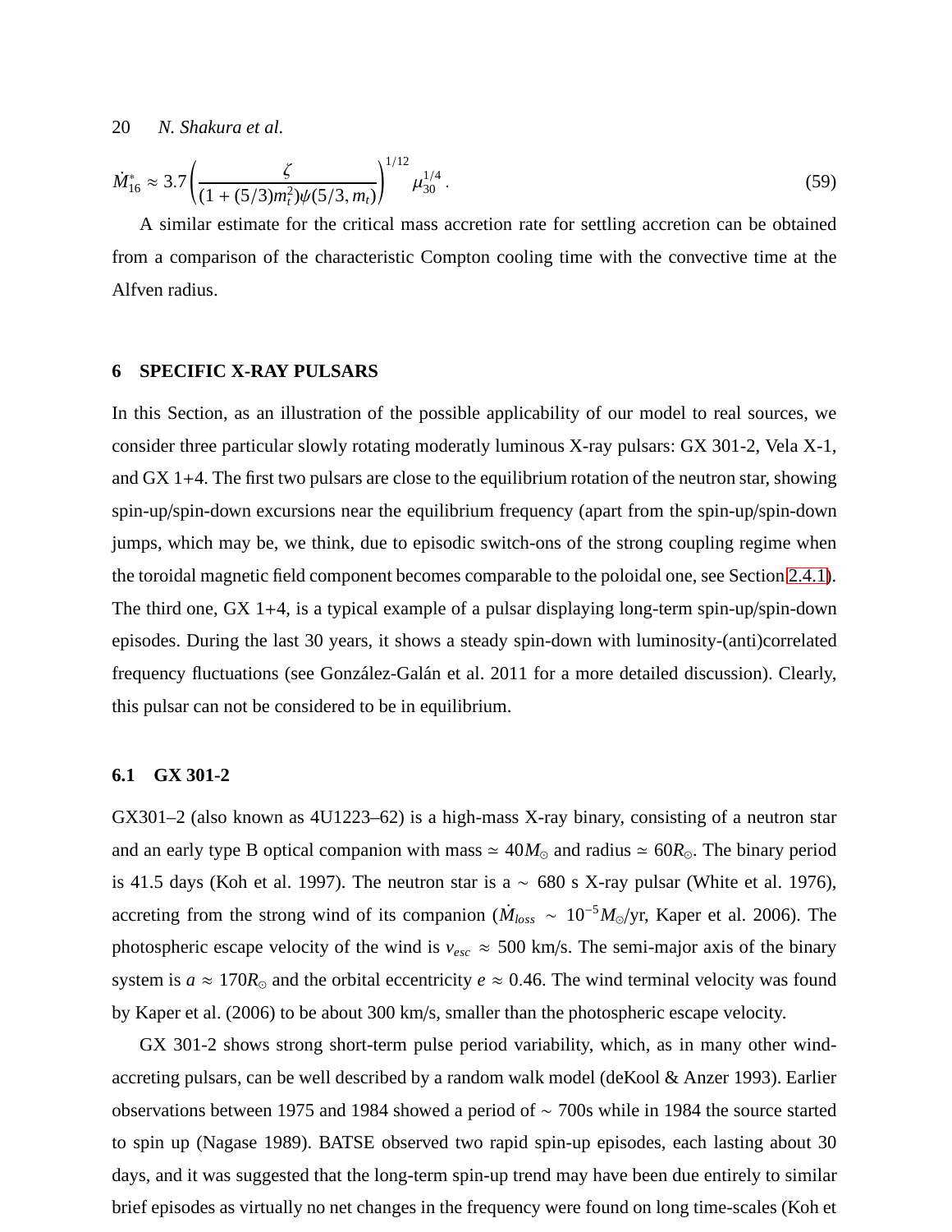$$\dot{M}_{16}^{*} \approx 3.7 \left( \frac{\zeta}{(1 + (5/3)m_t^2)\psi(5/3, m_t)} \right)^{1/12} \mu_{30}^{1/4} . \tag{59}$$

A similar estimate for the critical mass accretion rate for settling accretion can be obtained from a comparison of the characteristic Compton cooling time with the convective time at the Alfven radius.

## 6 SPECIFIC X-RAY PULSARS

In this Section, as an illustration of the possible applicability of our model to real sources, we consider three particular slowly rotating moderatly luminous X-ray pulsars: GX 301-2, Vela X-1, and GX 1+4. The first two pulsars are close to the equilibrium rotation of the neutron star, showing spin-up/spin-down excursions near the equilibrium frequency (apart from the spin-up/spin-down jumps, which may be, we think, due to episodic switch-ons of the strong coupling regime when the toroidal magnetic field component becomes comparable to the poloidal one, see Section 2.4.1). The third one, GX 1+4, is a typical example of a pulsar displaying long-term spin-up/spin-down episodes. During the last 30 years, it shows a steady spin-down with luminosity-(anti)correlated frequency fluctuations (see González-Galán et al. 2011 for a more detailed discussion). Clearly, this pulsar can not be considered to be in equilibrium.

### 6.1 GX 301-2

GX301–2 (also known as 4U1223–62) is a high-mass X-ray binary, consisting of a neutron star and an early type B optical companion with mass $\simeq 40 M_{\odot}$ and radius $\simeq 60 R_{\odot}$. The binary period is 41.5 days (Koh et al. 1997). The neutron star is a $\sim$ 680 s X-ray pulsar (White et al. 1976), accreting from the strong wind of its companion ($\dot{M}_{loss} \sim 10^{-5} M_{\odot}$/yr, Kaper et al. 2006). The photospheric escape velocity of the wind is $v_{esc} \approx 500$ km/s. The semi-major axis of the binary system is $a \approx 170 R_{\odot}$ and the orbital eccentricity $e \approx 0.46$. The wind terminal velocity was found by Kaper et al. (2006) to be about 300 km/s, smaller than the photospheric escape velocity.

GX 301-2 shows strong short-term pulse period variability, which, as in many other wind-accreting pulsars, can be well described by a random walk model (deKool & Anzer 1993). Earlier observations between 1975 and 1984 showed a period of $\sim$ 700s while in 1984 the source started to spin up (Nagase 1989). BATSE observed two rapid spin-up episodes, each lasting about 30 days, and it was suggested that the long-term spin-up trend may have been due entirely to similar brief episodes as virtually no net changes in the frequency were found on long time-scales (Koh et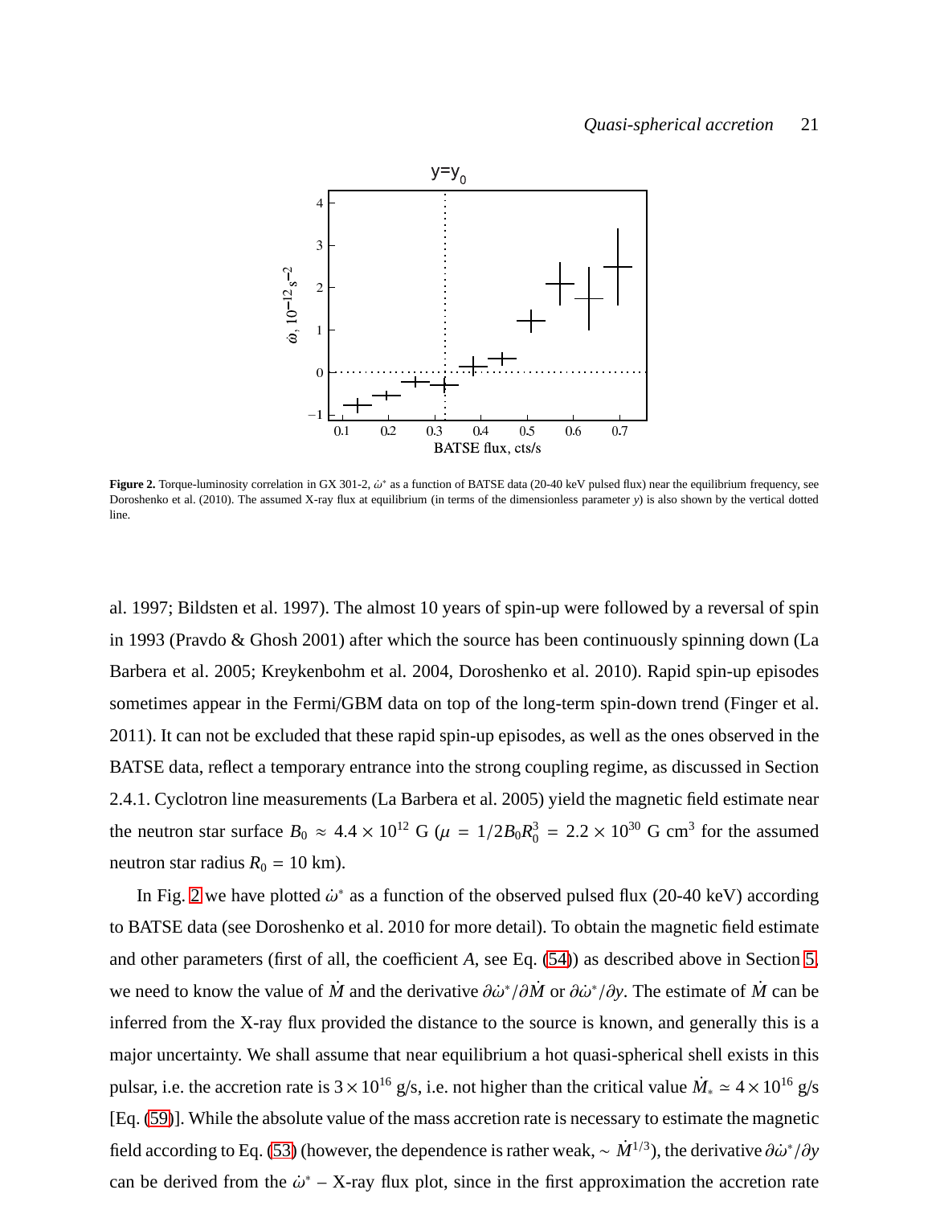**Figure 2.** Torque-luminosity correlation in GX 301-2, $\dot{\omega}^*$ as a function of BATSE data (20-40 keV pulsed flux) near the equilibrium frequency, see Doroshenko et al. (2010). The assumed X-ray flux at equilibrium (in terms of the dimensionless parameter $y$) is also shown by the vertical dotted line.

al. 1997; Bildsten et al. 1997). The almost 10 years of spin-up were followed by a reversal of spin in 1993 (Pravdo & Ghosh 2001) after which the source has been continuously spinning down (La Barbera et al. 2005; Kreykenbohm et al. 2004, Doroshenko et al. 2010). Rapid spin-up episodes sometimes appear in the Fermi/GBM data on top of the long-term spin-down trend (Finger et al. 2011). It can not be excluded that these rapid spin-up episodes, as well as the ones observed in the BATSE data, reflect a temporary entrance into the strong coupling regime, as discussed in Section 2.4.1. Cyclotron line measurements (La Barbera et al. 2005) yield the magnetic field estimate near the neutron star surface $B_0 \approx 4.4\times10^{12}$ G ($\mu = 1/2B_0R_0^3 = 2.2\times10^{30}$ G cm$^3$ for the assumed neutron star radius $R_0 = 10$ km).

In Fig. 2 we have plotted $\dot{\omega}^*$ as a function of the observed pulsed flux (20-40 keV) according to BATSE data (see Doroshenko et al. 2010 for more detail). To obtain the magnetic field estimate and other parameters (first of all, the coefficient $A$, see Eq. (54)) as described above in Section 5, we need to know the value of $\dot{M}$ and the derivative $\partial\dot{\omega}^*/\partial\dot{M}$ or $\partial\dot{\omega}^*/\partial y$. The estimate of $\dot{M}$ can be inferred from the X-ray flux provided the distance to the source is known, and generally this is a major uncertainty. We shall assume that near equilibrium a hot quasi-spherical shell exists in this pulsar, i.e. the accretion rate is $3\times10^{16}$ g/s, i.e. not higher than the critical value $\dot{M}_* \simeq 4\times10^{16}$ g/s [Eq. (59)]. While the absolute value of the mass accretion rate is necessary to estimate the magnetic field according to Eq. (53) (however, the dependence is rather weak, $\sim \dot{M}^{1/3}$), the derivative $\partial\dot{\omega}^*/\partial y$ can be derived from the $\dot{\omega}^*$ – X-ray flux plot, since in the first approximation the accretion rate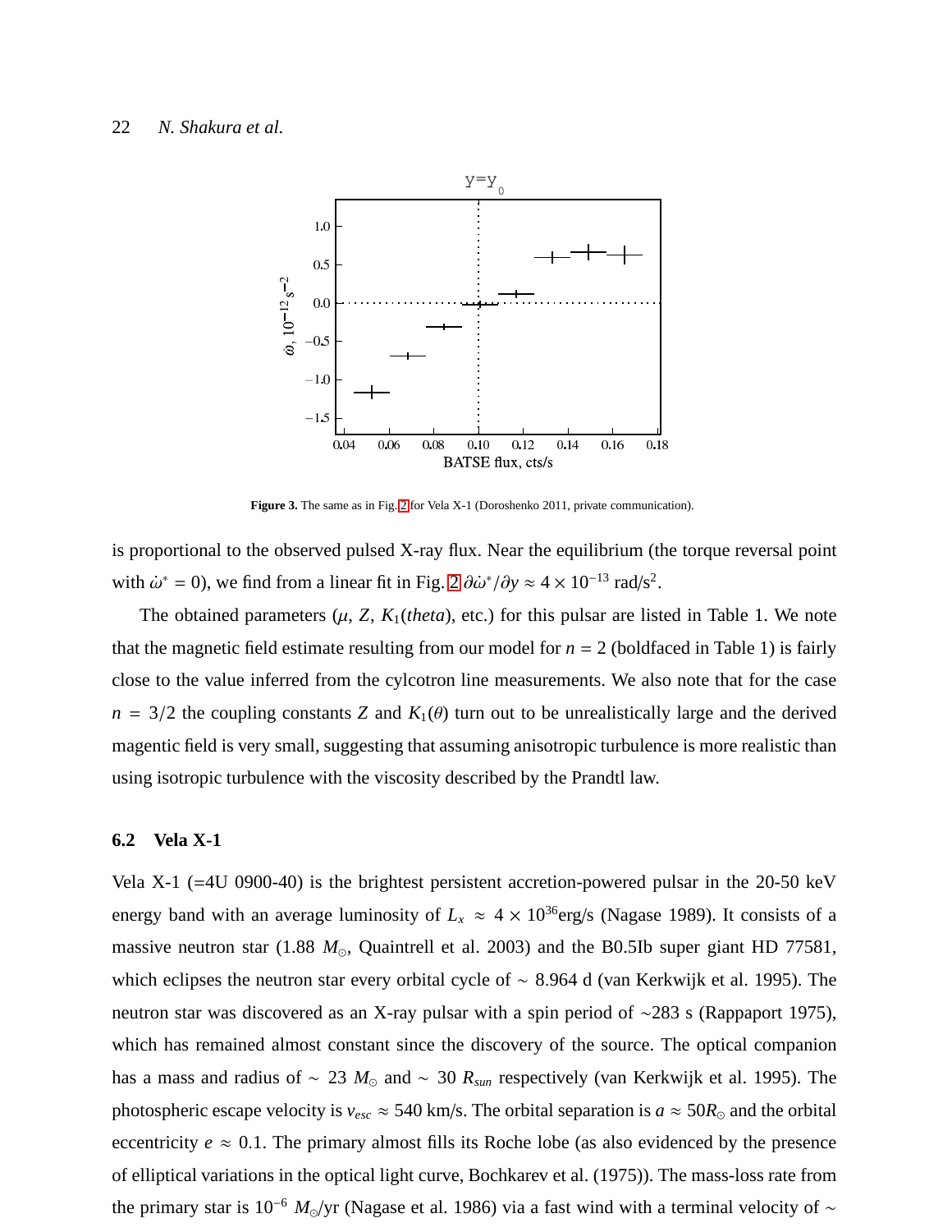Figure 3. The same as in Fig. 2 for Vela X-1 (Doroshenko 2011, private communication).

is proportional to the observed pulsed X-ray flux. Near the equilibrium (the torque reversal point with $\dot{\omega}^* = 0$), we find from a linear fit in Fig. 2 $\partial\dot{\omega}^*/\partial y \approx 4 \times 10^{-13}$ rad/s$^2$.

The obtained parameters ($\mu$, $Z$, $K_1$(*theta*), etc.) for this pulsar are listed in Table 1. We note that the magnetic field estimate resulting from our model for $n = 2$ (boldfaced in Table 1) is fairly close to the value inferred from the cylcotron line measurements. We also note that for the case $n = 3/2$ the coupling constants $Z$ and $K_1(\theta)$ turn out to be unrealistically large and the derived magentic field is very small, suggesting that assuming anisotropic turbulence is more realistic than using isotropic turbulence with the viscosity described by the Prandtl law.

### 6.2 Vela X-1

Vela X-1 (=4U 0900-40) is the brightest persistent accretion-powered pulsar in the 20-50 keV energy band with an average luminosity of $L_x \approx 4 \times 10^{36}$erg/s (Nagase 1989). It consists of a massive neutron star (1.88 $M_\odot$, Quaintrell et al. 2003) and the B0.5Ib super giant HD 77581, which eclipses the neutron star every orbital cycle of $\sim$ 8.964 d (van Kerkwijk et al. 1995). The neutron star was discovered as an X-ray pulsar with a spin period of $\sim$283 s (Rappaport 1975), which has remained almost constant since the discovery of the source. The optical companion has a mass and radius of $\sim$ 23 $M_\odot$ and $\sim$ 30 $R_{sun}$ respectively (van Kerkwijk et al. 1995). The photospheric escape velocity is $v_{esc} \approx 540$ km/s. The orbital separation is $a \approx 50R_\odot$ and the orbital eccentricity $e \approx 0.1$. The primary almost fills its Roche lobe (as also evidenced by the presence of elliptical variations in the optical light curve, Bochkarev et al. (1975)). The mass-loss rate from the primary star is $10^{-6}$ $M_\odot$/yr (Nagase et al. 1986) via a fast wind with a terminal velocity of $\sim$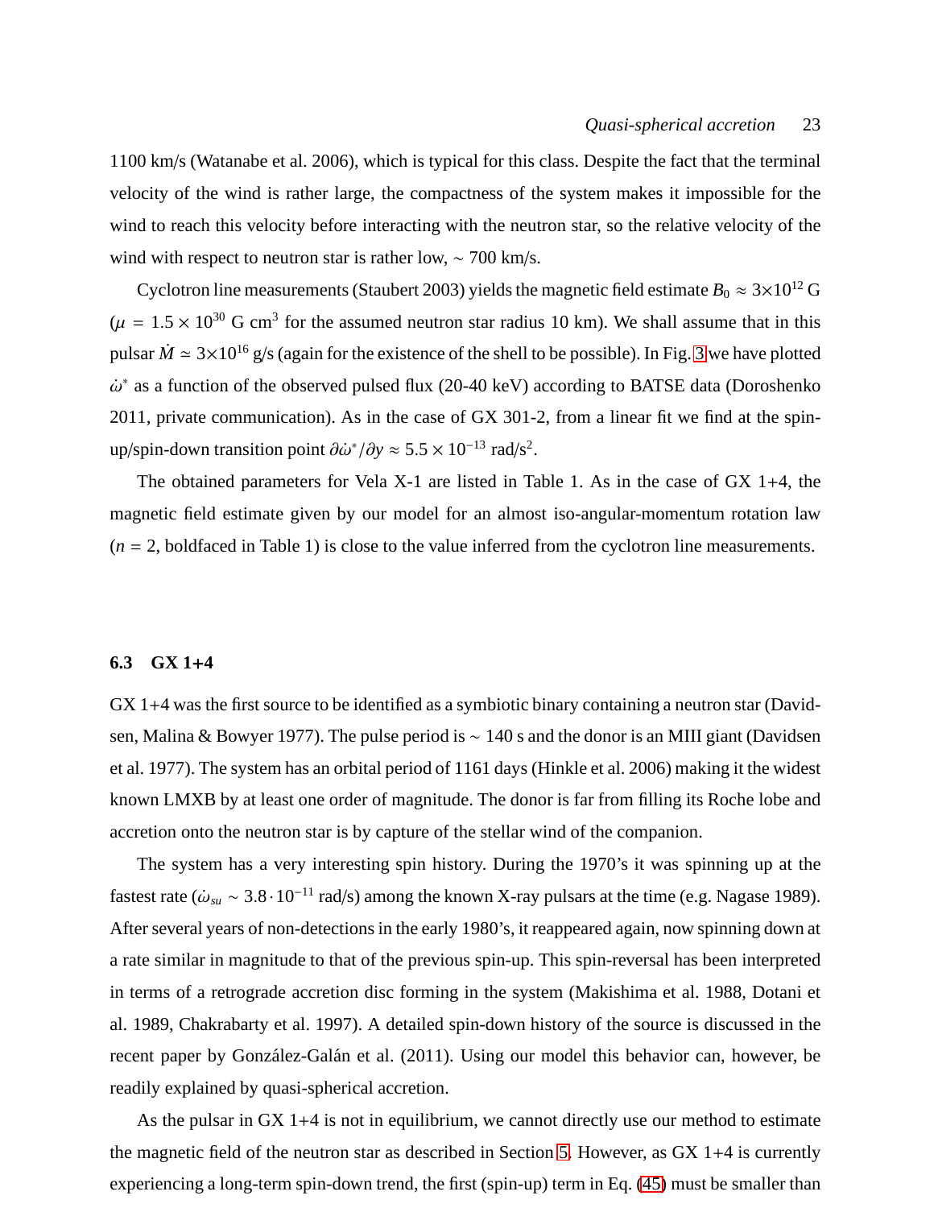1100 km/s (Watanabe et al. 2006), which is typical for this class. Despite the fact that the terminal velocity of the wind is rather large, the compactness of the system makes it impossible for the wind to reach this velocity before interacting with the neutron star, so the relative velocity of the wind with respect to neutron star is rather low, ~ 700 km/s.

Cyclotron line measurements (Staubert 2003) yields the magnetic field estimate $B_0 \approx 3{\times}10^{12}$ G ($\mu = 1.5 \times 10^{30}$ G cm$^3$ for the assumed neutron star radius 10 km). We shall assume that in this pulsar $\dot{M} \simeq 3{\times}10^{16}$ g/s (again for the existence of the shell to be possible). In Fig. 3 we have plotted $\dot{\omega}^*$ as a function of the observed pulsed flux (20-40 keV) according to BATSE data (Doroshenko 2011, private communication). As in the case of GX 301-2, from a linear fit we find at the spin-up/spin-down transition point $\partial\dot{\omega}^*/\partial y \approx 5.5 \times 10^{-13}$ rad/s$^2$.

The obtained parameters for Vela X-1 are listed in Table 1. As in the case of GX 1+4, the magnetic field estimate given by our model for an almost iso-angular-momentum rotation law ($n = 2$, boldfaced in Table 1) is close to the value inferred from the cyclotron line measurements.

### 6.3 GX 1+4

GX 1+4 was the first source to be identified as a symbiotic binary containing a neutron star (Davidsen, Malina & Bowyer 1977). The pulse period is ~ 140 s and the donor is an MIII giant (Davidsen et al. 1977). The system has an orbital period of 1161 days (Hinkle et al. 2006) making it the widest known LMXB by at least one order of magnitude. The donor is far from filling its Roche lobe and accretion onto the neutron star is by capture of the stellar wind of the companion.

The system has a very interesting spin history. During the 1970's it was spinning up at the fastest rate ($\dot{\omega}_{su} \sim 3.8 \cdot 10^{-11}$ rad/s) among the known X-ray pulsars at the time (e.g. Nagase 1989). After several years of non-detections in the early 1980's, it reappeared again, now spinning down at a rate similar in magnitude to that of the previous spin-up. This spin-reversal has been interpreted in terms of a retrograde accretion disc forming in the system (Makishima et al. 1988, Dotani et al. 1989, Chakrabarty et al. 1997). A detailed spin-down history of the source is discussed in the recent paper by González-Galán et al. (2011). Using our model this behavior can, however, be readily explained by quasi-spherical accretion.

As the pulsar in GX 1+4 is not in equilibrium, we cannot directly use our method to estimate the magnetic field of the neutron star as described in Section 5. However, as GX 1+4 is currently experiencing a long-term spin-down trend, the first (spin-up) term in Eq. (45) must be smaller than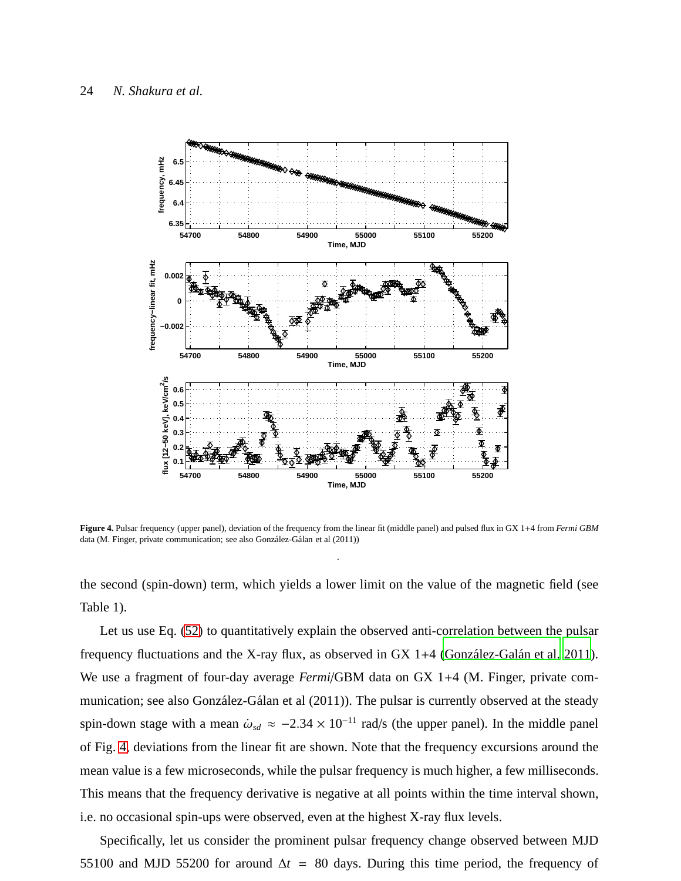**Figure 4.** Pulsar frequency (upper panel), deviation of the frequency from the linear fit (middle panel) and pulsed flux in GX 1+4 from *Fermi GBM* data (M. Finger, private communication; see also González-Gálan et al (2011))

the second (spin-down) term, which yields a lower limit on the value of the magnetic field (see Table 1).

Let us use Eq. (52) to quantitatively explain the observed anti-correlation between the pulsar frequency fluctuations and the X-ray flux, as observed in GX 1+4 (González-Galán et al. 2011). We use a fragment of four-day average *Fermi*/GBM data on GX 1+4 (M. Finger, private communication; see also González-Gálan et al (2011)). The pulsar is currently observed at the steady spin-down stage with a mean $\dot{\omega}_{sd} \approx -2.34 \times 10^{-11}$ rad/s (the upper panel). In the middle panel of Fig. 4, deviations from the linear fit are shown. Note that the frequency excursions around the mean value is a few microseconds, while the pulsar frequency is much higher, a few milliseconds. This means that the frequency derivative is negative at all points within the time interval shown, i.e. no occasional spin-ups were observed, even at the highest X-ray flux levels.

Specifically, let us consider the prominent pulsar frequency change observed between MJD 55100 and MJD 55200 for around $\Delta t = 80$ days. During this time period, the frequency of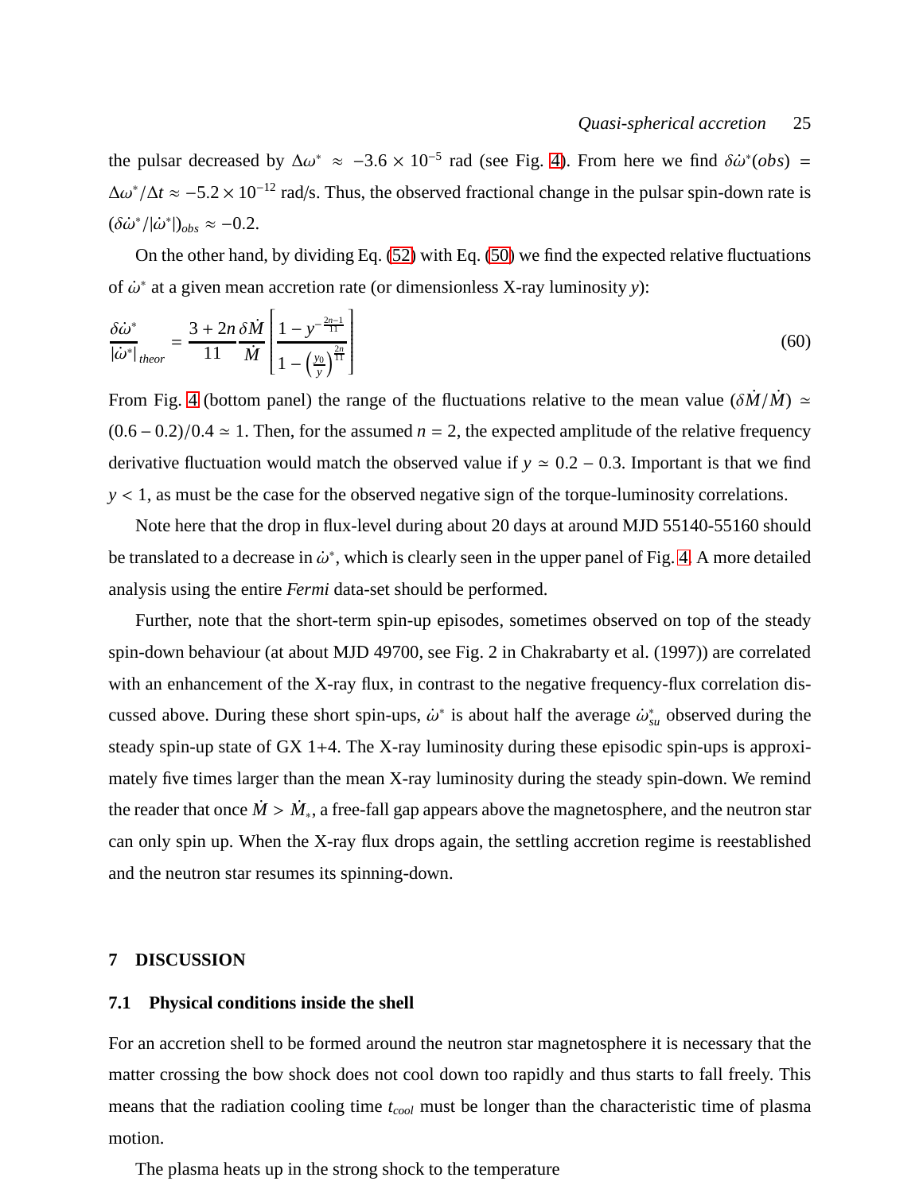the pulsar decreased by $\Delta\omega^* \approx -3.6 \times 10^{-5}$ rad (see Fig. 4). From here we find $\delta\dot{\omega}^*(obs) = \Delta\omega^*/\Delta t \approx -5.2 \times 10^{-12}$ rad/s. Thus, the observed fractional change in the pulsar spin-down rate is $(\delta\dot{\omega}^*/|\dot{\omega}^*|)_{obs} \approx -0.2$.

On the other hand, by dividing Eq. (52) with Eq. (50) we find the expected relative fluctuations of $\dot{\omega}^*$ at a given mean accretion rate (or dimensionless X-ray luminosity $y$):

$$\frac{\delta\dot{\omega}^*}{|\dot{\omega}^*|}_{theor} = \frac{3+2n}{11}\frac{\delta\dot{M}}{\dot{M}}\left[\frac{1-y^{-\frac{2n-1}{11}}}{1-\left(\frac{y_0}{y}\right)^{\frac{2n}{11}}}\right] \tag{60}$$

From Fig. 4 (bottom panel) the range of the fluctuations relative to the mean value $(\delta\dot{M}/\dot{M}) \simeq (0.6-0.2)/0.4 \simeq 1$. Then, for the assumed $n=2$, the expected amplitude of the relative frequency derivative fluctuation would match the observed value if $y \simeq 0.2-0.3$. Important is that we find $y < 1$, as must be the case for the observed negative sign of the torque-luminosity correlations.

Note here that the drop in flux-level during about 20 days at around MJD 55140-55160 should be translated to a decrease in $\dot{\omega}^*$, which is clearly seen in the upper panel of Fig. 4. A more detailed analysis using the entire *Fermi* data-set should be performed.

Further, note that the short-term spin-up episodes, sometimes observed on top of the steady spin-down behaviour (at about MJD 49700, see Fig. 2 in Chakrabarty et al. (1997)) are correlated with an enhancement of the X-ray flux, in contrast to the negative frequency-flux correlation discussed above. During these short spin-ups, $\dot{\omega}^*$ is about half the average $\dot{\omega}^*_{su}$ observed during the steady spin-up state of GX 1+4. The X-ray luminosity during these episodic spin-ups is approximately five times larger than the mean X-ray luminosity during the steady spin-down. We remind the reader that once $\dot{M} > \dot{M}_*$, a free-fall gap appears above the magnetosphere, and the neutron star can only spin up. When the X-ray flux drops again, the settling accretion regime is reestablished and the neutron star resumes its spinning-down.

## 7 DISCUSSION

### 7.1 Physical conditions inside the shell

For an accretion shell to be formed around the neutron star magnetosphere it is necessary that the matter crossing the bow shock does not cool down too rapidly and thus starts to fall freely. This means that the radiation cooling time $t_{cool}$ must be longer than the characteristic time of plasma motion.

The plasma heats up in the strong shock to the temperature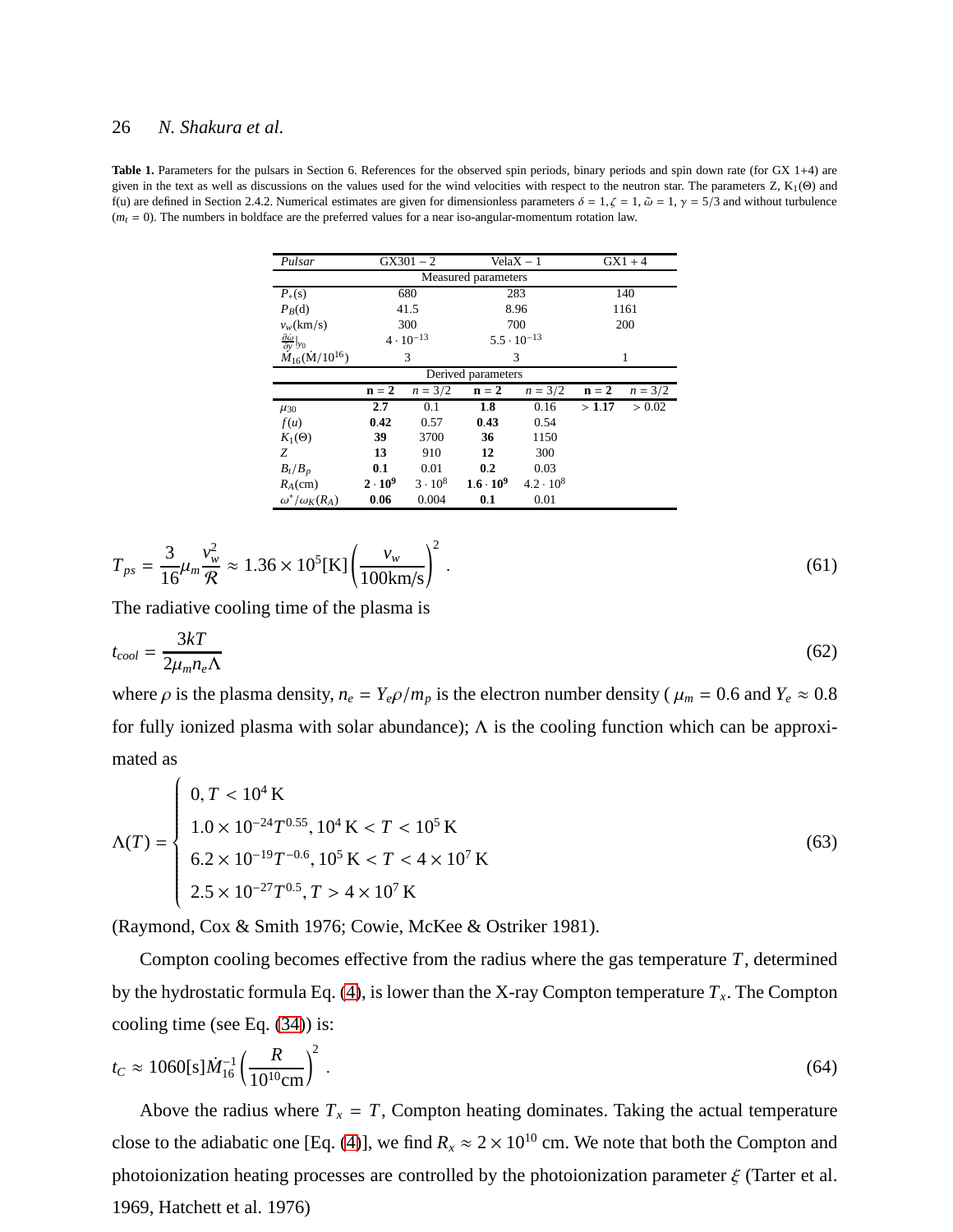**Table 1.** Parameters for the pulsars in Section 6. References for the observed spin periods, binary periods and spin down rate (for GX 1+4) are given in the text as well as discussions on the values used for the wind velocities with respect to the neutron star. The parameters Z, $K_1(\Theta)$ and f(u) are defined in Section 2.4.2. Numerical estimates are given for dimensionless parameters $\delta = 1, \zeta = 1, \tilde{\omega} = 1, \gamma = 5/3$ and without turbulence ($m_t = 0$). The numbers in boldface are the preferred values for a near iso-angular-momentum rotation law.

| *Pulsar* | GX301 − 2 | | VelaX − 1 | | GX1 + 4 | |
|---|---|---|---|---|---|---|
| | Measured parameters | | | | | |
| $P_*$(s) | 680 | | 283 | | 140 | |
| $P_B$(d) | 41.5 | | 8.96 | | 1161 | |
| $v_w$(km/s) | 300 | | 700 | | 200 | |
| $\frac{\partial\dot{\omega}}{\partial y}\|_{y_0}$ | $4 \cdot 10^{-13}$ | | $5.5 \cdot 10^{-13}$ | | | |
| $\dot{M}_{16}(\dot{M}/10^{16})$ | 3 | | 3 | | 1 | |
| | Derived parameters | | | | | |
| | **n = 2** | $n = 3/2$ | **n = 2** | $n = 3/2$ | **n = 2** | $n = 3/2$ |
| $\mu_{30}$ | **2.7** | 0.1 | **1.8** | 0.16 | > **1.17** | > 0.02 |
| $f(u)$ | **0.42** | 0.57 | **0.43** | 0.54 | | |
| $K_1(\Theta)$ | **39** | 3700 | **36** | 1150 | | |
| $Z$ | **13** | 910 | **12** | 300 | | |
| $B_t/B_p$ | **0.1** | 0.01 | **0.2** | 0.03 | | |
| $R_A$(cm) | $\mathbf{2 \cdot 10^9}$ | $3 \cdot 10^8$ | $\mathbf{1.6 \cdot 10^9}$ | $4.2 \cdot 10^8$ | | |
| $\omega^*/\omega_K(R_A)$ | **0.06** | 0.004 | **0.1** | 0.01 | | |

$$T_{ps} = \frac{3}{16}\mu_m \frac{v_w^2}{\mathcal{R}} \approx 1.36 \times 10^5[\mathrm{K}]\left(\frac{v_w}{100\mathrm{km/s}}\right)^2 . \tag{61}$$

The radiative cooling time of the plasma is

$$t_{cool} = \frac{3kT}{2\mu_m n_e \Lambda} \tag{62}$$

where $\rho$ is the plasma density, $n_e = Y_e\rho/m_p$ is the electron number density ( $\mu_m = 0.6$ and $Y_e \approx 0.8$ for fully ionized plasma with solar abundance); $\Lambda$ is the cooling function which can be approximated as

$$\Lambda(T) = \begin{cases} 0, T < 10^4\,\mathrm{K} \\ 1.0 \times 10^{-24} T^{0.55}, 10^4\,\mathrm{K} < T < 10^5\,\mathrm{K} \\ 6.2 \times 10^{-19} T^{-0.6}, 10^5\,\mathrm{K} < T < 4 \times 10^7\,\mathrm{K} \\ 2.5 \times 10^{-27} T^{0.5}, T > 4 \times 10^7\,\mathrm{K} \end{cases} \tag{63}$$

(Raymond, Cox & Smith 1976; Cowie, McKee & Ostriker 1981).

Compton cooling becomes effective from the radius where the gas temperature $T$, determined by the hydrostatic formula Eq. (4), is lower than the X-ray Compton temperature $T_x$. The Compton cooling time (see Eq. (34)) is:

$$t_C \approx 1060[\mathrm{s}]\dot{M}_{16}^{-1}\left(\frac{R}{10^{10}\mathrm{cm}}\right)^2 . \tag{64}$$

Above the radius where $T_x = T$, Compton heating dominates. Taking the actual temperature close to the adiabatic one [Eq. (4)], we find $R_x \approx 2 \times 10^{10}$ cm. We note that both the Compton and photoionization heating processes are controlled by the photoionization parameter $\xi$ (Tarter et al. 1969, Hatchett et al. 1976)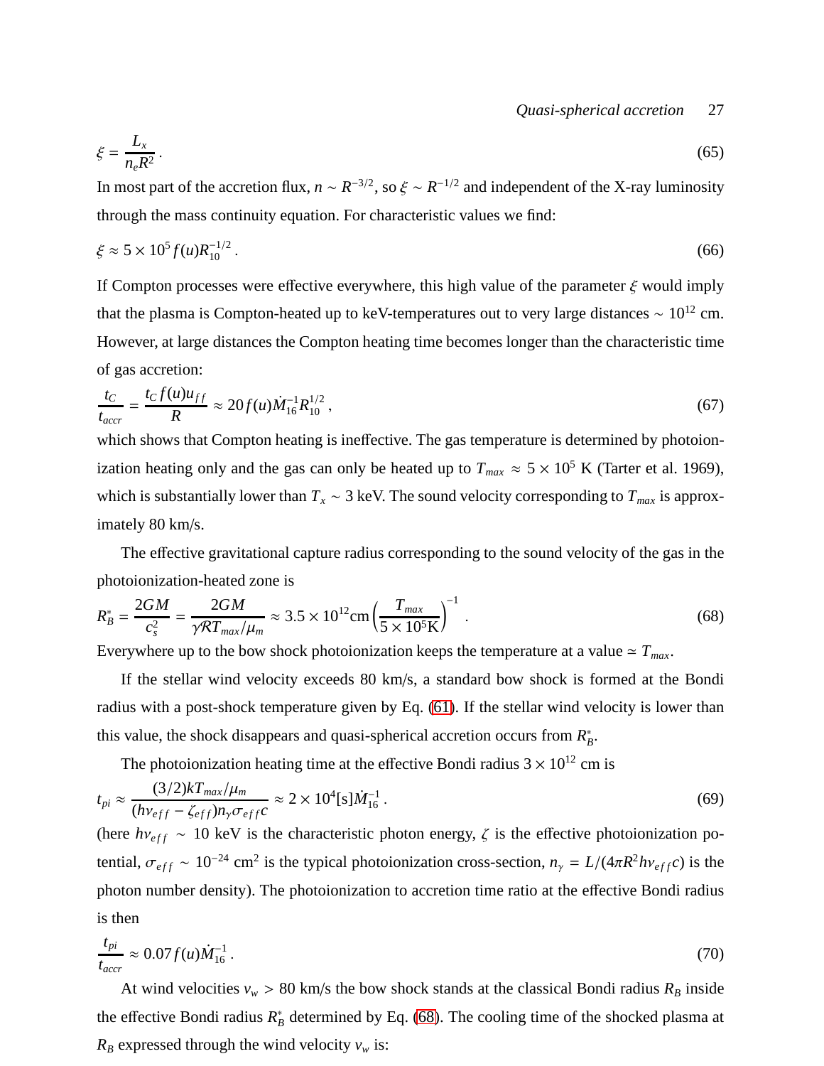$$\xi = \frac{L_x}{n_e R^2} \,. \tag{65}$$

In most part of the accretion flux, $n \sim R^{-3/2}$, so $\xi \sim R^{-1/2}$ and independent of the X-ray luminosity through the mass continuity equation. For characteristic values we find:

$$\xi \approx 5 \times 10^5 f(u) R_{10}^{-1/2} \,. \tag{66}$$

If Compton processes were effective everywhere, this high value of the parameter $\xi$ would imply that the plasma is Compton-heated up to keV-temperatures out to very large distances $\sim 10^{12}$ cm. However, at large distances the Compton heating time becomes longer than the characteristic time of gas accretion:

$$\frac{t_C}{t_{accr}} = \frac{t_C f(u) u_{ff}}{R} \approx 20 f(u) \dot{M}_{16}^{-1} R_{10}^{1/2} \,, \tag{67}$$

which shows that Compton heating is ineffective. The gas temperature is determined by photoionization heating only and the gas can only be heated up to $T_{max} \approx 5 \times 10^5$ K (Tarter et al. 1969), which is substantially lower than $T_x \sim 3$ keV. The sound velocity corresponding to $T_{max}$ is approximately 80 km/s.

The effective gravitational capture radius corresponding to the sound velocity of the gas in the photoionization-heated zone is

$$R_B^* = \frac{2GM}{c_s^2} = \frac{2GM}{\gamma \mathcal{R} T_{max}/\mu_m} \approx 3.5 \times 10^{12} \mathrm{cm} \left( \frac{T_{max}}{5 \times 10^5 \mathrm{K}} \right)^{-1} \,. \tag{68}$$

Everywhere up to the bow shock photoionization keeps the temperature at a value $\simeq T_{max}$.

If the stellar wind velocity exceeds 80 km/s, a standard bow shock is formed at the Bondi radius with a post-shock temperature given by Eq. (61). If the stellar wind velocity is lower than this value, the shock disappears and quasi-spherical accretion occurs from $R_B^*$.

The photoionization heating time at the effective Bondi radius $3 \times 10^{12}$ cm is

$$t_{pi} \approx \frac{(3/2) k T_{max}/\mu_m}{(h\nu_{eff} - \zeta_{eff}) n_\gamma \sigma_{eff} c} \approx 2 \times 10^4 [\mathrm{s}] \dot{M}_{16}^{-1} \,. \tag{69}$$

(here $h\nu_{eff} \sim 10$ keV is the characteristic photon energy, $\zeta$ is the effective photoionization potential, $\sigma_{eff} \sim 10^{-24}$ cm$^2$ is the typical photoionization cross-section, $n_\gamma = L/(4\pi R^2 h\nu_{eff} c)$ is the photon number density). The photoionization to accretion time ratio at the effective Bondi radius is then

$$\frac{t_{pi}}{t_{accr}} \approx 0.07 f(u) \dot{M}_{16}^{-1} \,. \tag{70}$$

At wind velocities $v_w > 80$ km/s the bow shock stands at the classical Bondi radius $R_B$ inside the effective Bondi radius $R_B^*$ determined by Eq. (68). The cooling time of the shocked plasma at $R_B$ expressed through the wind velocity $v_w$ is: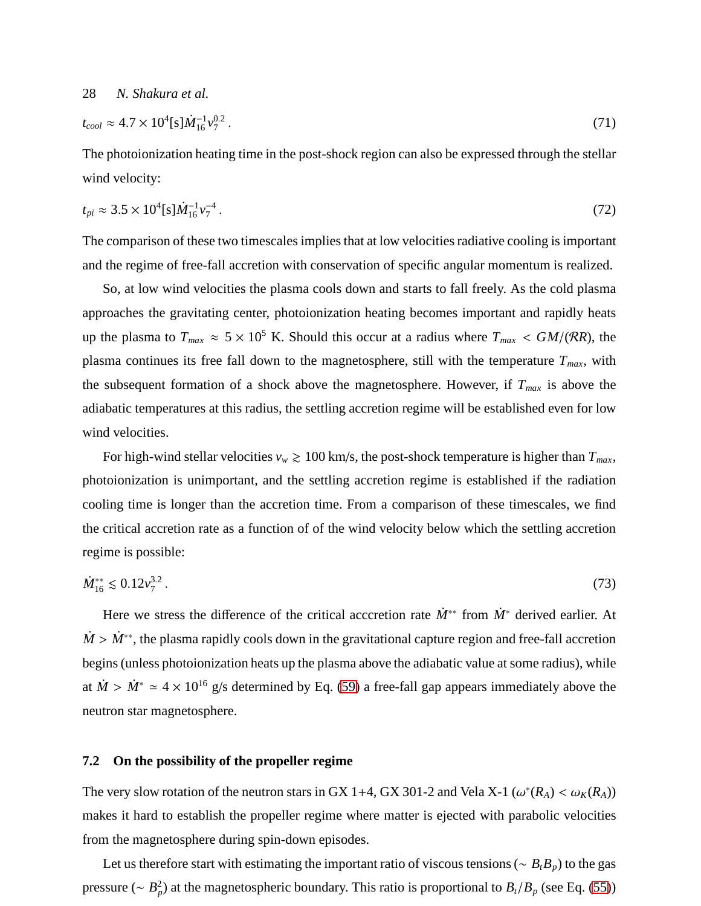$$t_{cool} \approx 4.7 \times 10^4[\mathrm{s}]\dot{M}_{16}^{-1} v_7^{0.2} \,. \tag{71}$$

The photoionization heating time in the post-shock region can also be expressed through the stellar wind velocity:

$$t_{pi} \approx 3.5 \times 10^4[\mathrm{s}]\dot{M}_{16}^{-1} v_7^{-4} \,. \tag{72}$$

The comparison of these two timescales implies that at low velocities radiative cooling is important and the regime of free-fall accretion with conservation of specific angular momentum is realized.

So, at low wind velocities the plasma cools down and starts to fall freely. As the cold plasma approaches the gravitating center, photoionization heating becomes important and rapidly heats up the plasma to $T_{max} \approx 5 \times 10^5$ K. Should this occur at a radius where $T_{max} < GM/(\mathcal{R}R)$, the plasma continues its free fall down to the magnetosphere, still with the temperature $T_{max}$, with the subsequent formation of a shock above the magnetosphere. However, if $T_{max}$ is above the adiabatic temperatures at this radius, the settling accretion regime will be established even for low wind velocities.

For high-wind stellar velocities $v_w \gtrsim 100$ km/s, the post-shock temperature is higher than $T_{max}$, photoionization is unimportant, and the settling accretion regime is established if the radiation cooling time is longer than the accretion time. From a comparison of these timescales, we find the critical accretion rate as a function of of the wind velocity below which the settling accretion regime is possible:

$$\dot{M}_{16}^{**} \lesssim 0.12 v_7^{3.2} \,. \tag{73}$$

Here we stress the difference of the critical acccretion rate $\dot{M}^{**}$ from $\dot{M}^{*}$ derived earlier. At $\dot{M} > \dot{M}^{**}$, the plasma rapidly cools down in the gravitational capture region and free-fall accretion begins (unless photoionization heats up the plasma above the adiabatic value at some radius), while at $\dot{M} > \dot{M}^{*} \simeq 4 \times 10^{16}$ g/s determined by Eq. (59) a free-fall gap appears immediately above the neutron star magnetosphere.

### 7.2 On the possibility of the propeller regime

The very slow rotation of the neutron stars in GX 1+4, GX 301-2 and Vela X-1 ($\omega^{*}(R_A) < \omega_K(R_A)$) makes it hard to establish the propeller regime where matter is ejected with parabolic velocities from the magnetosphere during spin-down episodes.

Let us therefore start with estimating the important ratio of viscous tensions ($\sim B_t B_p$) to the gas pressure ($\sim B_p^2$) at the magnetospheric boundary. This ratio is proportional to $B_t/B_p$ (see Eq. (55))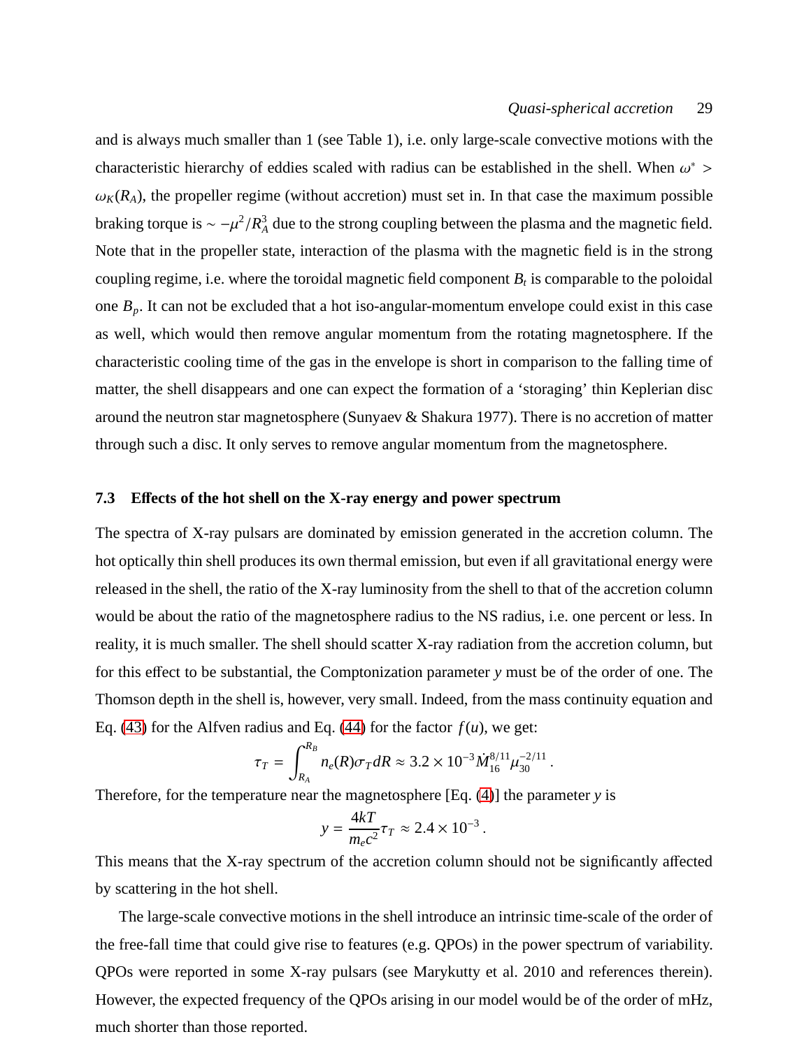and is always much smaller than 1 (see Table 1), i.e. only large-scale convective motions with the characteristic hierarchy of eddies scaled with radius can be established in the shell. When $\omega^* > \omega_K(R_A)$, the propeller regime (without accretion) must set in. In that case the maximum possible braking torque is $\sim -\mu^2/R_A^3$ due to the strong coupling between the plasma and the magnetic field. Note that in the propeller state, interaction of the plasma with the magnetic field is in the strong coupling regime, i.e. where the toroidal magnetic field component $B_t$ is comparable to the poloidal one $B_p$. It can not be excluded that a hot iso-angular-momentum envelope could exist in this case as well, which would then remove angular momentum from the rotating magnetosphere. If the characteristic cooling time of the gas in the envelope is short in comparison to the falling time of matter, the shell disappears and one can expect the formation of a 'storaging' thin Keplerian disc around the neutron star magnetosphere (Sunyaev & Shakura 1977). There is no accretion of matter through such a disc. It only serves to remove angular momentum from the magnetosphere.

### 7.3 Effects of the hot shell on the X-ray energy and power spectrum

The spectra of X-ray pulsars are dominated by emission generated in the accretion column. The hot optically thin shell produces its own thermal emission, but even if all gravitational energy were released in the shell, the ratio of the X-ray luminosity from the shell to that of the accretion column would be about the ratio of the magnetosphere radius to the NS radius, i.e. one percent or less. In reality, it is much smaller. The shell should scatter X-ray radiation from the accretion column, but for this effect to be substantial, the Comptonization parameter $y$ must be of the order of one. The Thomson depth in the shell is, however, very small. Indeed, from the mass continuity equation and Eq. (43) for the Alfven radius and Eq. (44) for the factor $f(u)$, we get:

$$\tau_T = \int_{R_A}^{R_B} n_e(R)\sigma_T dR \approx 3.2\times 10^{-3}\dot{M}_{16}^{8/11}\mu_{30}^{-2/11}\,.$$

Therefore, for the temperature near the magnetosphere [Eq. (4)] the parameter $y$ is

$$y = \frac{4kT}{m_e c^2}\tau_T \approx 2.4\times 10^{-3}\,.$$

This means that the X-ray spectrum of the accretion column should not be significantly affected by scattering in the hot shell.

The large-scale convective motions in the shell introduce an intrinsic time-scale of the order of the free-fall time that could give rise to features (e.g. QPOs) in the power spectrum of variability. QPOs were reported in some X-ray pulsars (see Marykutty et al. 2010 and references therein). However, the expected frequency of the QPOs arising in our model would be of the order of mHz, much shorter than those reported.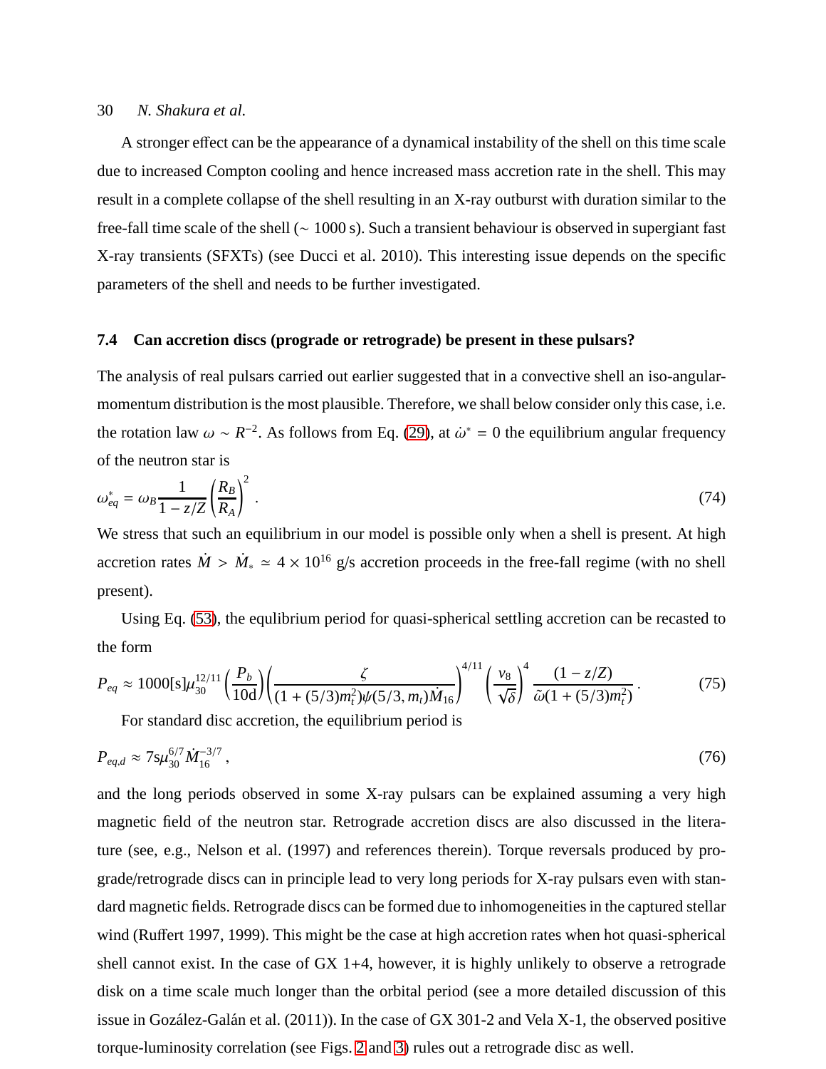A stronger effect can be the appearance of a dynamical instability of the shell on this time scale due to increased Compton cooling and hence increased mass accretion rate in the shell. This may result in a complete collapse of the shell resulting in an X-ray outburst with duration similar to the free-fall time scale of the shell ($\sim 1000$ s). Such a transient behaviour is observed in supergiant fast X-ray transients (SFXTs) (see Ducci et al. 2010). This interesting issue depends on the specific parameters of the shell and needs to be further investigated.

### 7.4 Can accretion discs (prograde or retrograde) be present in these pulsars?

The analysis of real pulsars carried out earlier suggested that in a convective shell an iso-angular-momentum distribution is the most plausible. Therefore, we shall below consider only this case, i.e. the rotation law $\omega \sim R^{-2}$. As follows from Eq. (29), at $\dot{\omega}^* = 0$ the equilibrium angular frequency of the neutron star is

$$\omega^*_{eq} = \omega_B \frac{1}{1 - z/Z} \left(\frac{R_B}{R_A}\right)^2 . \tag{74}$$

We stress that such an equilibrium in our model is possible only when a shell is present. At high accretion rates $\dot{M} > \dot{M}_* \simeq 4 \times 10^{16}$ g/s accretion proceeds in the free-fall regime (with no shell present).

Using Eq. (53), the equlibrium period for quasi-spherical settling accretion can be recasted to the form

$$P_{eq} \approx 1000[\mathrm{s}]\mu_{30}^{12/11} \left(\frac{P_b}{10\mathrm{d}}\right) \left(\frac{\zeta}{(1 + (5/3)m_t^2)\psi(5/3, m_t)\dot{M}_{16}}\right)^{4/11} \left(\frac{v_8}{\sqrt{\delta}}\right)^4 \frac{(1 - z/Z)}{\tilde{\omega}(1 + (5/3)m_t^2)} . \tag{75}$$

For standard disc accretion, the equilibrium period is

$$P_{eq,d} \approx 7\mathrm{s}\mu_{30}^{6/7} \dot{M}_{16}^{-3/7} , \tag{76}$$

and the long periods observed in some X-ray pulsars can be explained assuming a very high magnetic field of the neutron star. Retrograde accretion discs are also discussed in the literature (see, e.g., Nelson et al. (1997) and references therein). Torque reversals produced by prograde/retrograde discs can in principle lead to very long periods for X-ray pulsars even with standard magnetic fields. Retrograde discs can be formed due to inhomogeneities in the captured stellar wind (Ruffert 1997, 1999). This might be the case at high accretion rates when hot quasi-spherical shell cannot exist. In the case of GX 1+4, however, it is highly unlikely to observe a retrograde disk on a time scale much longer than the orbital period (see a more detailed discussion of this issue in Gozález-Galán et al. (2011)). In the case of GX 301-2 and Vela X-1, the observed positive torque-luminosity correlation (see Figs. 2 and 3) rules out a retrograde disc as well.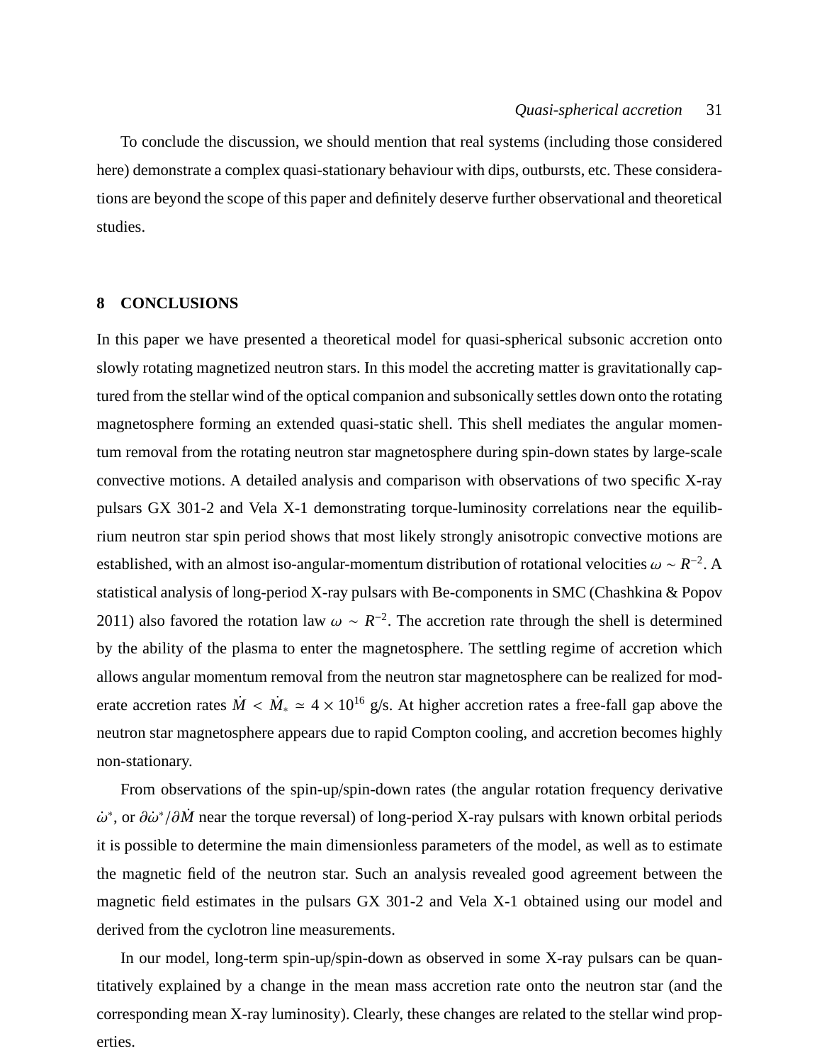To conclude the discussion, we should mention that real systems (including those considered here) demonstrate a complex quasi-stationary behaviour with dips, outbursts, etc. These considerations are beyond the scope of this paper and definitely deserve further observational and theoretical studies.

## 8 CONCLUSIONS

In this paper we have presented a theoretical model for quasi-spherical subsonic accretion onto slowly rotating magnetized neutron stars. In this model the accreting matter is gravitationally captured from the stellar wind of the optical companion and subsonically settles down onto the rotating magnetosphere forming an extended quasi-static shell. This shell mediates the angular momentum removal from the rotating neutron star magnetosphere during spin-down states by large-scale convective motions. A detailed analysis and comparison with observations of two specific X-ray pulsars GX 301-2 and Vela X-1 demonstrating torque-luminosity correlations near the equilibrium neutron star spin period shows that most likely strongly anisotropic convective motions are established, with an almost iso-angular-momentum distribution of rotational velocities $\omega \sim R^{-2}$. A statistical analysis of long-period X-ray pulsars with Be-components in SMC (Chashkina & Popov 2011) also favored the rotation law $\omega \sim R^{-2}$. The accretion rate through the shell is determined by the ability of the plasma to enter the magnetosphere. The settling regime of accretion which allows angular momentum removal from the neutron star magnetosphere can be realized for moderate accretion rates $\dot{M} < \dot{M}_* \simeq 4 \times 10^{16}$ g/s. At higher accretion rates a free-fall gap above the neutron star magnetosphere appears due to rapid Compton cooling, and accretion becomes highly non-stationary.

From observations of the spin-up/spin-down rates (the angular rotation frequency derivative $\dot{\omega}^*$, or $\partial\dot{\omega}^*/\partial\dot{M}$ near the torque reversal) of long-period X-ray pulsars with known orbital periods it is possible to determine the main dimensionless parameters of the model, as well as to estimate the magnetic field of the neutron star. Such an analysis revealed good agreement between the magnetic field estimates in the pulsars GX 301-2 and Vela X-1 obtained using our model and derived from the cyclotron line measurements.

In our model, long-term spin-up/spin-down as observed in some X-ray pulsars can be quantitatively explained by a change in the mean mass accretion rate onto the neutron star (and the corresponding mean X-ray luminosity). Clearly, these changes are related to the stellar wind properties.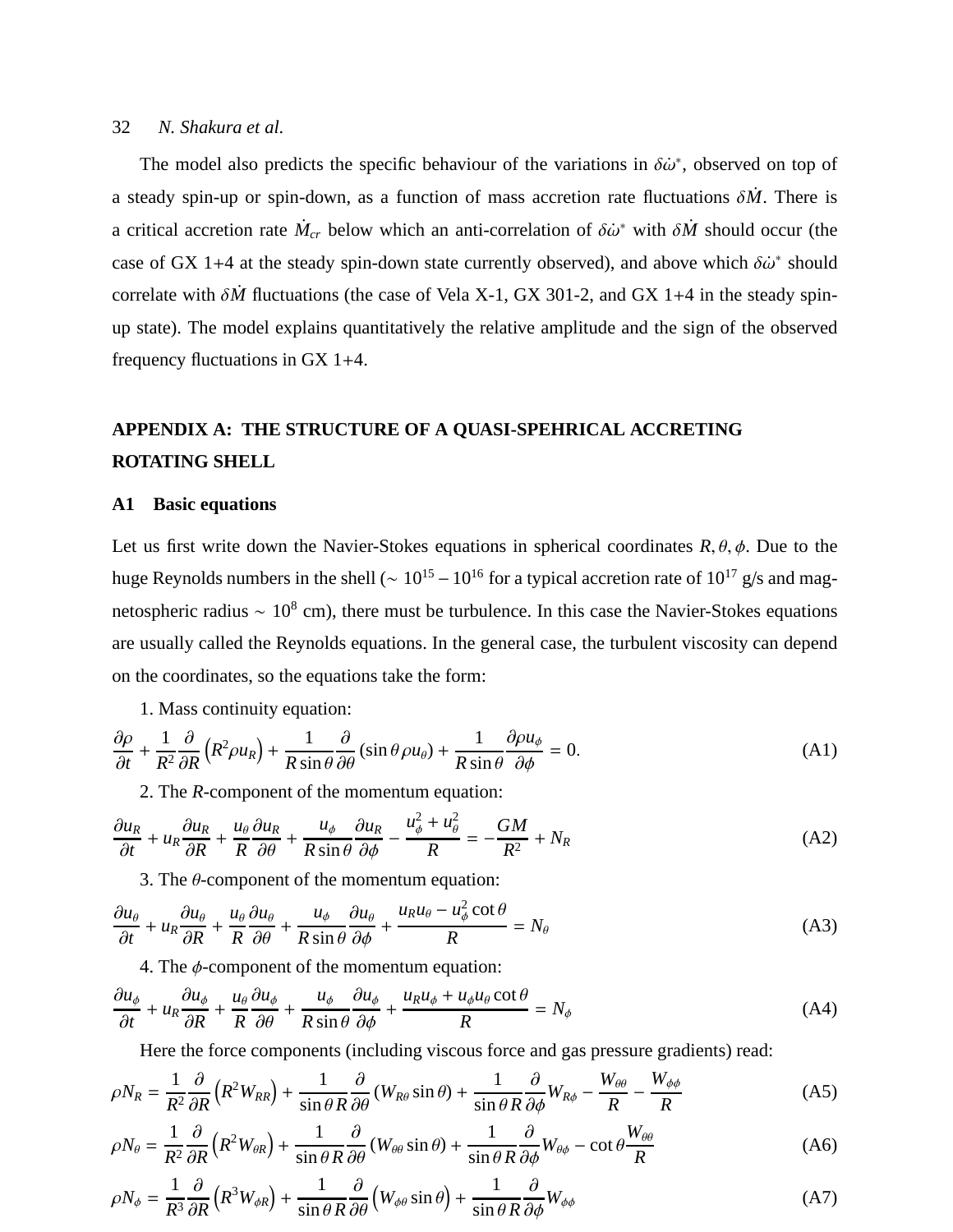The model also predicts the specific behaviour of the variations in $\delta\dot{\omega}^*$, observed on top of a steady spin-up or spin-down, as a function of mass accretion rate fluctuations $\delta\dot{M}$. There is a critical accretion rate $\dot{M}_{cr}$ below which an anti-correlation of $\delta\dot{\omega}^*$ with $\delta\dot{M}$ should occur (the case of GX 1+4 at the steady spin-down state currently observed), and above which $\delta\dot{\omega}^*$ should correlate with $\delta\dot{M}$ fluctuations (the case of Vela X-1, GX 301-2, and GX 1+4 in the steady spin-up state). The model explains quantitatively the relative amplitude and the sign of the observed frequency fluctuations in GX 1+4.

## APPENDIX A: THE STRUCTURE OF A QUASI-SPEHRICAL ACCRETING ROTATING SHELL

### A1 Basic equations

Let us first write down the Navier-Stokes equations in spherical coordinates $R, \theta, \phi$. Due to the huge Reynolds numbers in the shell ($\sim 10^{15} - 10^{16}$ for a typical accretion rate of $10^{17}$ g/s and magnetospheric radius $\sim 10^8$ cm), there must be turbulence. In this case the Navier-Stokes equations are usually called the Reynolds equations. In the general case, the turbulent viscosity can depend on the coordinates, so the equations take the form:

1. Mass continuity equation:

$$\frac{\partial \rho}{\partial t} + \frac{1}{R^2}\frac{\partial}{\partial R}\left(R^2 \rho u_R\right) + \frac{1}{R\sin\theta}\frac{\partial}{\partial\theta}\left(\sin\theta\,\rho u_\theta\right) + \frac{1}{R\sin\theta}\frac{\partial \rho u_\phi}{\partial \phi} = 0. \tag{A1}$$

2. The $R$-component of the momentum equation:

$$\frac{\partial u_R}{\partial t} + u_R\frac{\partial u_R}{\partial R} + \frac{u_\theta}{R}\frac{\partial u_R}{\partial \theta} + \frac{u_\phi}{R\sin\theta}\frac{\partial u_R}{\partial \phi} - \frac{u_\phi^2 + u_\theta^2}{R} = -\frac{GM}{R^2} + N_R \tag{A2}$$

3. The $\theta$-component of the momentum equation:

$$\frac{\partial u_\theta}{\partial t} + u_R\frac{\partial u_\theta}{\partial R} + \frac{u_\theta}{R}\frac{\partial u_\theta}{\partial \theta} + \frac{u_\phi}{R\sin\theta}\frac{\partial u_\theta}{\partial \phi} + \frac{u_R u_\theta - u_\phi^2\cot\theta}{R} = N_\theta \tag{A3}$$

4. The $\phi$-component of the momentum equation:

$$\frac{\partial u_\phi}{\partial t} + u_R\frac{\partial u_\phi}{\partial R} + \frac{u_\theta}{R}\frac{\partial u_\phi}{\partial \theta} + \frac{u_\phi}{R\sin\theta}\frac{\partial u_\phi}{\partial \phi} + \frac{u_R u_\phi + u_\phi u_\theta\cot\theta}{R} = N_\phi \tag{A4}$$

Here the force components (including viscous force and gas pressure gradients) read:

$$\rho N_R = \frac{1}{R^2}\frac{\partial}{\partial R}\left(R^2 W_{RR}\right) + \frac{1}{\sin\theta R}\frac{\partial}{\partial\theta}\left(W_{R\theta}\sin\theta\right) + \frac{1}{\sin\theta R}\frac{\partial}{\partial\phi}W_{R\phi} - \frac{W_{\theta\theta}}{R} - \frac{W_{\phi\phi}}{R} \tag{A5}$$

$$\rho N_\theta = \frac{1}{R^2}\frac{\partial}{\partial R}\left(R^2 W_{\theta R}\right) + \frac{1}{\sin\theta R}\frac{\partial}{\partial\theta}\left(W_{\theta\theta}\sin\theta\right) + \frac{1}{\sin\theta R}\frac{\partial}{\partial\phi}W_{\theta\phi} - \cot\theta\frac{W_{\theta\theta}}{R} \tag{A6}$$

$$\rho N_\phi = \frac{1}{R^3}\frac{\partial}{\partial R}\left(R^3 W_{\phi R}\right) + \frac{1}{\sin\theta R}\frac{\partial}{\partial\theta}\left(W_{\phi\theta}\sin\theta\right) + \frac{1}{\sin\theta R}\frac{\partial}{\partial\phi}W_{\phi\phi} \tag{A7}$$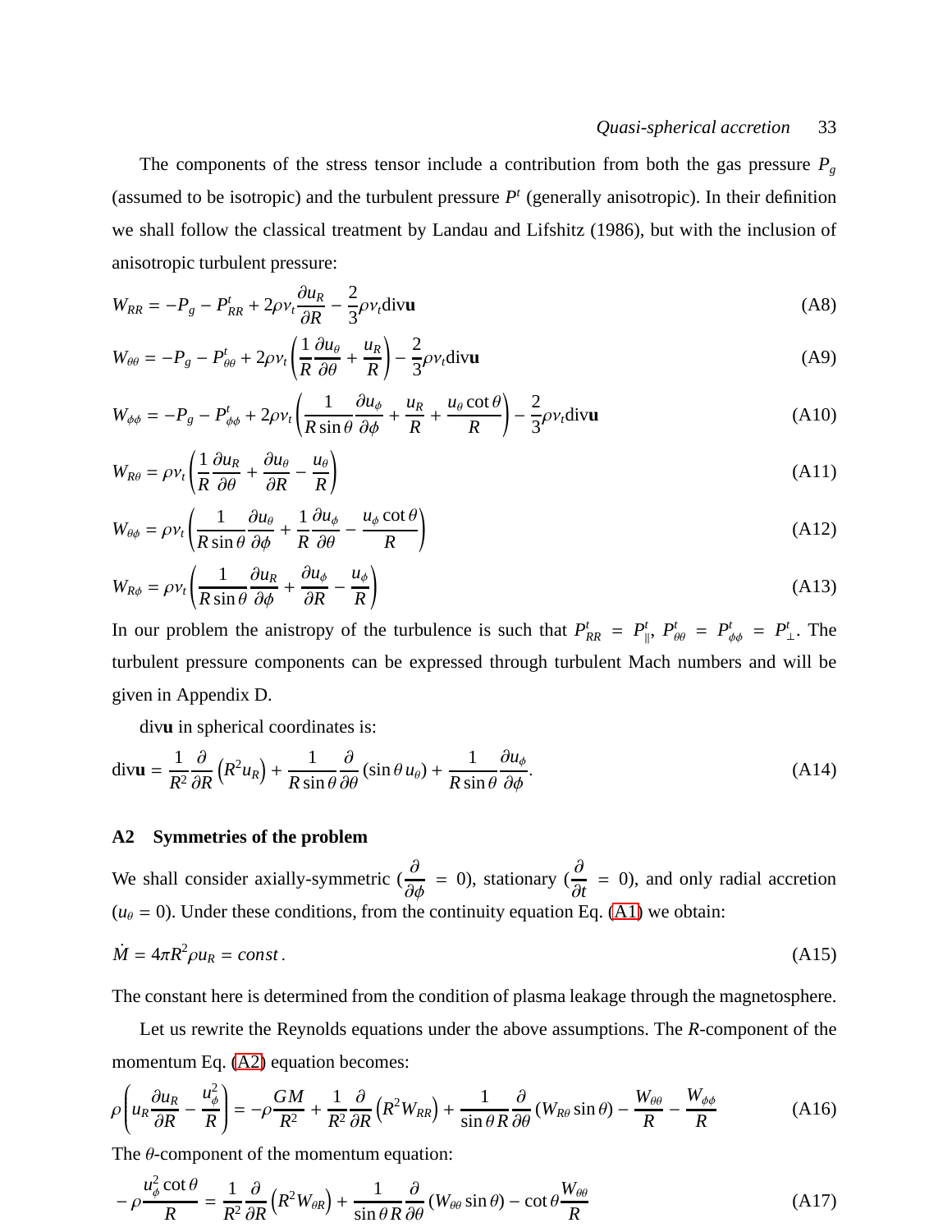The components of the stress tensor include a contribution from both the gas pressure $P_g$ (assumed to be isotropic) and the turbulent pressure $P^t$ (generally anisotropic). In their definition we shall follow the classical treatment by Landau and Lifshitz (1986), but with the inclusion of anisotropic turbulent pressure:

$$W_{RR} = -P_g - P^t_{RR} + 2\rho\nu_t \frac{\partial u_R}{\partial R} - \frac{2}{3}\rho\nu_t \mathrm{div}\mathbf{u} \tag{A8}$$

$$W_{\theta\theta} = -P_g - P^t_{\theta\theta} + 2\rho\nu_t \left(\frac{1}{R}\frac{\partial u_\theta}{\partial \theta} + \frac{u_R}{R}\right) - \frac{2}{3}\rho\nu_t \mathrm{div}\mathbf{u} \tag{A9}$$

$$W_{\phi\phi} = -P_g - P^t_{\phi\phi} + 2\rho\nu_t \left(\frac{1}{R\sin\theta}\frac{\partial u_\phi}{\partial \phi} + \frac{u_R}{R} + \frac{u_\theta \cot\theta}{R}\right) - \frac{2}{3}\rho\nu_t \mathrm{div}\mathbf{u} \tag{A10}$$

$$W_{R\theta} = \rho\nu_t \left(\frac{1}{R}\frac{\partial u_R}{\partial \theta} + \frac{\partial u_\theta}{\partial R} - \frac{u_\theta}{R}\right) \tag{A11}$$

$$W_{\theta\phi} = \rho\nu_t \left(\frac{1}{R\sin\theta}\frac{\partial u_\theta}{\partial \phi} + \frac{1}{R}\frac{\partial u_\phi}{\partial \theta} - \frac{u_\phi \cot\theta}{R}\right) \tag{A12}$$

$$W_{R\phi} = \rho\nu_t \left(\frac{1}{R\sin\theta}\frac{\partial u_R}{\partial \phi} + \frac{\partial u_\phi}{\partial R} - \frac{u_\phi}{R}\right) \tag{A13}$$

In our problem the anistropy of the turbulence is such that $P^t_{RR} = P^t_{\|}$, $P^t_{\theta\theta} = P^t_{\phi\phi} = P^t_{\perp}$. The turbulent pressure components can be expressed through turbulent Mach numbers and will be given in Appendix D.

$\mathrm{div}\mathbf{u}$ in spherical coordinates is:

$$\mathrm{div}\mathbf{u} = \frac{1}{R^2}\frac{\partial}{\partial R}\left(R^2 u_R\right) + \frac{1}{R\sin\theta}\frac{\partial}{\partial\theta}\left(\sin\theta\, u_\theta\right) + \frac{1}{R\sin\theta}\frac{\partial u_\phi}{\partial\phi}. \tag{A14}$$

### A2 Symmetries of the problem

We shall consider axially-symmetric ($\frac{\partial}{\partial\phi} = 0$), stationary ($\frac{\partial}{\partial t} = 0$), and only radial accretion ($u_\theta = 0$). Under these conditions, from the continuity equation Eq. (A1) we obtain:

$$\dot{M} = 4\pi R^2 \rho u_R = const\,. \tag{A15}$$

The constant here is determined from the condition of plasma leakage through the magnetosphere.

Let us rewrite the Reynolds equations under the above assumptions. The $R$-component of the momentum Eq. (A2) equation becomes:

$$\rho\left(u_R\frac{\partial u_R}{\partial R} - \frac{u_\phi^2}{R}\right) = -\rho\frac{GM}{R^2} + \frac{1}{R^2}\frac{\partial}{\partial R}\left(R^2 W_{RR}\right) + \frac{1}{\sin\theta R}\frac{\partial}{\partial\theta}\left(W_{R\theta}\sin\theta\right) - \frac{W_{\theta\theta}}{R} - \frac{W_{\phi\phi}}{R} \tag{A16}$$

The $\theta$-component of the momentum equation:

$$-\rho\frac{u_\phi^2 \cot\theta}{R} = \frac{1}{R^2}\frac{\partial}{\partial R}\left(R^2 W_{\theta R}\right) + \frac{1}{\sin\theta R}\frac{\partial}{\partial\theta}\left(W_{\theta\theta}\sin\theta\right) - \cot\theta\frac{W_{\theta\theta}}{R} \tag{A17}$$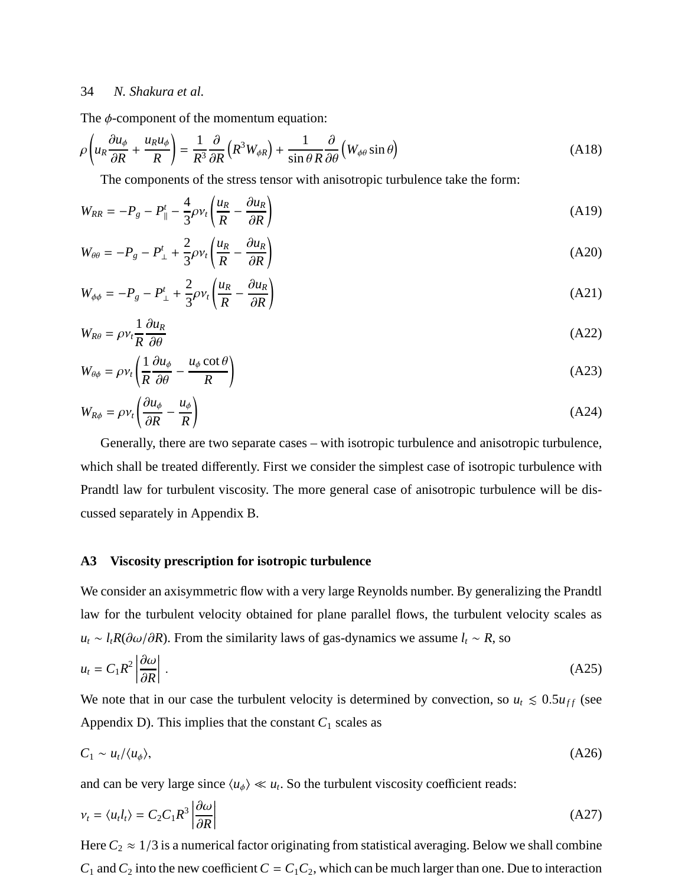The $\phi$-component of the momentum equation:

$$\rho\left(u_R\frac{\partial u_\phi}{\partial R}+\frac{u_R u_\phi}{R}\right)=\frac{1}{R^3}\frac{\partial}{\partial R}\left(R^3 W_{\phi R}\right)+\frac{1}{\sin\theta\, R}\frac{\partial}{\partial\theta}\left(W_{\phi\theta}\sin\theta\right) \tag{A18}$$

The components of the stress tensor with anisotropic turbulence take the form:

$$W_{RR}=-P_g-P^t_\parallel-\frac{4}{3}\rho\nu_t\left(\frac{u_R}{R}-\frac{\partial u_R}{\partial R}\right) \tag{A19}$$

$$W_{\theta\theta}=-P_g-P^t_\perp+\frac{2}{3}\rho\nu_t\left(\frac{u_R}{R}-\frac{\partial u_R}{\partial R}\right) \tag{A20}$$

$$W_{\phi\phi}=-P_g-P^t_\perp+\frac{2}{3}\rho\nu_t\left(\frac{u_R}{R}-\frac{\partial u_R}{\partial R}\right) \tag{A21}$$

$$W_{R\theta}=\rho\nu_t\frac{1}{R}\frac{\partial u_R}{\partial\theta} \tag{A22}$$

$$W_{\theta\phi}=\rho\nu_t\left(\frac{1}{R}\frac{\partial u_\phi}{\partial\theta}-\frac{u_\phi\cot\theta}{R}\right) \tag{A23}$$

$$W_{R\phi}=\rho\nu_t\left(\frac{\partial u_\phi}{\partial R}-\frac{u_\phi}{R}\right) \tag{A24}$$

Generally, there are two separate cases – with isotropic turbulence and anisotropic turbulence, which shall be treated differently. First we consider the simplest case of isotropic turbulence with Prandtl law for turbulent viscosity. The more general case of anisotropic turbulence will be discussed separately in Appendix B.

### A3 Viscosity prescription for isotropic turbulence

We consider an axisymmetric flow with a very large Reynolds number. By generalizing the Prandtl law for the turbulent velocity obtained for plane parallel flows, the turbulent velocity scales as $u_t \sim l_t R(\partial\omega/\partial R)$. From the similarity laws of gas-dynamics we assume $l_t \sim R$, so

$$u_t = C_1 R^2\left|\frac{\partial\omega}{\partial R}\right| . \tag{A25}$$

We note that in our case the turbulent velocity is determined by convection, so $u_t \lesssim 0.5u_{ff}$ (see Appendix D). This implies that the constant $C_1$ scales as

$$C_1 \sim u_t/\langle u_\phi\rangle, \tag{A26}$$

and can be very large since $\langle u_\phi\rangle \ll u_t$. So the turbulent viscosity coefficient reads:

$$\nu_t=\langle u_t l_t\rangle = C_2 C_1 R^3\left|\frac{\partial\omega}{\partial R}\right| \tag{A27}$$

Here $C_2 \approx 1/3$ is a numerical factor originating from statistical averaging. Below we shall combine $C_1$ and $C_2$ into the new coefficient $C = C_1C_2$, which can be much larger than one. Due to interaction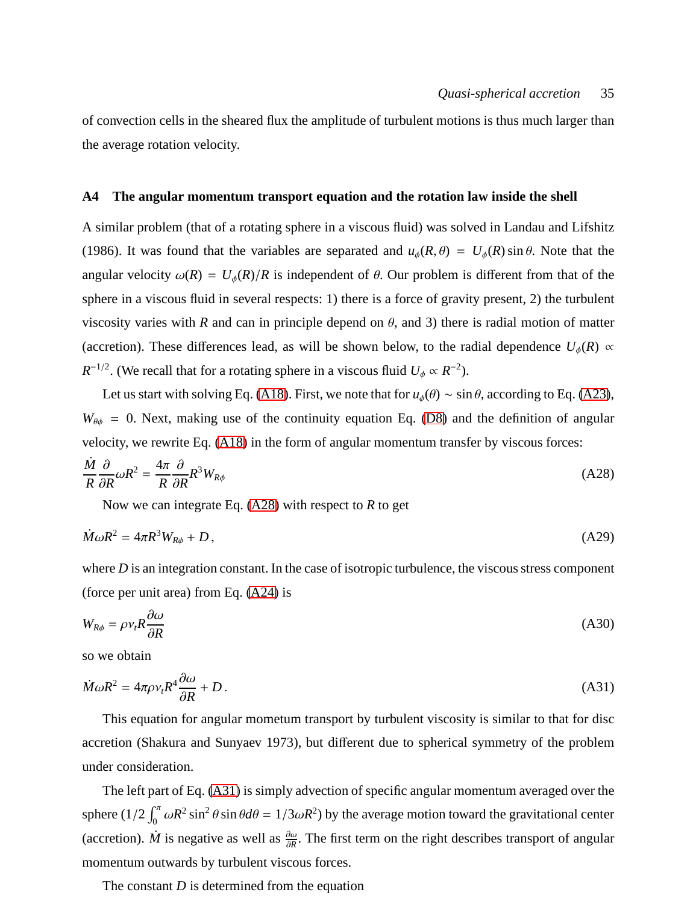of convection cells in the sheared flux the amplitude of turbulent motions is thus much larger than the average rotation velocity.

### A4 The angular momentum transport equation and the rotation law inside the shell

A similar problem (that of a rotating sphere in a viscous fluid) was solved in Landau and Lifshitz (1986). It was found that the variables are separated and $u_\phi(R,\theta) = U_\phi(R)\sin\theta$. Note that the angular velocity $\omega(R) = U_\phi(R)/R$ is independent of $\theta$. Our problem is different from that of the sphere in a viscous fluid in several respects: 1) there is a force of gravity present, 2) the turbulent viscosity varies with $R$ and can in principle depend on $\theta$, and 3) there is radial motion of matter (accretion). These differences lead, as will be shown below, to the radial dependence $U_\phi(R) \propto R^{-1/2}$. (We recall that for a rotating sphere in a viscous fluid $U_\phi \propto R^{-2}$).

Let us start with solving Eq. (A18). First, we note that for $u_\phi(\theta) \sim \sin\theta$, according to Eq. (A23), $W_{\theta\phi} = 0$. Next, making use of the continuity equation Eq. (D8) and the definition of angular velocity, we rewrite Eq. (A18) in the form of angular momentum transfer by viscous forces:

$$\frac{\dot{M}}{R}\frac{\partial}{\partial R}\omega R^2 = \frac{4\pi}{R}\frac{\partial}{\partial R}R^3 W_{R\phi} \tag{A28}$$

Now we can integrate Eq. (A28) with respect to $R$ to get

$$\dot{M}\omega R^2 = 4\pi R^3 W_{R\phi} + D\,, \tag{A29}$$

where $D$ is an integration constant. In the case of isotropic turbulence, the viscous stress component (force per unit area) from Eq. (A24) is

$$W_{R\phi} = \rho\nu_t R\frac{\partial\omega}{\partial R} \tag{A30}$$

so we obtain

$$\dot{M}\omega R^2 = 4\pi\rho\nu_t R^4\frac{\partial\omega}{\partial R} + D\,. \tag{A31}$$

This equation for angular mometum transport by turbulent viscosity is similar to that for disc accretion (Shakura and Sunyaev 1973), but different due to spherical symmetry of the problem under consideration.

The left part of Eq. (A31) is simply advection of specific angular momentum averaged over the sphere ($1/2\int_0^\pi \omega R^2\sin^2\theta\sin\theta d\theta = 1/3\omega R^2$) by the average motion toward the gravitational center (accretion). $\dot{M}$ is negative as well as $\frac{\partial\omega}{\partial R}$. The first term on the right describes transport of angular momentum outwards by turbulent viscous forces.

The constant $D$ is determined from the equation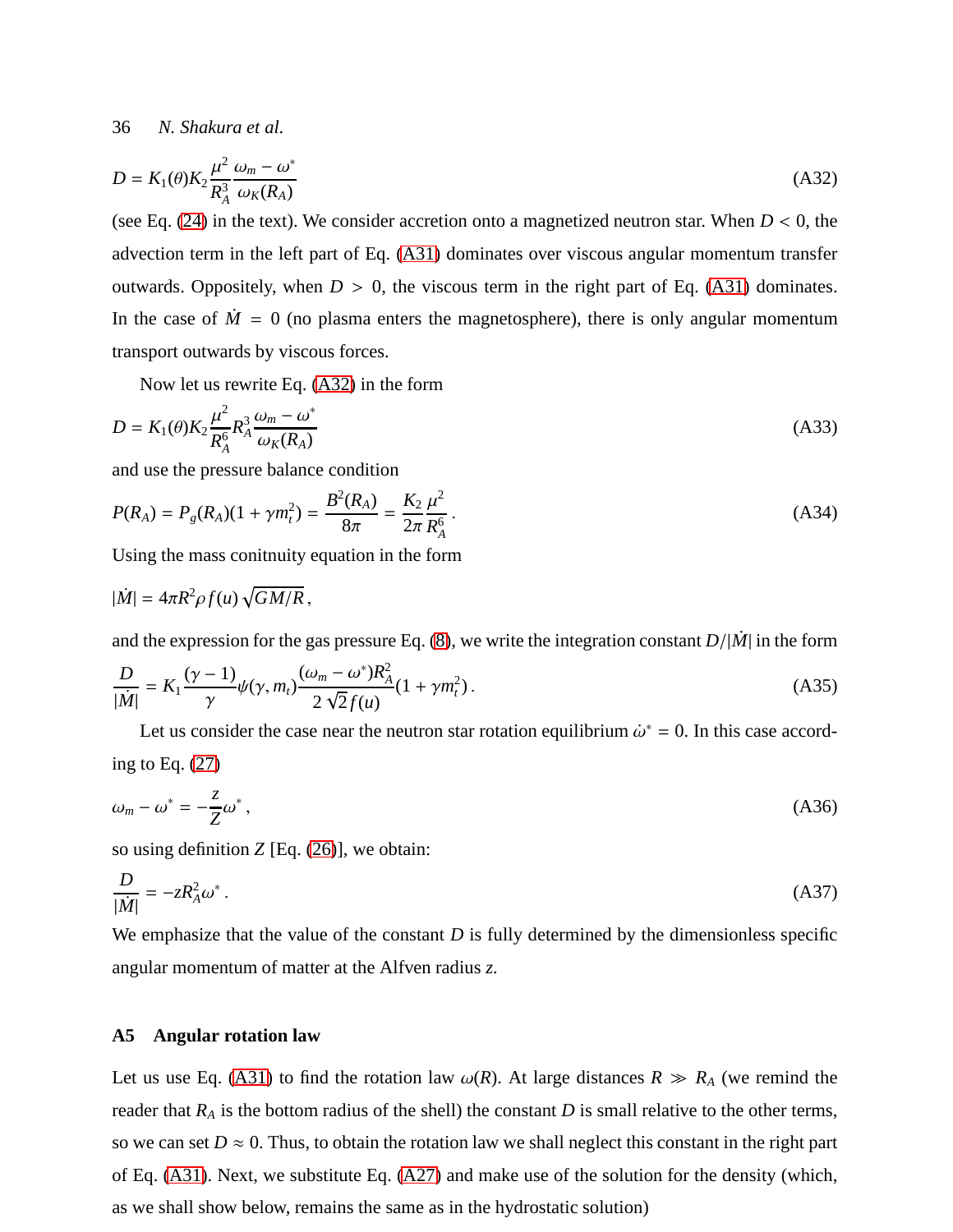$$D = K_1(\theta)K_2\frac{\mu^2}{R_A^3}\frac{\omega_m - \omega^*}{\omega_K(R_A)} \tag{A32}$$

(see Eq. (24) in the text). We consider accretion onto a magnetized neutron star. When $D < 0$, the advection term in the left part of Eq. (A31) dominates over viscous angular momentum transfer outwards. Oppositely, when $D > 0$, the viscous term in the right part of Eq. (A31) dominates. In the case of $\dot{M} = 0$ (no plasma enters the magnetosphere), there is only angular momentum transport outwards by viscous forces.

Now let us rewrite Eq. (A32) in the form

$$D = K_1(\theta)K_2\frac{\mu^2}{R_A^6}R_A^3\frac{\omega_m - \omega^*}{\omega_K(R_A)} \tag{A33}$$

and use the pressure balance condition

$$P(R_A) = P_g(R_A)(1 + \gamma m_t^2) = \frac{B^2(R_A)}{8\pi} = \frac{K_2}{2\pi}\frac{\mu^2}{R_A^6}. \tag{A34}$$

Using the mass conitnuity equation in the form

$$|\dot{M}| = 4\pi R^2 \rho f(u)\sqrt{GM/R},$$

and the expression for the gas pressure Eq. (8), we write the integration constant $D/|\dot{M}|$ in the form

$$\frac{D}{|\dot{M}|} = K_1\frac{(\gamma - 1)}{\gamma}\psi(\gamma, m_t)\frac{(\omega_m - \omega^*)R_A^2}{2\sqrt{2}f(u)}(1 + \gamma m_t^2). \tag{A35}$$

Let us consider the case near the neutron star rotation equilibrium $\dot{\omega}^* = 0$. In this case according to Eq. (27)

$$\omega_m - \omega^* = -\frac{z}{Z}\omega^*, \tag{A36}$$

so using definition $Z$ [Eq. (26)], we obtain:

$$\frac{D}{|\dot{M}|} = -zR_A^2\omega^*. \tag{A37}$$

We emphasize that the value of the constant $D$ is fully determined by the dimensionless specific angular momentum of matter at the Alfven radius $z$.

## A5 Angular rotation law

Let us use Eq. (A31) to find the rotation law $\omega(R)$. At large distances $R \gg R_A$ (we remind the reader that $R_A$ is the bottom radius of the shell) the constant $D$ is small relative to the other terms, so we can set $D \approx 0$. Thus, to obtain the rotation law we shall neglect this constant in the right part of Eq. (A31). Next, we substitute Eq. (A27) and make use of the solution for the density (which, as we shall show below, remains the same as in the hydrostatic solution)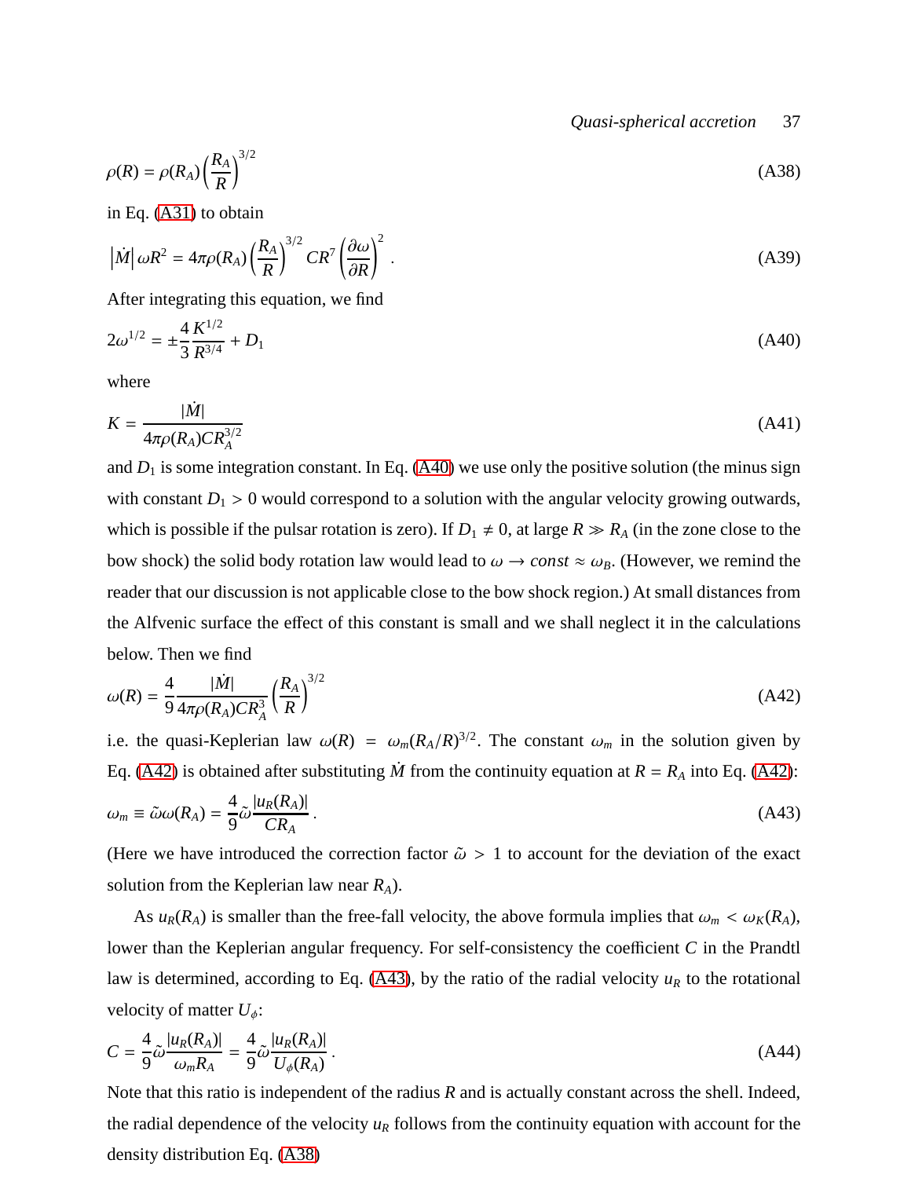$$\rho(R) = \rho(R_A)\left(\frac{R_A}{R}\right)^{3/2} \tag{A38}$$

in Eq. (A31) to obtain

$$\left|\dot{M}\right| \omega R^2 = 4\pi\rho(R_A)\left(\frac{R_A}{R}\right)^{3/2} C R^7 \left(\frac{\partial \omega}{\partial R}\right)^2 . \tag{A39}$$

After integrating this equation, we find

$$2\omega^{1/2} = \pm\frac{4}{3}\frac{K^{1/2}}{R^{3/4}} + D_1 \tag{A40}$$

where

$$K = \frac{|\dot{M}|}{4\pi\rho(R_A) C R_A^{3/2}} \tag{A41}$$

and $D_1$ is some integration constant. In Eq. (A40) we use only the positive solution (the minus sign with constant $D_1 > 0$ would correspond to a solution with the angular velocity growing outwards, which is possible if the pulsar rotation is zero). If $D_1 \neq 0$, at large $R \gg R_A$ (in the zone close to the bow shock) the solid body rotation law would lead to $\omega \to const \approx \omega_B$. (However, we remind the reader that our discussion is not applicable close to the bow shock region.) At small distances from the Alfvenic surface the effect of this constant is small and we shall neglect it in the calculations below. Then we find

$$\omega(R) = \frac{4}{9}\frac{|\dot{M}|}{4\pi\rho(R_A) C R_A^3}\left(\frac{R_A}{R}\right)^{3/2} \tag{A42}$$

i.e. the quasi-Keplerian law $\omega(R) = \omega_m (R_A/R)^{3/2}$. The constant $\omega_m$ in the solution given by Eq. (A42) is obtained after substituting $\dot{M}$ from the continuity equation at $R = R_A$ into Eq. (A42):

$$\omega_m \equiv \tilde{\omega}\omega(R_A) = \frac{4}{9}\tilde{\omega}\frac{|u_R(R_A)|}{C R_A} . \tag{A43}$$

(Here we have introduced the correction factor $\tilde{\omega} > 1$ to account for the deviation of the exact solution from the Keplerian law near $R_A$).

As $u_R(R_A)$ is smaller than the free-fall velocity, the above formula implies that $\omega_m < \omega_K(R_A)$, lower than the Keplerian angular frequency. For self-consistency the coefficient $C$ in the Prandtl law is determined, according to Eq. (A43), by the ratio of the radial velocity $u_R$ to the rotational velocity of matter $U_\phi$:

$$C = \frac{4}{9}\tilde{\omega}\frac{|u_R(R_A)|}{\omega_m R_A} = \frac{4}{9}\tilde{\omega}\frac{|u_R(R_A)|}{U_\phi(R_A)} . \tag{A44}$$

Note that this ratio is independent of the radius $R$ and is actually constant across the shell. Indeed, the radial dependence of the velocity $u_R$ follows from the continuity equation with account for the density distribution Eq. (A38)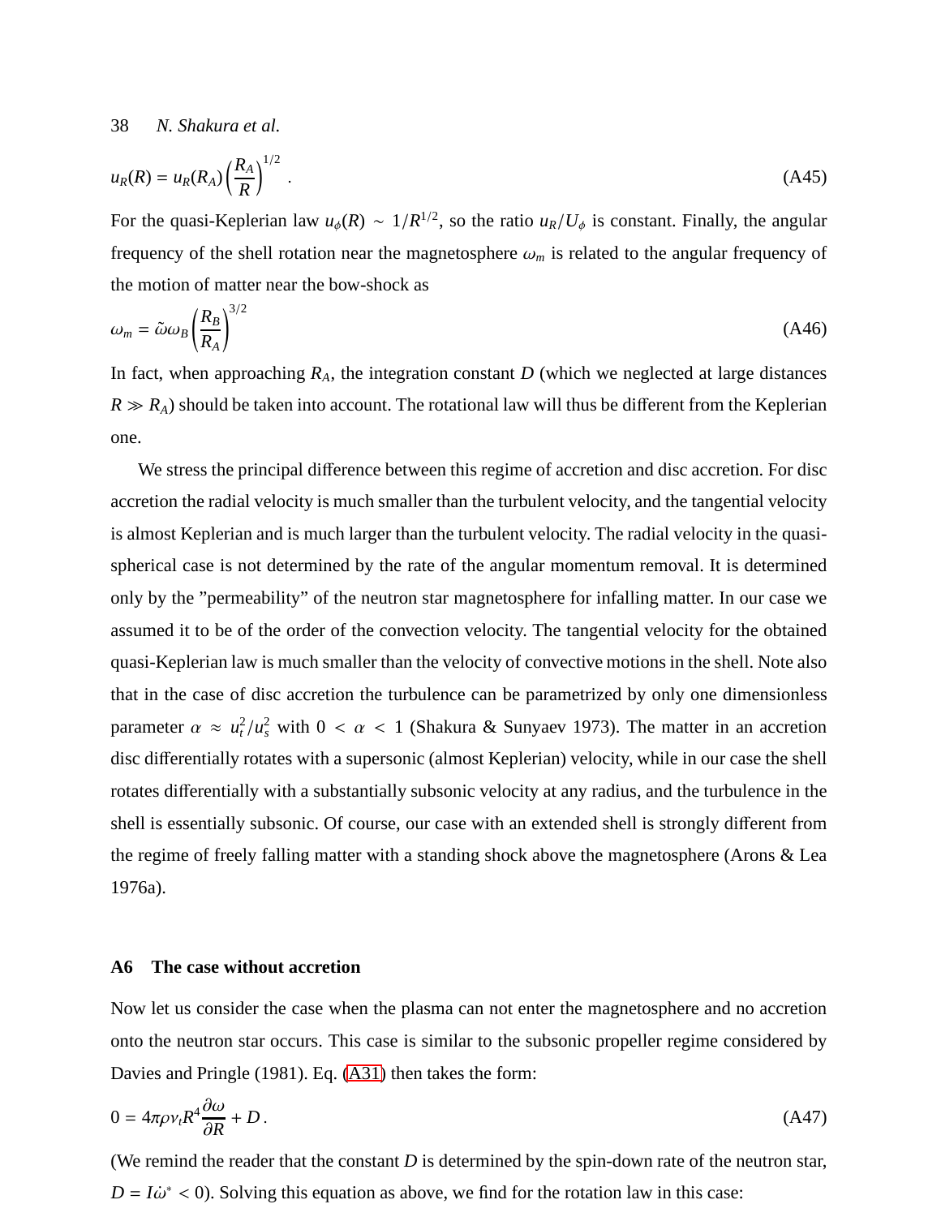$$u_R(R) = u_R(R_A)\left(\frac{R_A}{R}\right)^{1/2} \,. \tag{A45}$$

For the quasi-Keplerian law $u_\phi(R) \sim 1/R^{1/2}$, so the ratio $u_R/U_\phi$ is constant. Finally, the angular frequency of the shell rotation near the magnetosphere $\omega_m$ is related to the angular frequency of the motion of matter near the bow-shock as

$$\omega_m = \tilde{\omega}\omega_B\left(\frac{R_B}{R_A}\right)^{3/2} \tag{A46}$$

In fact, when approaching $R_A$, the integration constant $D$ (which we neglected at large distances $R \gg R_A$) should be taken into account. The rotational law will thus be different from the Keplerian one.

We stress the principal difference between this regime of accretion and disc accretion. For disc accretion the radial velocity is much smaller than the turbulent velocity, and the tangential velocity is almost Keplerian and is much larger than the turbulent velocity. The radial velocity in the quasi-spherical case is not determined by the rate of the angular momentum removal. It is determined only by the "permeability" of the neutron star magnetosphere for infalling matter. In our case we assumed it to be of the order of the convection velocity. The tangential velocity for the obtained quasi-Keplerian law is much smaller than the velocity of convective motions in the shell. Note also that in the case of disc accretion the turbulence can be parametrized by only one dimensionless parameter $\alpha \approx u_t^2/u_s^2$ with $0 < \alpha < 1$ (Shakura & Sunyaev 1973). The matter in an accretion disc differentially rotates with a supersonic (almost Keplerian) velocity, while in our case the shell rotates differentially with a substantially subsonic velocity at any radius, and the turbulence in the shell is essentially subsonic. Of course, our case with an extended shell is strongly different from the regime of freely falling matter with a standing shock above the magnetosphere (Arons & Lea 1976a).

### A6 The case without accretion

Now let us consider the case when the plasma can not enter the magnetosphere and no accretion onto the neutron star occurs. This case is similar to the subsonic propeller regime considered by Davies and Pringle (1981). Eq. (A31) then takes the form:

$$0 = 4\pi\rho\nu_t R^4 \frac{\partial\omega}{\partial R} + D \,. \tag{A47}$$

(We remind the reader that the constant $D$ is determined by the spin-down rate of the neutron star, $D = I\dot{\omega}^* < 0$). Solving this equation as above, we find for the rotation law in this case: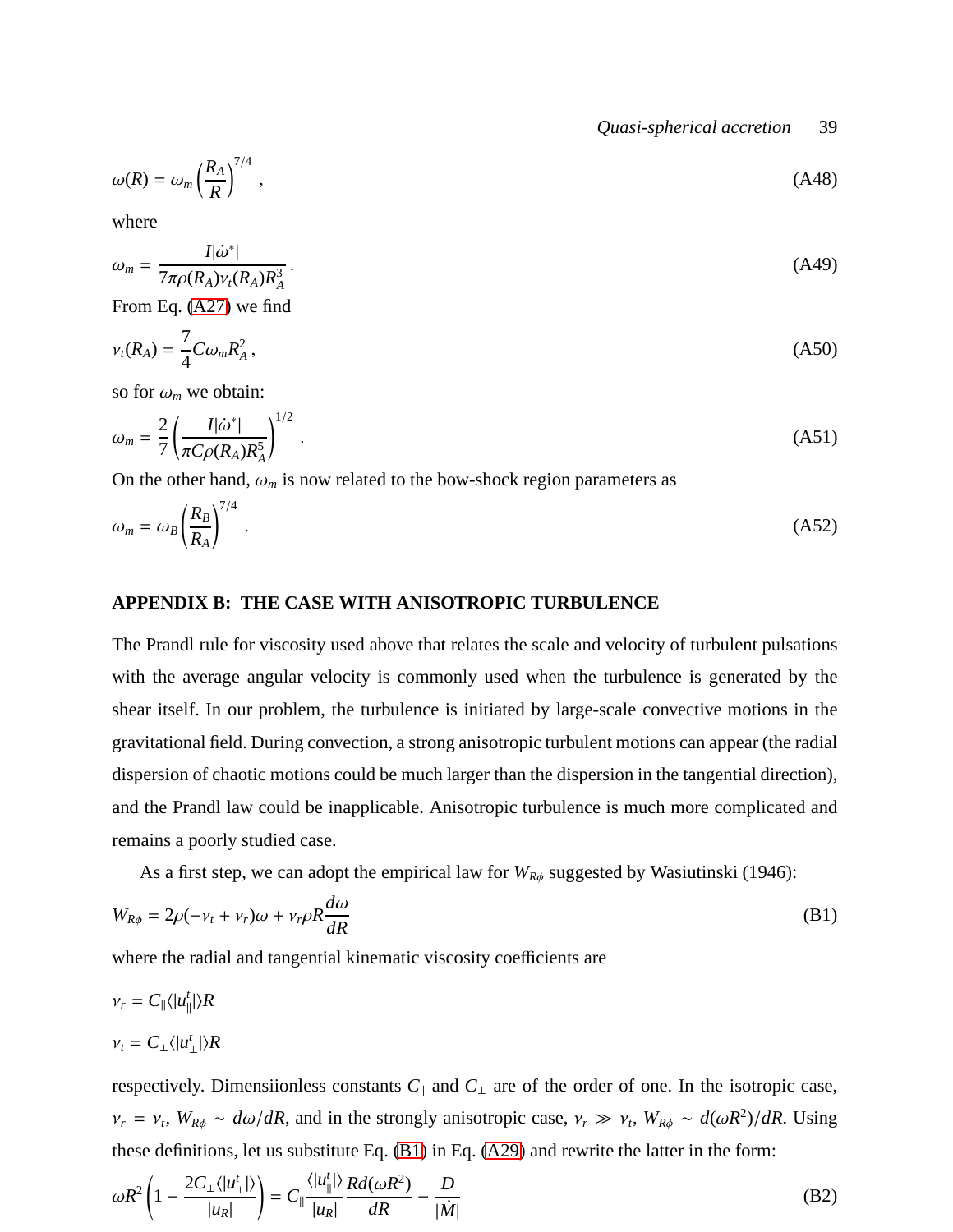$$\omega(R) = \omega_m \left(\frac{R_A}{R}\right)^{7/4}, \tag{A48}$$

where

$$\omega_m = \frac{I|\dot{\omega}^*|}{7\pi\rho(R_A)\nu_t(R_A)R_A^3}. \tag{A49}$$

From Eq. (A27) we find

$$\nu_t(R_A) = \frac{7}{4}C\omega_m R_A^2, \tag{A50}$$

so for $\omega_m$ we obtain:

$$\omega_m = \frac{2}{7}\left(\frac{I|\dot{\omega}^*|}{\pi C\rho(R_A)R_A^5}\right)^{1/2}. \tag{A51}$$

On the other hand, $\omega_m$ is now related to the bow-shock region parameters as

$$\omega_m = \omega_B \left(\frac{R_B}{R_A}\right)^{7/4}. \tag{A52}$$

## APPENDIX B: THE CASE WITH ANISOTROPIC TURBULENCE

The Prandl rule for viscosity used above that relates the scale and velocity of turbulent pulsations with the average angular velocity is commonly used when the turbulence is generated by the shear itself. In our problem, the turbulence is initiated by large-scale convective motions in the gravitational field. During convection, a strong anisotropic turbulent motions can appear (the radial dispersion of chaotic motions could be much larger than the dispersion in the tangential direction), and the Prandl law could be inapplicable. Anisotropic turbulence is much more complicated and remains a poorly studied case.

As a first step, we can adopt the empirical law for $W_{R\phi}$ suggested by Wasiutinski (1946):

$$W_{R\phi} = 2\rho(-\nu_t + \nu_r)\omega + \nu_r \rho R \frac{d\omega}{dR} \tag{B1}$$

where the radial and tangential kinematic viscosity coefficients are

$$\nu_r = C_\parallel \langle |u_\parallel^t| \rangle R$$

$$\nu_t = C_\perp \langle |u_\perp^t| \rangle R$$

respectively. Dimensiionless constants $C_\parallel$ and $C_\perp$ are of the order of one. In the isotropic case, $\nu_r = \nu_t$, $W_{R\phi} \sim d\omega/dR$, and in the strongly anisotropic case, $\nu_r \gg \nu_t$, $W_{R\phi} \sim d(\omega R^2)/dR$. Using these definitions, let us substitute Eq. (B1) in Eq. (A29) and rewrite the latter in the form:

$$\omega R^2 \left(1 - \frac{2C_\perp \langle |u_\perp^t| \rangle}{|u_R|}\right) = C_\parallel \frac{\langle |u_\parallel^t| \rangle}{|u_R|} \frac{R d(\omega R^2)}{dR} - \frac{D}{|\dot{M}|} \tag{B2}$$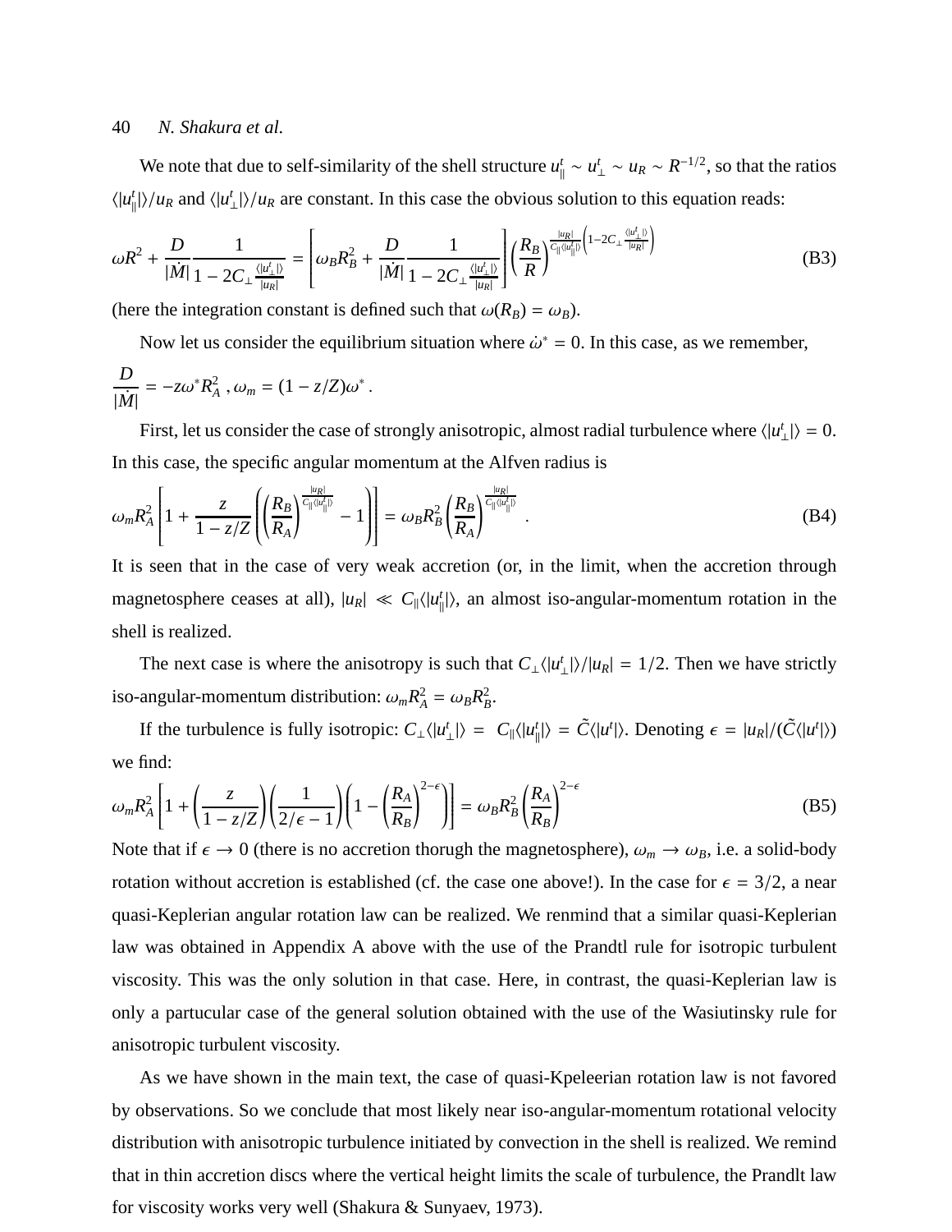We note that due to self-similarity of the shell structure $u^t_{\|} \sim u^t_{\perp} \sim u_R \sim R^{-1/2}$, so that the ratios $\langle |u^t_{\|}|\rangle/u_R$ and $\langle |u^t_{\perp}|\rangle/u_R$ are constant. In this case the obvious solution to this equation reads:

$$\omega R^2 + \frac{D}{|\dot{M}|}\frac{1}{1-2C_{\perp}\frac{\langle |u^t_{\perp}|\rangle}{|u_R|}} = \left[\omega_B R_B^2 + \frac{D}{|\dot{M}|}\frac{1}{1-2C_{\perp}\frac{\langle |u^t_{\perp}|\rangle}{|u_R|}}\right]\left(\frac{R_B}{R}\right)^{\frac{|u_R|}{C_{\|}\langle |u^t_{\|}|\rangle}\left(1-2C_{\perp}\frac{\langle |u^t_{\perp}|\rangle}{|u_R|}\right)} \tag{B3}$$

(here the integration constant is defined such that $\omega(R_B) = \omega_B$).

Now let us consider the equilibrium situation where $\dot{\omega}^* = 0$. In this case, as we remember, $\dfrac{D}{|\dot{M}|} = -z\omega^* R_A^2$ , $\omega_m = (1 - z/Z)\omega^*$ .

First, let us consider the case of strongly anisotropic, almost radial turbulence where $\langle |u^t_{\perp}|\rangle = 0$. In this case, the specific angular momentum at the Alfven radius is

$$\omega_m R_A^2\left[1 + \frac{z}{1-z/Z}\left(\left(\frac{R_B}{R_A}\right)^{\frac{|u_R|}{C_{\|}\langle |u^t_{\|}|\rangle}} - 1\right)\right] = \omega_B R_B^2\left(\frac{R_B}{R_A}\right)^{\frac{|u_R|}{C_{\|}\langle |u^t_{\|}|\rangle}} . \tag{B4}$$

It is seen that in the case of very weak accretion (or, in the limit, when the accretion through magnetosphere ceases at all), $|u_R| \ll C_{\|}\langle |u^t_{\|}|\rangle$, an almost iso-angular-momentum rotation in the shell is realized.

The next case is where the anisotropy is such that $C_{\perp}\langle |u^t_{\perp}|\rangle/|u_R| = 1/2$. Then we have strictly iso-angular-momentum distribution: $\omega_m R_A^2 = \omega_B R_B^2$.

If the turbulence is fully isotropic: $C_{\perp}\langle |u^t_{\perp}|\rangle = C_{\|}\langle |u^t_{\|}|\rangle = \tilde{C}\langle |u^t|\rangle$. Denoting $\epsilon = |u_R|/(\tilde{C}\langle |u^t|\rangle)$ we find:

$$\omega_m R_A^2\left[1 + \left(\frac{z}{1-z/Z}\right)\left(\frac{1}{2/\epsilon - 1}\right)\left(1 - \left(\frac{R_A}{R_B}\right)^{2-\epsilon}\right)\right] = \omega_B R_B^2\left(\frac{R_A}{R_B}\right)^{2-\epsilon} \tag{B5}$$

Note that if $\epsilon \to 0$ (there is no accretion thorugh the magnetosphere), $\omega_m \to \omega_B$, i.e. a solid-body rotation without accretion is established (cf. the case one above!). In the case for $\epsilon = 3/2$, a near quasi-Keplerian angular rotation law can be realized. We renmind that a similar quasi-Keplerian law was obtained in Appendix A above with the use of the Prandtl rule for isotropic turbulent viscosity. This was the only solution in that case. Here, in contrast, the quasi-Keplerian law is only a partucular case of the general solution obtained with the use of the Wasiutinsky rule for anisotropic turbulent viscosity.

As we have shown in the main text, the case of quasi-Kpeleerian rotation law is not favored by observations. So we conclude that most likely near iso-angular-momentum rotational velocity distribution with anisotropic turbulence initiated by convection in the shell is realized. We remind that in thin accretion discs where the vertical height limits the scale of turbulence, the Prandlt law for viscosity works very well (Shakura & Sunyaev, 1973).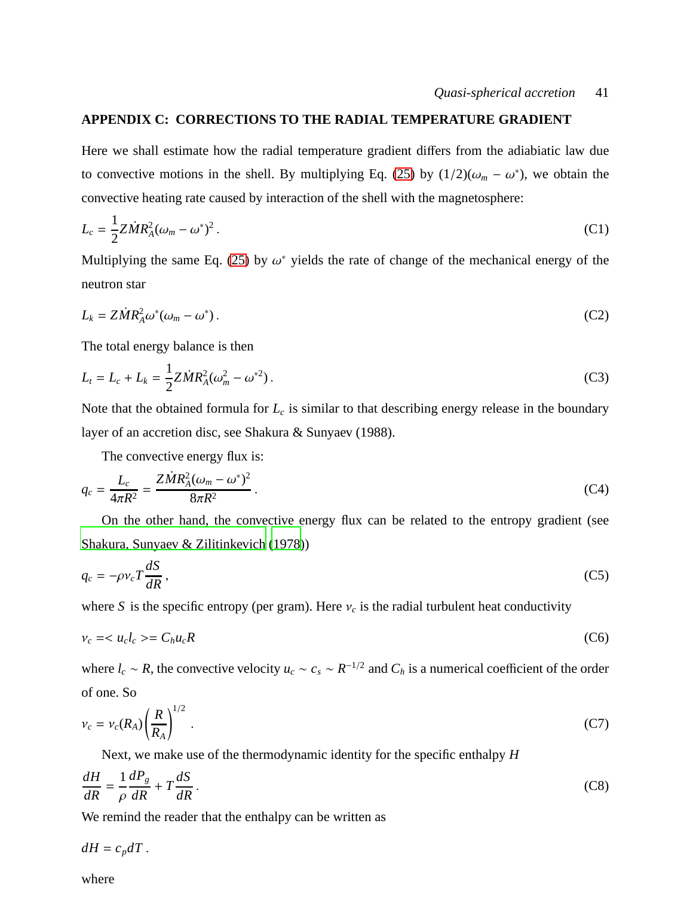## APPENDIX C: CORRECTIONS TO THE RADIAL TEMPERATURE GRADIENT

Here we shall estimate how the radial temperature gradient differs from the adiabiatic law due to convective motions in the shell. By multiplying Eq. (25) by $(1/2)(\omega_m - \omega^*)$, we obtain the convective heating rate caused by interaction of the shell with the magnetosphere:

$$L_c = \frac{1}{2} Z \dot{M} R_A^2 (\omega_m - \omega^*)^2 \, . \tag{C1}$$

Multiplying the same Eq. (25) by $\omega^*$ yields the rate of change of the mechanical energy of the neutron star

$$L_k = Z \dot{M} R_A^2 \omega^* (\omega_m - \omega^*) \, . \tag{C2}$$

The total energy balance is then

$$L_t = L_c + L_k = \frac{1}{2} Z \dot{M} R_A^2 (\omega_m^2 - \omega^{*2}) \, . \tag{C3}$$

Note that the obtained formula for $L_c$ is similar to that describing energy release in the boundary layer of an accretion disc, see Shakura & Sunyaev (1988).

The convective energy flux is:

$$q_c = \frac{L_c}{4\pi R^2} = \frac{Z \dot{M} R_A^2 (\omega_m - \omega^*)^2}{8\pi R^2} \, . \tag{C4}$$

On the other hand, the convective energy flux can be related to the entropy gradient (see Shakura, Sunyaev & Zilitinkevich (1978))

$$q_c = -\rho \nu_c T \frac{dS}{dR} \, , \tag{C5}$$

where $S$ is the specific entropy (per gram). Here $\nu_c$ is the radial turbulent heat conductivity

$$\nu_c = < u_c l_c > = C_h u_c R \tag{C6}$$

where $l_c \sim R$, the convective velocity $u_c \sim c_s \sim R^{-1/2}$ and $C_h$ is a numerical coefficient of the order of one. So

$$\nu_c = \nu_c(R_A) \left( \frac{R}{R_A} \right)^{1/2} \, . \tag{C7}$$

Next, we make use of the thermodynamic identity for the specific enthalpy $H$

$$\frac{dH}{dR} = \frac{1}{\rho} \frac{dP_g}{dR} + T \frac{dS}{dR} \, . \tag{C8}$$

We remind the reader that the enthalpy can be written as

$$dH = c_p dT \, .$$

where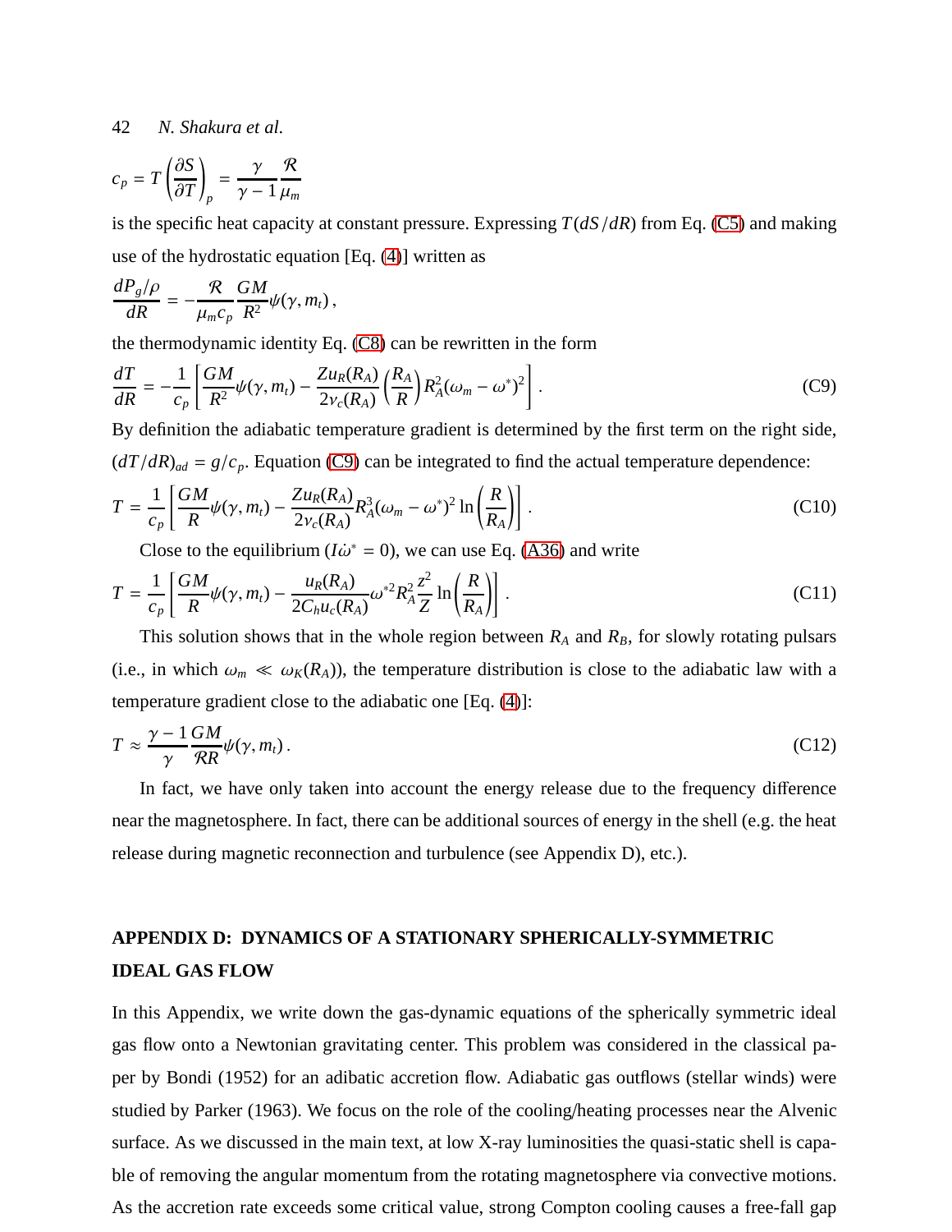$$c_p = T\left(\frac{\partial S}{\partial T}\right)_p = \frac{\gamma}{\gamma-1}\frac{\mathcal{R}}{\mu_m}$$

is the specific heat capacity at constant pressure. Expressing $T(dS/dR)$ from Eq. (C5) and making use of the hydrostatic equation [Eq. (4)] written as

$$\frac{dP_g/\rho}{dR} = -\frac{\mathcal{R}}{\mu_m c_p}\frac{GM}{R^2}\psi(\gamma, m_t)\,,$$

the thermodynamic identity Eq. (C8) can be rewritten in the form

$$\frac{dT}{dR} = -\frac{1}{c_p}\left[\frac{GM}{R^2}\psi(\gamma, m_t) - \frac{Zu_R(R_A)}{2\nu_c(R_A)}\left(\frac{R_A}{R}\right)R_A^2(\omega_m - \omega^*)^2\right]. \tag{C9}$$

By definition the adiabatic temperature gradient is determined by the first term on the right side, $(dT/dR)_{ad} = g/c_p$. Equation (C9) can be integrated to find the actual temperature dependence:

$$T = \frac{1}{c_p}\left[\frac{GM}{R}\psi(\gamma, m_t) - \frac{Zu_R(R_A)}{2\nu_c(R_A)}R_A^3(\omega_m - \omega^*)^2 \ln\left(\frac{R}{R_A}\right)\right]. \tag{C10}$$

Close to the equilibrium ($I\dot{\omega}^* = 0$), we can use Eq. (A36) and write

$$T = \frac{1}{c_p}\left[\frac{GM}{R}\psi(\gamma, m_t) - \frac{u_R(R_A)}{2C_h u_c(R_A)}\omega^{*2}R_A^2\frac{z^2}{Z}\ln\left(\frac{R}{R_A}\right)\right]. \tag{C11}$$

This solution shows that in the whole region between $R_A$ and $R_B$, for slowly rotating pulsars (i.e., in which $\omega_m \ll \omega_K(R_A)$), the temperature distribution is close to the adiabatic law with a temperature gradient close to the adiabatic one [Eq. (4)]:

$$T \approx \frac{\gamma-1}{\gamma}\frac{GM}{\mathcal{R}R}\psi(\gamma, m_t)\,. \tag{C12}$$

In fact, we have only taken into account the energy release due to the frequency difference near the magnetosphere. In fact, there can be additional sources of energy in the shell (e.g. the heat release during magnetic reconnection and turbulence (see Appendix D), etc.).

## APPENDIX D: DYNAMICS OF A STATIONARY SPHERICALLY-SYMMETRIC IDEAL GAS FLOW

In this Appendix, we write down the gas-dynamic equations of the spherically symmetric ideal gas flow onto a Newtonian gravitating center. This problem was considered in the classical paper by Bondi (1952) for an adibatic accretion flow. Adiabatic gas outflows (stellar winds) were studied by Parker (1963). We focus on the role of the cooling/heating processes near the Alvenic surface. As we discussed in the main text, at low X-ray luminosities the quasi-static shell is capable of removing the angular momentum from the rotating magnetosphere via convective motions. As the accretion rate exceeds some critical value, strong Compton cooling causes a free-fall gap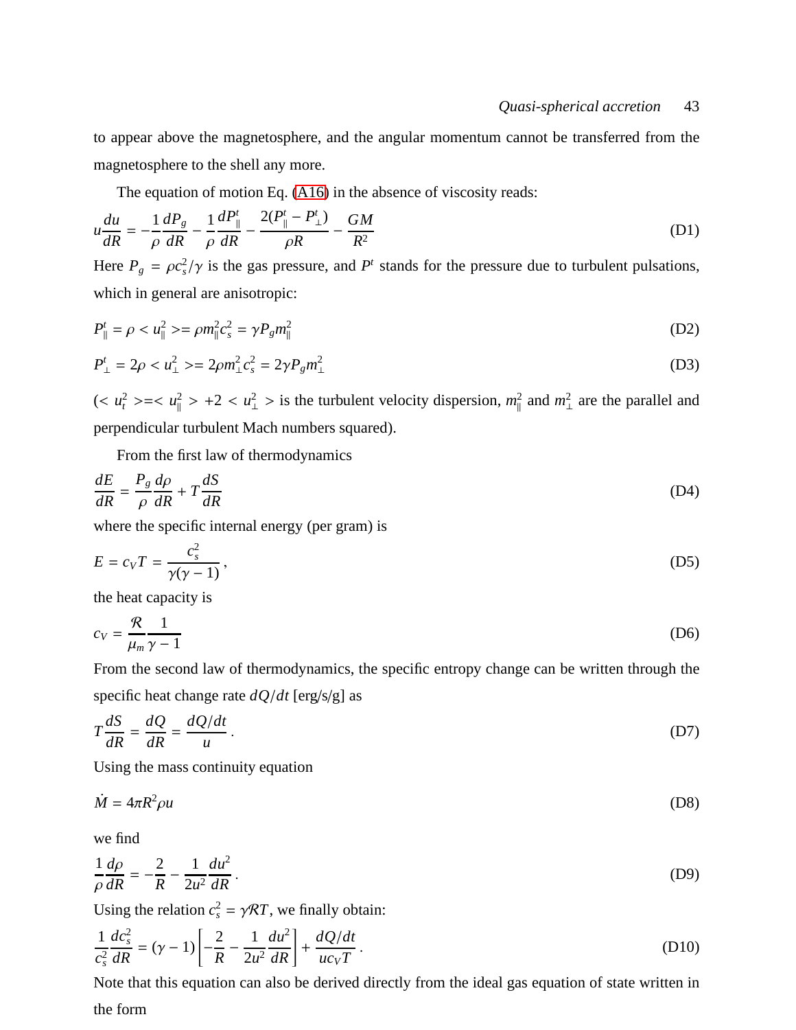to appear above the magnetosphere, and the angular momentum cannot be transferred from the magnetosphere to the shell any more.

The equation of motion Eq. (A16) in the absence of viscosity reads:

$$u\frac{du}{dR} = -\frac{1}{\rho}\frac{dP_g}{dR} - \frac{1}{\rho}\frac{dP^t_\parallel}{dR} - \frac{2(P^t_\parallel - P^t_\perp)}{\rho R} - \frac{GM}{R^2} \tag{D1}$$

Here $P_g = \rho c_s^2/\gamma$ is the gas pressure, and $P^t$ stands for the pressure due to turbulent pulsations, which in general are anisotropic:

$$P^t_\parallel = \rho < u^2_\parallel >= \rho m^2_\parallel c_s^2 = \gamma P_g m^2_\parallel \tag{D2}$$

$$P^t_\perp = 2\rho < u^2_\perp >= 2\rho m^2_\perp c_s^2 = 2\gamma P_g m^2_\perp \tag{D3}$$

($< u_t^2 >=< u^2_\parallel > +2 < u^2_\perp >$ is the turbulent velocity dispersion, $m^2_\parallel$ and $m^2_\perp$ are the parallel and perpendicular turbulent Mach numbers squared).

From the first law of thermodynamics

$$\frac{dE}{dR} = \frac{P_g}{\rho}\frac{d\rho}{dR} + T\frac{dS}{dR} \tag{D4}$$

where the specific internal energy (per gram) is

$$E = c_V T = \frac{c_s^2}{\gamma(\gamma-1)}\,, \tag{D5}$$

the heat capacity is

$$c_V = \frac{\mathcal{R}}{\mu_m}\frac{1}{\gamma-1} \tag{D6}$$

From the second law of thermodynamics, the specific entropy change can be written through the specific heat change rate $dQ/dt$ [erg/s/g] as

$$T\frac{dS}{dR} = \frac{dQ}{dR} = \frac{dQ/dt}{u}\,. \tag{D7}$$

Using the mass continuity equation

$$\dot{M} = 4\pi R^2 \rho u \tag{D8}$$

we find

$$\frac{1}{\rho}\frac{d\rho}{dR} = -\frac{2}{R} - \frac{1}{2u^2}\frac{du^2}{dR}\,. \tag{D9}$$

Using the relation $c_s^2 = \gamma\mathcal{R}T$, we finally obtain:

$$\frac{1}{c_s^2}\frac{dc_s^2}{dR} = (\gamma-1)\left[-\frac{2}{R} - \frac{1}{2u^2}\frac{du^2}{dR}\right] + \frac{dQ/dt}{uc_V T}\,. \tag{D10}$$

Note that this equation can also be derived directly from the ideal gas equation of state written in the form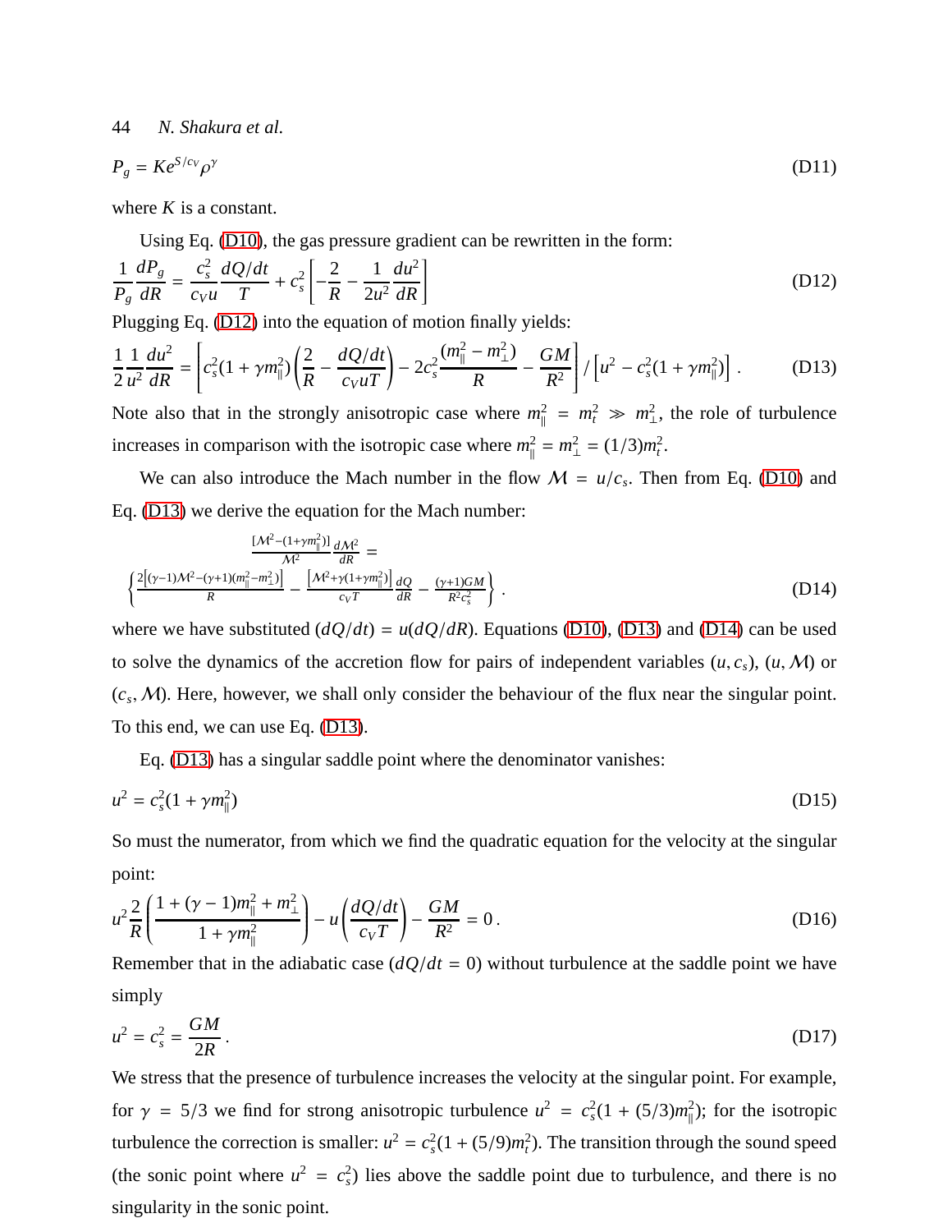$$P_g = K e^{S/c_V} \rho^{\gamma} \tag{D11}$$

where $K$ is a constant.

Using Eq. (D10), the gas pressure gradient can be rewritten in the form:

$$\frac{1}{P_g}\frac{dP_g}{dR} = \frac{c_s^2}{c_V u}\frac{dQ/dt}{T} + c_s^2\left[-\frac{2}{R} - \frac{1}{2u^2}\frac{du^2}{dR}\right] \tag{D12}$$

Plugging Eq. (D12) into the equation of motion finally yields:

$$\frac{1}{2}\frac{1}{u^2}\frac{du^2}{dR} = \left[c_s^2(1+\gamma m_\parallel^2)\left(\frac{2}{R} - \frac{dQ/dt}{c_V u T}\right) - 2c_s^2\frac{(m_\parallel^2 - m_\perp^2)}{R} - \frac{GM}{R^2}\right] / \left[u^2 - c_s^2(1+\gamma m_\parallel^2)\right]. \tag{D13}$$

Note also that in the strongly anisotropic case where $m_\parallel^2 = m_t^2 \gg m_\perp^2$, the role of turbulence increases in comparison with the isotropic case where $m_\parallel^2 = m_\perp^2 = (1/3)m_t^2$.

We can also introduce the Mach number in the flow $\mathcal{M} = u/c_s$. Then from Eq. (D10) and Eq. (D13) we derive the equation for the Mach number:

$$\frac{[\mathcal{M}^2 - (1+\gamma m_\parallel^2)]}{\mathcal{M}^2}\frac{d\mathcal{M}^2}{dR} = \left\{\frac{2\left[(\gamma-1)\mathcal{M}^2 - (\gamma+1)(m_\parallel^2 - m_\perp^2)\right]}{R} - \frac{\left[\mathcal{M}^2 + \gamma(1+\gamma m_\parallel^2)\right]}{c_V T}\frac{dQ}{dR} - \frac{(\gamma+1)GM}{R^2 c_s^2}\right\}. \tag{D14}$$

where we have substituted $(dQ/dt) = u(dQ/dR)$. Equations (D10), (D13) and (D14) can be used to solve the dynamics of the accretion flow for pairs of independent variables $(u, c_s)$, $(u, \mathcal{M})$ or $(c_s, \mathcal{M})$. Here, however, we shall only consider the behaviour of the flux near the singular point. To this end, we can use Eq. (D13).

Eq. (D13) has a singular saddle point where the denominator vanishes:

$$u^2 = c_s^2(1+\gamma m_\parallel^2) \tag{D15}$$

So must the numerator, from which we find the quadratic equation for the velocity at the singular point:

$$u^2\frac{2}{R}\left(\frac{1+(\gamma-1)m_\parallel^2 + m_\perp^2}{1+\gamma m_\parallel^2}\right) - u\left(\frac{dQ/dt}{c_V T}\right) - \frac{GM}{R^2} = 0\,. \tag{D16}$$

Remember that in the adiabatic case ($dQ/dt = 0$) without turbulence at the saddle point we have simply

$$u^2 = c_s^2 = \frac{GM}{2R}\,. \tag{D17}$$

We stress that the presence of turbulence increases the velocity at the singular point. For example, for $\gamma = 5/3$ we find for strong anisotropic turbulence $u^2 = c_s^2(1 + (5/3)m_\parallel^2)$; for the isotropic turbulence the correction is smaller: $u^2 = c_s^2(1 + (5/9)m_t^2)$. The transition through the sound speed (the sonic point where $u^2 = c_s^2$) lies above the saddle point due to turbulence, and there is no singularity in the sonic point.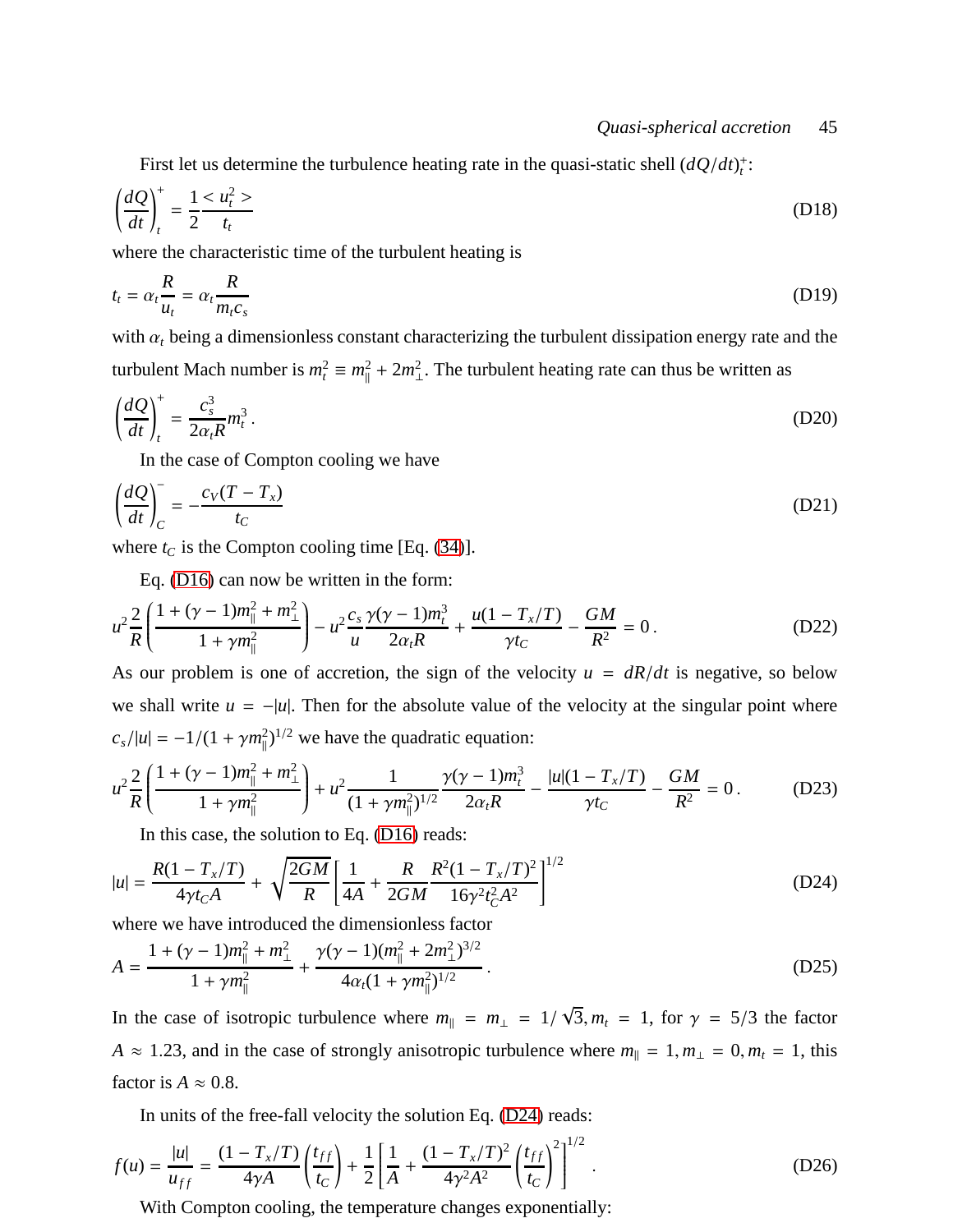First let us determine the turbulence heating rate in the quasi-static shell $(dQ/dt)_t^+$:

$$\left(\frac{dQ}{dt}\right)_t^+ = \frac{1}{2}\frac{< u_t^2 >}{t_t} \tag{D18}$$

where the characteristic time of the turbulent heating is

$$t_t = \alpha_t \frac{R}{u_t} = \alpha_t \frac{R}{m_t c_s} \tag{D19}$$

with $\alpha_t$ being a dimensionless constant characterizing the turbulent dissipation energy rate and the turbulent Mach number is $m_t^2 \equiv m_\parallel^2 + 2m_\perp^2$. The turbulent heating rate can thus be written as

$$\left(\frac{dQ}{dt}\right)_t^+ = \frac{c_s^3}{2\alpha_t R} m_t^3 \,. \tag{D20}$$

In the case of Compton cooling we have

$$\left(\frac{dQ}{dt}\right)_C^- = -\frac{c_V(T - T_x)}{t_C} \tag{D21}$$

where $t_C$ is the Compton cooling time [Eq. (34)].

Eq. (D16) can now be written in the form:

$$u^2 \frac{2}{R}\left(\frac{1 + (\gamma - 1)m_\parallel^2 + m_\perp^2}{1 + \gamma m_\parallel^2}\right) - u^2 \frac{c_s}{u}\frac{\gamma(\gamma - 1)m_t^3}{2\alpha_t R} + \frac{u(1 - T_x/T)}{\gamma t_C} - \frac{GM}{R^2} = 0\,. \tag{D22}$$

As our problem is one of accretion, the sign of the velocity $u = dR/dt$ is negative, so below we shall write $u = -|u|$. Then for the absolute value of the velocity at the singular point where $c_s/|u| = -1/(1 + \gamma m_\parallel^2)^{1/2}$ we have the quadratic equation:

$$u^2 \frac{2}{R}\left(\frac{1 + (\gamma - 1)m_\parallel^2 + m_\perp^2}{1 + \gamma m_\parallel^2}\right) + u^2 \frac{1}{(1 + \gamma m_\parallel^2)^{1/2}}\frac{\gamma(\gamma - 1)m_t^3}{2\alpha_t R} - \frac{|u|(1 - T_x/T)}{\gamma t_C} - \frac{GM}{R^2} = 0\,. \tag{D23}$$

In this case, the solution to Eq. (D16) reads:

$$|u| = \frac{R(1 - T_x/T)}{4\gamma t_C A} + \sqrt{\frac{2GM}{R}}\left[\frac{1}{4A} + \frac{R}{2GM}\frac{R^2(1 - T_x/T)^2}{16\gamma^2 t_C^2 A^2}\right]^{1/2} \tag{D24}$$

where we have introduced the dimensionless factor

$$A = \frac{1 + (\gamma - 1)m_\parallel^2 + m_\perp^2}{1 + \gamma m_\parallel^2} + \frac{\gamma(\gamma - 1)(m_\parallel^2 + 2m_\perp^2)^{3/2}}{4\alpha_t(1 + \gamma m_\parallel^2)^{1/2}}\,. \tag{D25}$$

In the case of isotropic turbulence where $m_\parallel = m_\perp = 1/\sqrt{3}, m_t = 1$, for $\gamma = 5/3$ the factor $A \approx 1.23$, and in the case of strongly anisotropic turbulence where $m_\parallel = 1, m_\perp = 0, m_t = 1$, this factor is $A \approx 0.8$.

In units of the free-fall velocity the solution Eq. (D24) reads:

$$f(u) = \frac{|u|}{u_{ff}} = \frac{(1 - T_x/T)}{4\gamma A}\left(\frac{t_{ff}}{t_C}\right) + \frac{1}{2}\left[\frac{1}{A} + \frac{(1 - T_x/T)^2}{4\gamma^2 A^2}\left(\frac{t_{ff}}{t_C}\right)^2\right]^{1/2}\,. \tag{D26}$$

With Compton cooling, the temperature changes exponentially: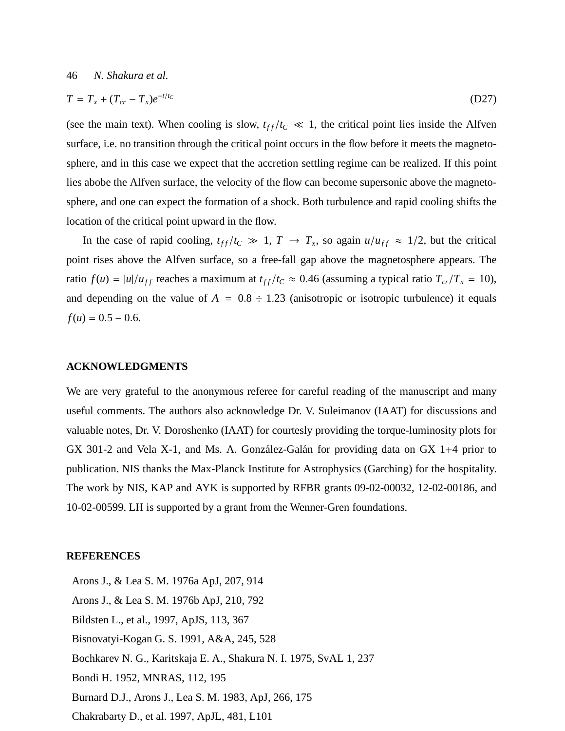$$T = T_x + (T_{cr} - T_x)e^{-t/t_C} \tag{D27}$$

(see the main text). When cooling is slow, $t_{ff}/t_C \ll 1$, the critical point lies inside the Alfven surface, i.e. no transition through the critical point occurs in the flow before it meets the magnetosphere, and in this case we expect that the accretion settling regime can be realized. If this point lies abobe the Alfven surface, the velocity of the flow can become supersonic above the magnetosphere, and one can expect the formation of a shock. Both turbulence and rapid cooling shifts the location of the critical point upward in the flow.

In the case of rapid cooling, $t_{ff}/t_C \gg 1$, $T \to T_x$, so again $u/u_{ff} \approx 1/2$, but the critical point rises above the Alfven surface, so a free-fall gap above the magnetosphere appears. The ratio $f(u) = |u|/u_{ff}$ reaches a maximum at $t_{ff}/t_C \approx 0.46$ (assuming a typical ratio $T_{cr}/T_x = 10$), and depending on the value of $A = 0.8 \div 1.23$ (anisotropic or isotropic turbulence) it equals $f(u) = 0.5 - 0.6$.

## ACKNOWLEDGMENTS

We are very grateful to the anonymous referee for careful reading of the manuscript and many useful comments. The authors also acknowledge Dr. V. Suleimanov (IAAT) for discussions and valuable notes, Dr. V. Doroshenko (IAAT) for courtesly providing the torque-luminosity plots for GX 301-2 and Vela X-1, and Ms. A. González-Galán for providing data on GX 1+4 prior to publication. NIS thanks the Max-Planck Institute for Astrophysics (Garching) for the hospitality. The work by NIS, KAP and AYK is supported by RFBR grants 09-02-00032, 12-02-00186, and 10-02-00599. LH is supported by a grant from the Wenner-Gren foundations.

## REFERENCES

Arons J., & Lea S. M. 1976a ApJ, 207, 914

Arons J., & Lea S. M. 1976b ApJ, 210, 792

Bildsten L., et al., 1997, ApJS, 113, 367

Bisnovatyi-Kogan G. S. 1991, A&A, 245, 528

Bochkarev N. G., Karitskaja E. A., Shakura N. I. 1975, SvAL 1, 237

Bondi H. 1952, MNRAS, 112, 195

Burnard D.J., Arons J., Lea S. M. 1983, ApJ, 266, 175

Chakrabarty D., et al. 1997, ApJL, 481, L101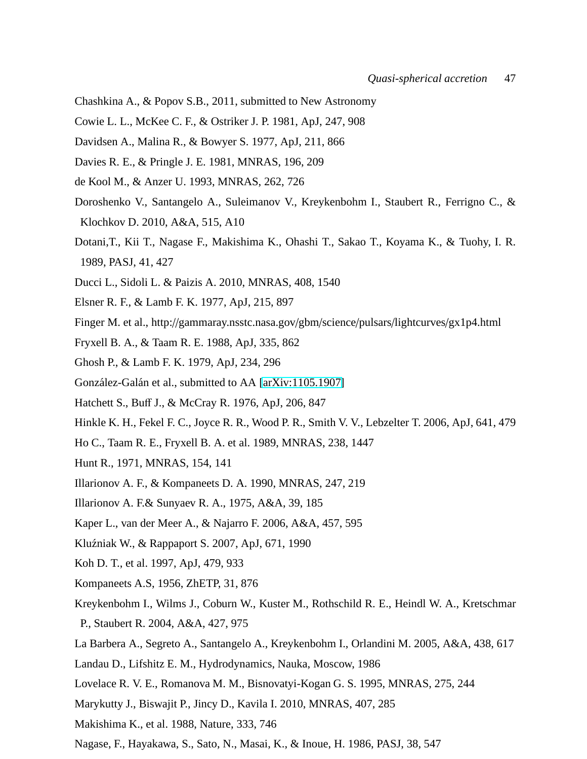Chashkina A., & Popov S.B., 2011, submitted to New Astronomy

Cowie L. L., McKee C. F., & Ostriker J. P. 1981, ApJ, 247, 908

Davidsen A., Malina R., & Bowyer S. 1977, ApJ, 211, 866

Davies R. E., & Pringle J. E. 1981, MNRAS, 196, 209

de Kool M., & Anzer U. 1993, MNRAS, 262, 726

Doroshenko V., Santangelo A., Suleimanov V., Kreykenbohm I., Staubert R., Ferrigno C., & Klochkov D. 2010, A&A, 515, A10

Dotani,T., Kii T., Nagase F., Makishima K., Ohashi T., Sakao T., Koyama K., & Tuohy, I. R. 1989, PASJ, 41, 427

Ducci L., Sidoli L. & Paizis A. 2010, MNRAS, 408, 1540

Elsner R. F., & Lamb F. K. 1977, ApJ, 215, 897

Finger M. et al., http://gammaray.nsstc.nasa.gov/gbm/science/pulsars/lightcurves/gx1p4.html

Fryxell B. A., & Taam R. E. 1988, ApJ, 335, 862

Ghosh P., & Lamb F. K. 1979, ApJ, 234, 296

González-Galán et al., submitted to AA [arXiv:1105.1907]

Hatchett S., Buff J., & McCray R. 1976, ApJ, 206, 847

Hinkle K. H., Fekel F. C., Joyce R. R., Wood P. R., Smith V. V., Lebzelter T. 2006, ApJ, 641, 479

Ho C., Taam R. E., Fryxell B. A. et al. 1989, MNRAS, 238, 1447

Hunt R., 1971, MNRAS, 154, 141

Illarionov A. F., & Kompaneets D. A. 1990, MNRAS, 247, 219

Illarionov A. F.& Sunyaev R. A., 1975, A&A, 39, 185

Kaper L., van der Meer A., & Najarro F. 2006, A&A, 457, 595

Kluźniak W., & Rappaport S. 2007, ApJ, 671, 1990

Koh D. T., et al. 1997, ApJ, 479, 933

Kompaneets A.S, 1956, ZhETP, 31, 876

Kreykenbohm I., Wilms J., Coburn W., Kuster M., Rothschild R. E., Heindl W. A., Kretschmar P., Staubert R. 2004, A&A, 427, 975

La Barbera A., Segreto A., Santangelo A., Kreykenbohm I., Orlandini M. 2005, A&A, 438, 617

Landau D., Lifshitz E. M., Hydrodynamics, Nauka, Moscow, 1986

Lovelace R. V. E., Romanova M. M., Bisnovatyi-Kogan G. S. 1995, MNRAS, 275, 244

Marykutty J., Biswajit P., Jincy D., Kavila I. 2010, MNRAS, 407, 285

Makishima K., et al. 1988, Nature, 333, 746

Nagase, F., Hayakawa, S., Sato, N., Masai, K., & Inoue, H. 1986, PASJ, 38, 547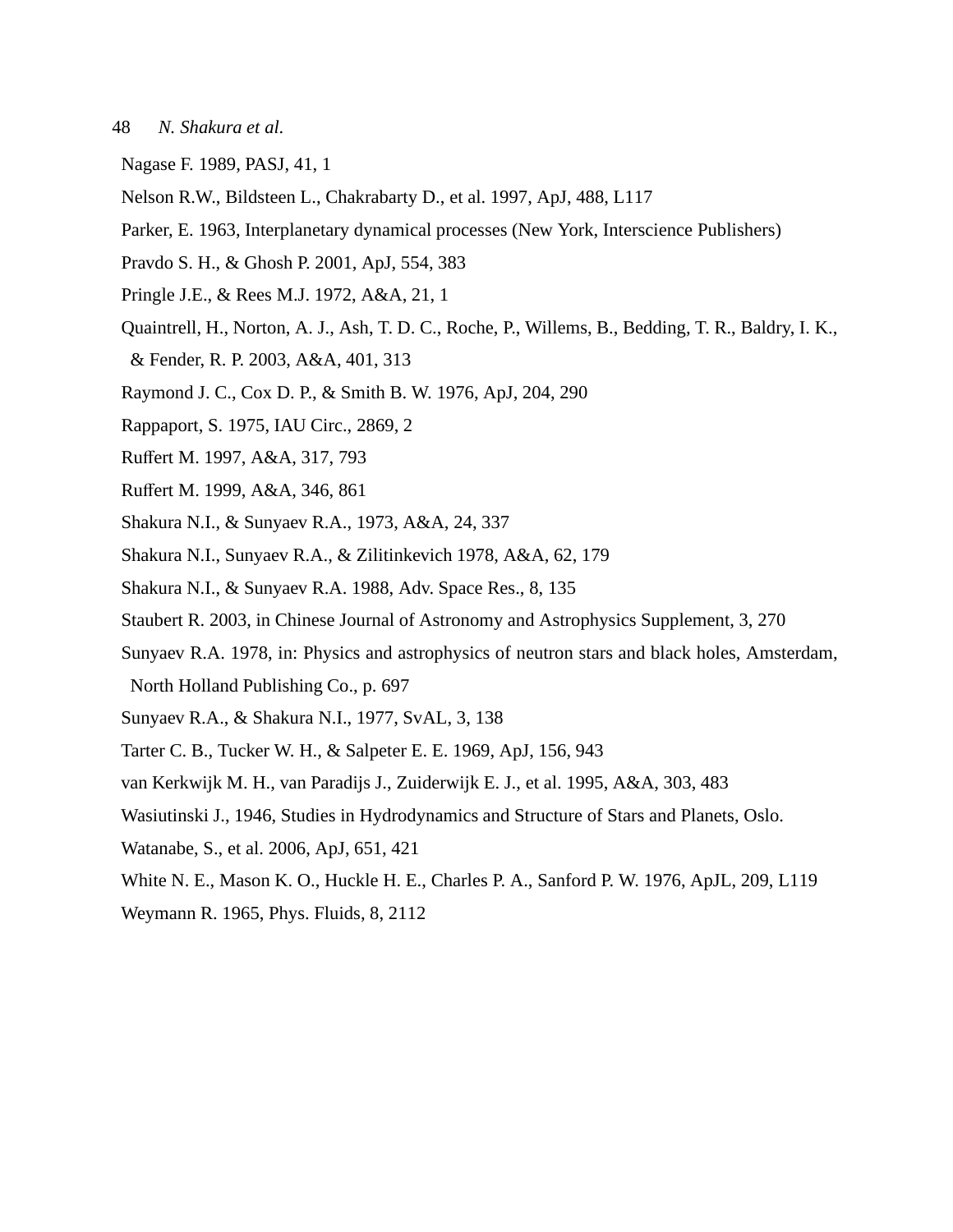Nagase F. 1989, PASJ, 41, 1

Nelson R.W., Bildsteen L., Chakrabarty D., et al. 1997, ApJ, 488, L117

Parker, E. 1963, Interplanetary dynamical processes (New York, Interscience Publishers)

Pravdo S. H., & Ghosh P. 2001, ApJ, 554, 383

Pringle J.E., & Rees M.J. 1972, A&A, 21, 1

Quaintrell, H., Norton, A. J., Ash, T. D. C., Roche, P., Willems, B., Bedding, T. R., Baldry, I. K., & Fender, R. P. 2003, A&A, 401, 313

Raymond J. C., Cox D. P., & Smith B. W. 1976, ApJ, 204, 290

Rappaport, S. 1975, IAU Circ., 2869, 2

Ruffert M. 1997, A&A, 317, 793

Ruffert M. 1999, A&A, 346, 861

Shakura N.I., & Sunyaev R.A., 1973, A&A, 24, 337

Shakura N.I., Sunyaev R.A., & Zilitinkevich 1978, A&A, 62, 179

Shakura N.I., & Sunyaev R.A. 1988, Adv. Space Res., 8, 135

Staubert R. 2003, in Chinese Journal of Astronomy and Astrophysics Supplement, 3, 270

Sunyaev R.A. 1978, in: Physics and astrophysics of neutron stars and black holes, Amsterdam, North Holland Publishing Co., p. 697

Sunyaev R.A., & Shakura N.I., 1977, SvAL, 3, 138

Tarter C. B., Tucker W. H., & Salpeter E. E. 1969, ApJ, 156, 943

van Kerkwijk M. H., van Paradijs J., Zuiderwijk E. J., et al. 1995, A&A, 303, 483

Wasiutinski J., 1946, Studies in Hydrodynamics and Structure of Stars and Planets, Oslo.

Watanabe, S., et al. 2006, ApJ, 651, 421

White N. E., Mason K. O., Huckle H. E., Charles P. A., Sanford P. W. 1976, ApJL, 209, L119

Weymann R. 1965, Phys. Fluids, 8, 2112